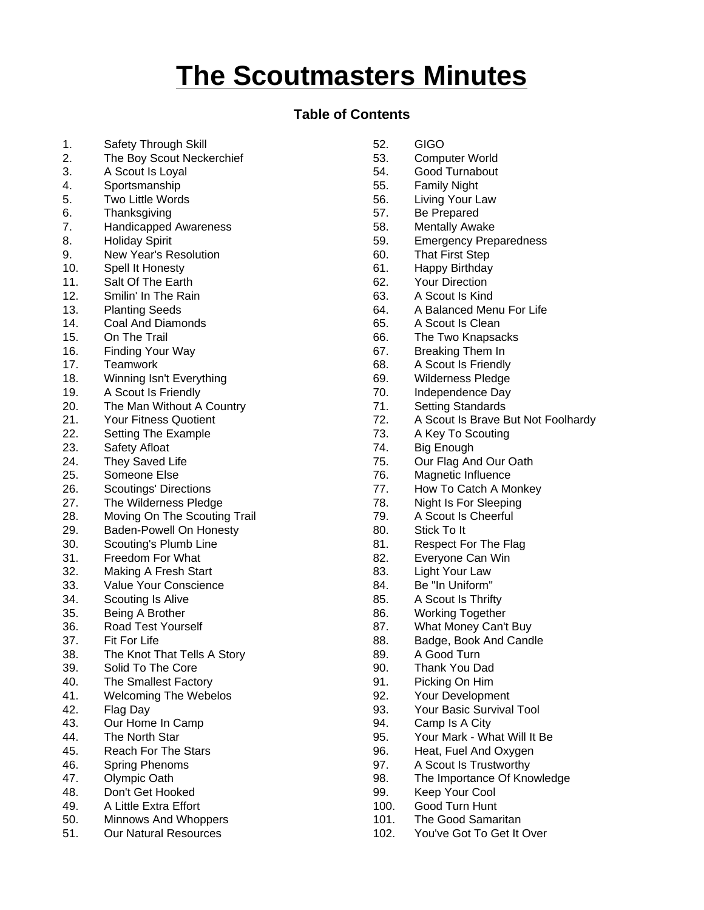# The Scoutmasters Minutes

## Table of Contents

1. Safety Through Skill
2. The Boy Scout Neckerchief
3. A Scout Is Loyal
4. Sportsmanship
5. Two Little Words
6. Thanksgiving
7. Handicapped Awareness
8. Holiday Spirit
9. New Year's Resolution
10. Spell It Honesty
11. Salt Of The Earth
12. Smilin' In The Rain
13. Planting Seeds
14. Coal And Diamonds
15. On The Trail
16. Finding Your Way
17. Teamwork
18. Winning Isn't Everything
19. A Scout Is Friendly
20. The Man Without A Country
21. Your Fitness Quotient
22. Setting The Example
23. Safety Afloat
24. They Saved Life
25. Someone Else
26. Scoutings' Directions
27. The Wilderness Pledge
28. Moving On The Scouting Trail
29. Baden-Powell On Honesty
30. Scouting's Plumb Line
31. Freedom For What
32. Making A Fresh Start
33. Value Your Conscience
34. Scouting Is Alive
35. Being A Brother
36. Road Test Yourself
37. Fit For Life
38. The Knot That Tells A Story
39. Solid To The Core
40. The Smallest Factory
41. Welcoming The Webelos
42. Flag Day
43. Our Home In Camp
44. The North Star
45. Reach For The Stars
46. Spring Phenoms
47. Olympic Oath
48. Don't Get Hooked
49. A Little Extra Effort
50. Minnows And Whoppers
51. Our Natural Resources
52. GIGO
53. Computer World
54. Good Turnabout
55. Family Night
56. Living Your Law
57. Be Prepared
58. Mentally Awake
59. Emergency Preparedness
60. That First Step
61. Happy Birthday
62. Your Direction
63. A Scout Is Kind
64. A Balanced Menu For Life
65. A Scout Is Clean
66. The Two Knapsacks
67. Breaking Them In
68. A Scout Is Friendly
69. Wilderness Pledge
70. Independence Day
71. Setting Standards
72. A Scout Is Brave But Not Foolhardy
73. A Key To Scouting
74. Big Enough
75. Our Flag And Our Oath
76. Magnetic Influence
77. How To Catch A Monkey
78. Night Is For Sleeping
79. A Scout Is Cheerful
80. Stick To It
81. Respect For The Flag
82. Everyone Can Win
83. Light Your Law
84. Be "In Uniform"
85. A Scout Is Thrifty
86. Working Together
87. What Money Can't Buy
88. Badge, Book And Candle
89. A Good Turn
90. Thank You Dad
91. Picking On Him
92. Your Development
93. Your Basic Survival Tool
94. Camp Is A City
95. Your Mark - What Will It Be
96. Heat, Fuel And Oxygen
97. A Scout Is Trustworthy
98. The Importance Of Knowledge
99. Keep Your Cool
100. Good Turn Hunt
101. The Good Samaritan
102. You've Got To Get It Over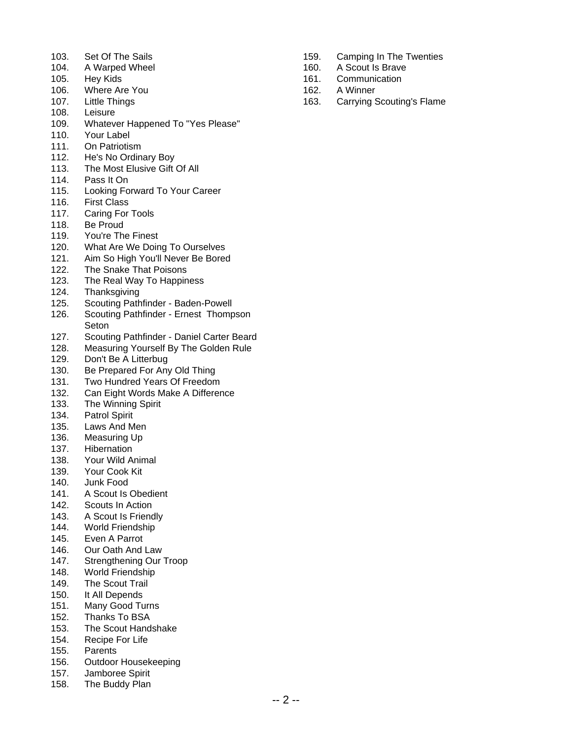103. Set Of The Sails
104. A Warped Wheel
105. Hey Kids
106. Where Are You
107. Little Things
108. Leisure
109. Whatever Happened To "Yes Please"
110. Your Label
111. On Patriotism
112. He's No Ordinary Boy
113. The Most Elusive Gift Of All
114. Pass It On
115. Looking Forward To Your Career
116. First Class
117. Caring For Tools
118. Be Proud
119. You're The Finest
120. What Are We Doing To Ourselves
121. Aim So High You'll Never Be Bored
122. The Snake That Poisons
123. The Real Way To Happiness
124. Thanksgiving
125. Scouting Pathfinder - Baden-Powell
126. Scouting Pathfinder - Ernest Thompson Seton
127. Scouting Pathfinder - Daniel Carter Beard
128. Measuring Yourself By The Golden Rule
129. Don't Be A Litterbug
130. Be Prepared For Any Old Thing
131. Two Hundred Years Of Freedom
132. Can Eight Words Make A Difference
133. The Winning Spirit
134. Patrol Spirit
135. Laws And Men
136. Measuring Up
137. Hibernation
138. Your Wild Animal
139. Your Cook Kit
140. Junk Food
141. A Scout Is Obedient
142. Scouts In Action
143. A Scout Is Friendly
144. World Friendship
145. Even A Parrot
146. Our Oath And Law
147. Strengthening Our Troop
148. World Friendship
149. The Scout Trail
150. It All Depends
151. Many Good Turns
152. Thanks To BSA
153. The Scout Handshake
154. Recipe For Life
155. Parents
156. Outdoor Housekeeping
157. Jamboree Spirit
158. The Buddy Plan
159. Camping In The Twenties
160. A Scout Is Brave
161. Communication
162. A Winner
163. Carrying Scouting's Flame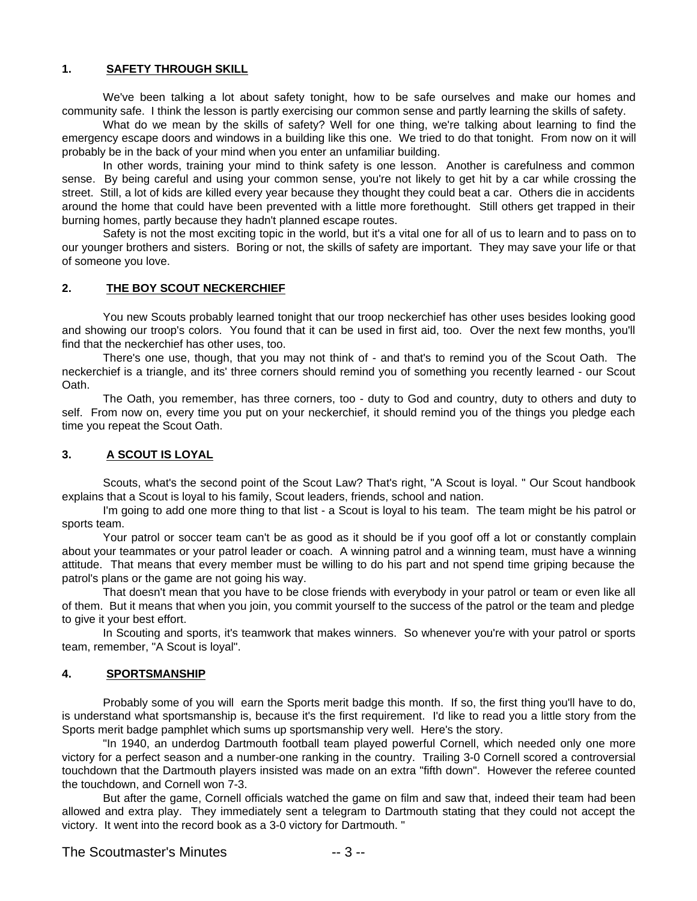## 1. SAFETY THROUGH SKILL

We've been talking a lot about safety tonight, how to be safe ourselves and make our homes and community safe. I think the lesson is partly exercising our common sense and partly learning the skills of safety.

What do we mean by the skills of safety? Well for one thing, we're talking about learning to find the emergency escape doors and windows in a building like this one. We tried to do that tonight. From now on it will probably be in the back of your mind when you enter an unfamiliar building.

In other words, training your mind to think safety is one lesson. Another is carefulness and common sense. By being careful and using your common sense, you're not likely to get hit by a car while crossing the street. Still, a lot of kids are killed every year because they thought they could beat a car. Others die in accidents around the home that could have been prevented with a little more forethought. Still others get trapped in their burning homes, partly because they hadn't planned escape routes.

Safety is not the most exciting topic in the world, but it's a vital one for all of us to learn and to pass on to our younger brothers and sisters. Boring or not, the skills of safety are important. They may save your life or that of someone you love.

## 2. THE BOY SCOUT NECKERCHIEF

You new Scouts probably learned tonight that our troop neckerchief has other uses besides looking good and showing our troop's colors. You found that it can be used in first aid, too. Over the next few months, you'll find that the neckerchief has other uses, too.

There's one use, though, that you may not think of - and that's to remind you of the Scout Oath. The neckerchief is a triangle, and its' three corners should remind you of something you recently learned - our Scout Oath.

The Oath, you remember, has three corners, too - duty to God and country, duty to others and duty to self. From now on, every time you put on your neckerchief, it should remind you of the things you pledge each time you repeat the Scout Oath.

## 3. A SCOUT IS LOYAL

Scouts, what's the second point of the Scout Law? That's right, "A Scout is loyal. " Our Scout handbook explains that a Scout is loyal to his family, Scout leaders, friends, school and nation.

I'm going to add one more thing to that list - a Scout is loyal to his team. The team might be his patrol or sports team.

Your patrol or soccer team can't be as good as it should be if you goof off a lot or constantly complain about your teammates or your patrol leader or coach. A winning patrol and a winning team, must have a winning attitude. That means that every member must be willing to do his part and not spend time griping because the patrol's plans or the game are not going his way.

That doesn't mean that you have to be close friends with everybody in your patrol or team or even like all of them. But it means that when you join, you commit yourself to the success of the patrol or the team and pledge to give it your best effort.

In Scouting and sports, it's teamwork that makes winners. So whenever you're with your patrol or sports team, remember, "A Scout is loyal".

## 4. SPORTSMANSHIP

Probably some of you will earn the Sports merit badge this month. If so, the first thing you'll have to do, is understand what sportsmanship is, because it's the first requirement. I'd like to read you a little story from the Sports merit badge pamphlet which sums up sportsmanship very well. Here's the story.

"In 1940, an underdog Dartmouth football team played powerful Cornell, which needed only one more victory for a perfect season and a number-one ranking in the country. Trailing 3-0 Cornell scored a controversial touchdown that the Dartmouth players insisted was made on an extra "fifth down". However the referee counted the touchdown, and Cornell won 7-3.

But after the game, Cornell officials watched the game on film and saw that, indeed their team had been allowed and extra play. They immediately sent a telegram to Dartmouth stating that they could not accept the victory. It went into the record book as a 3-0 victory for Dartmouth. "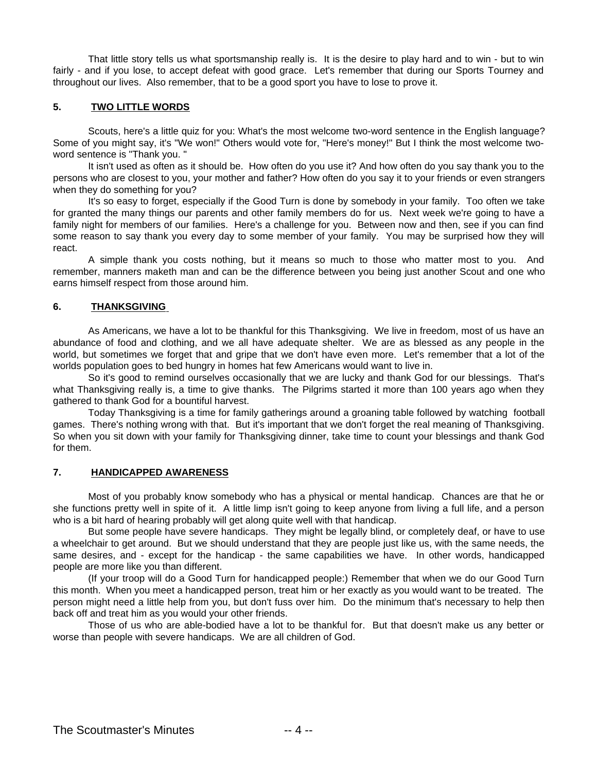That little story tells us what sportsmanship really is. It is the desire to play hard and to win - but to win fairly - and if you lose, to accept defeat with good grace. Let's remember that during our Sports Tourney and throughout our lives. Also remember, that to be a good sport you have to lose to prove it.

## 5. TWO LITTLE WORDS

Scouts, here's a little quiz for you: What's the most welcome two-word sentence in the English language? Some of you might say, it's "We won!" Others would vote for, "Here's money!" But I think the most welcome two-word sentence is "Thank you. "

It isn't used as often as it should be. How often do you use it? And how often do you say thank you to the persons who are closest to you, your mother and father? How often do you say it to your friends or even strangers when they do something for you?

It's so easy to forget, especially if the Good Turn is done by somebody in your family. Too often we take for granted the many things our parents and other family members do for us. Next week we're going to have a family night for members of our families. Here's a challenge for you. Between now and then, see if you can find some reason to say thank you every day to some member of your family. You may be surprised how they will react.

A simple thank you costs nothing, but it means so much to those who matter most to you. And remember, manners maketh man and can be the difference between you being just another Scout and one who earns himself respect from those around him.

## 6. THANKSGIVING

As Americans, we have a lot to be thankful for this Thanksgiving. We live in freedom, most of us have an abundance of food and clothing, and we all have adequate shelter. We are as blessed as any people in the world, but sometimes we forget that and gripe that we don't have even more. Let's remember that a lot of the worlds population goes to bed hungry in homes hat few Americans would want to live in.

So it's good to remind ourselves occasionally that we are lucky and thank God for our blessings. That's what Thanksgiving really is, a time to give thanks. The Pilgrims started it more than 100 years ago when they gathered to thank God for a bountiful harvest.

Today Thanksgiving is a time for family gatherings around a groaning table followed by watching football games. There's nothing wrong with that. But it's important that we don't forget the real meaning of Thanksgiving. So when you sit down with your family for Thanksgiving dinner, take time to count your blessings and thank God for them.

## 7. HANDICAPPED AWARENESS

Most of you probably know somebody who has a physical or mental handicap. Chances are that he or she functions pretty well in spite of it. A little limp isn't going to keep anyone from living a full life, and a person who is a bit hard of hearing probably will get along quite well with that handicap.

But some people have severe handicaps. They might be legally blind, or completely deaf, or have to use a wheelchair to get around. But we should understand that they are people just like us, with the same needs, the same desires, and - except for the handicap - the same capabilities we have. In other words, handicapped people are more like you than different.

(If your troop will do a Good Turn for handicapped people:) Remember that when we do our Good Turn this month. When you meet a handicapped person, treat him or her exactly as you would want to be treated. The person might need a little help from you, but don't fuss over him. Do the minimum that's necessary to help then back off and treat him as you would your other friends.

Those of us who are able-bodied have a lot to be thankful for. But that doesn't make us any better or worse than people with severe handicaps. We are all children of God.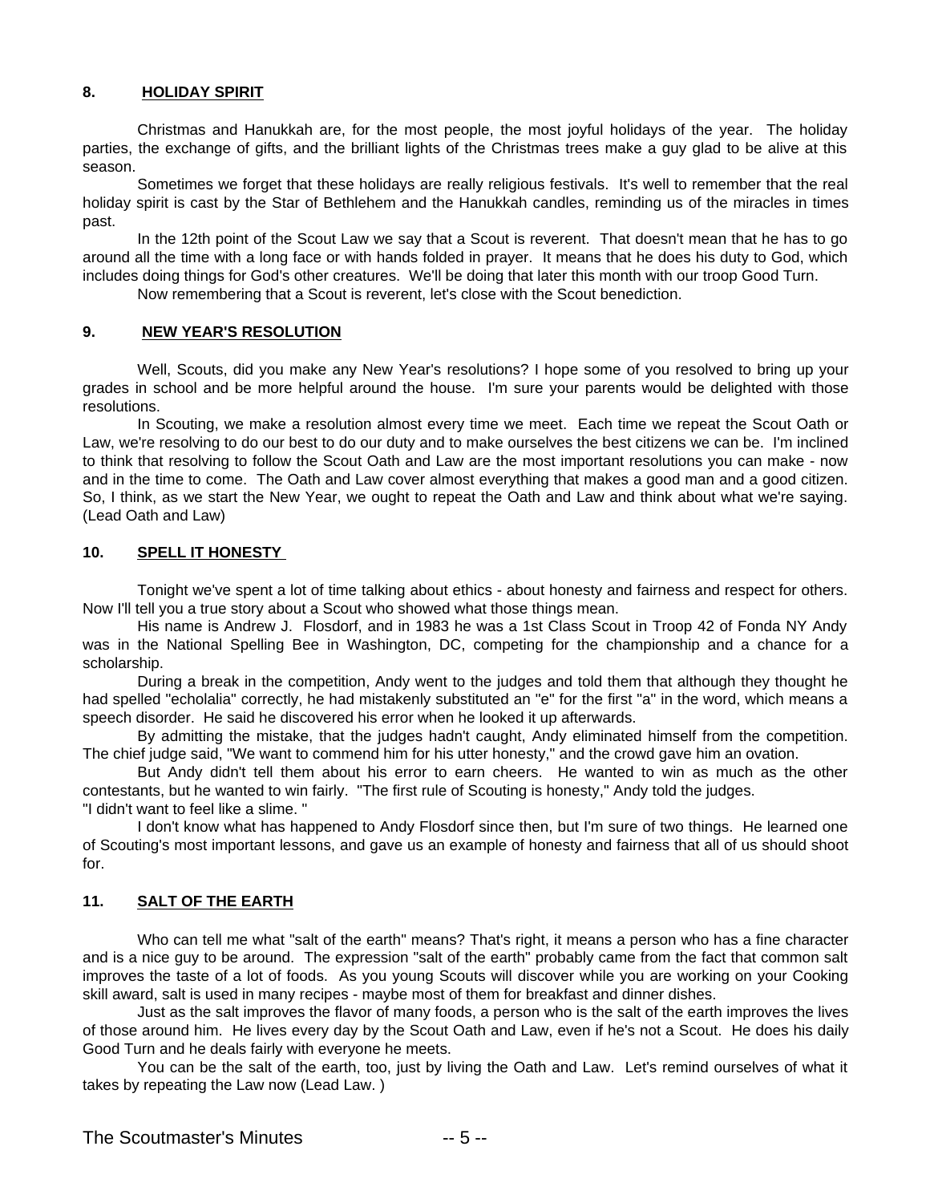## 8. HOLIDAY SPIRIT

Christmas and Hanukkah are, for the most people, the most joyful holidays of the year. The holiday parties, the exchange of gifts, and the brilliant lights of the Christmas trees make a guy glad to be alive at this season.

Sometimes we forget that these holidays are really religious festivals. It's well to remember that the real holiday spirit is cast by the Star of Bethlehem and the Hanukkah candles, reminding us of the miracles in times past.

In the 12th point of the Scout Law we say that a Scout is reverent. That doesn't mean that he has to go around all the time with a long face or with hands folded in prayer. It means that he does his duty to God, which includes doing things for God's other creatures. We'll be doing that later this month with our troop Good Turn.

Now remembering that a Scout is reverent, let's close with the Scout benediction.

## 9. NEW YEAR'S RESOLUTION

Well, Scouts, did you make any New Year's resolutions? I hope some of you resolved to bring up your grades in school and be more helpful around the house. I'm sure your parents would be delighted with those resolutions.

In Scouting, we make a resolution almost every time we meet. Each time we repeat the Scout Oath or Law, we're resolving to do our best to do our duty and to make ourselves the best citizens we can be. I'm inclined to think that resolving to follow the Scout Oath and Law are the most important resolutions you can make - now and in the time to come. The Oath and Law cover almost everything that makes a good man and a good citizen. So, I think, as we start the New Year, we ought to repeat the Oath and Law and think about what we're saying. (Lead Oath and Law)

## 10. SPELL IT HONESTY

Tonight we've spent a lot of time talking about ethics - about honesty and fairness and respect for others. Now I'll tell you a true story about a Scout who showed what those things mean.

His name is Andrew J. Flosdorf, and in 1983 he was a 1st Class Scout in Troop 42 of Fonda NY Andy was in the National Spelling Bee in Washington, DC, competing for the championship and a chance for a scholarship.

During a break in the competition, Andy went to the judges and told them that although they thought he had spelled "echolalia" correctly, he had mistakenly substituted an "e" for the first "a" in the word, which means a speech disorder. He said he discovered his error when he looked it up afterwards.

By admitting the mistake, that the judges hadn't caught, Andy eliminated himself from the competition. The chief judge said, "We want to commend him for his utter honesty," and the crowd gave him an ovation.

But Andy didn't tell them about his error to earn cheers. He wanted to win as much as the other contestants, but he wanted to win fairly. "The first rule of Scouting is honesty," Andy told the judges. "I didn't want to feel like a slime. "

I don't know what has happened to Andy Flosdorf since then, but I'm sure of two things. He learned one of Scouting's most important lessons, and gave us an example of honesty and fairness that all of us should shoot for.

## 11. SALT OF THE EARTH

Who can tell me what "salt of the earth" means? That's right, it means a person who has a fine character and is a nice guy to be around. The expression "salt of the earth" probably came from the fact that common salt improves the taste of a lot of foods. As you young Scouts will discover while you are working on your Cooking skill award, salt is used in many recipes - maybe most of them for breakfast and dinner dishes.

Just as the salt improves the flavor of many foods, a person who is the salt of the earth improves the lives of those around him. He lives every day by the Scout Oath and Law, even if he's not a Scout. He does his daily Good Turn and he deals fairly with everyone he meets.

You can be the salt of the earth, too, just by living the Oath and Law. Let's remind ourselves of what it takes by repeating the Law now (Lead Law. )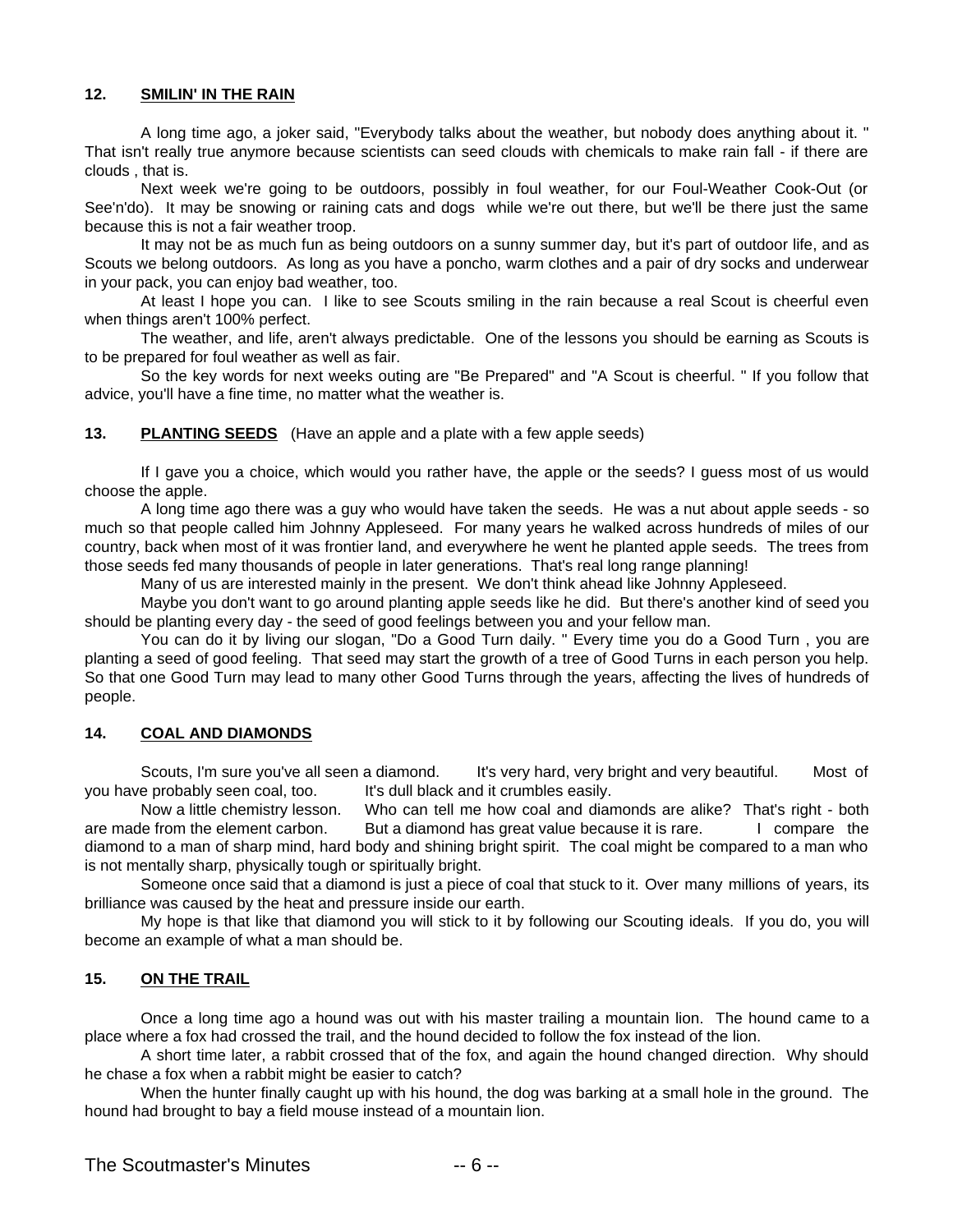## 12. SMILIN' IN THE RAIN

A long time ago, a joker said, "Everybody talks about the weather, but nobody does anything about it. " That isn't really true anymore because scientists can seed clouds with chemicals to make rain fall - if there are clouds , that is.

Next week we're going to be outdoors, possibly in foul weather, for our Foul-Weather Cook-Out (or See'n'do). It may be snowing or raining cats and dogs while we're out there, but we'll be there just the same because this is not a fair weather troop.

It may not be as much fun as being outdoors on a sunny summer day, but it's part of outdoor life, and as Scouts we belong outdoors. As long as you have a poncho, warm clothes and a pair of dry socks and underwear in your pack, you can enjoy bad weather, too.

At least I hope you can. I like to see Scouts smiling in the rain because a real Scout is cheerful even when things aren't 100% perfect.

The weather, and life, aren't always predictable. One of the lessons you should be earning as Scouts is to be prepared for foul weather as well as fair.

So the key words for next weeks outing are "Be Prepared" and "A Scout is cheerful. " If you follow that advice, you'll have a fine time, no matter what the weather is.

## 13. PLANTING SEEDS (Have an apple and a plate with a few apple seeds)

If I gave you a choice, which would you rather have, the apple or the seeds? I guess most of us would choose the apple.

A long time ago there was a guy who would have taken the seeds. He was a nut about apple seeds - so much so that people called him Johnny Appleseed. For many years he walked across hundreds of miles of our country, back when most of it was frontier land, and everywhere he went he planted apple seeds. The trees from those seeds fed many thousands of people in later generations. That's real long range planning!

Many of us are interested mainly in the present. We don't think ahead like Johnny Appleseed.

Maybe you don't want to go around planting apple seeds like he did. But there's another kind of seed you should be planting every day - the seed of good feelings between you and your fellow man.

You can do it by living our slogan, "Do a Good Turn daily. " Every time you do a Good Turn , you are planting a seed of good feeling. That seed may start the growth of a tree of Good Turns in each person you help. So that one Good Turn may lead to many other Good Turns through the years, affecting the lives of hundreds of people.

## 14. COAL AND DIAMONDS

Scouts, I'm sure you've all seen a diamond. It's very hard, very bright and very beautiful. Most of you have probably seen coal, too. It's dull black and it crumbles easily.

Now a little chemistry lesson. Who can tell me how coal and diamonds are alike? That's right - both are made from the element carbon. But a diamond has great value because it is rare. I compare the diamond to a man of sharp mind, hard body and shining bright spirit. The coal might be compared to a man who is not mentally sharp, physically tough or spiritually bright.

Someone once said that a diamond is just a piece of coal that stuck to it. Over many millions of years, its brilliance was caused by the heat and pressure inside our earth.

My hope is that like that diamond you will stick to it by following our Scouting ideals. If you do, you will become an example of what a man should be.

## 15. ON THE TRAIL

Once a long time ago a hound was out with his master trailing a mountain lion. The hound came to a place where a fox had crossed the trail, and the hound decided to follow the fox instead of the lion.

A short time later, a rabbit crossed that of the fox, and again the hound changed direction. Why should he chase a fox when a rabbit might be easier to catch?

When the hunter finally caught up with his hound, the dog was barking at a small hole in the ground. The hound had brought to bay a field mouse instead of a mountain lion.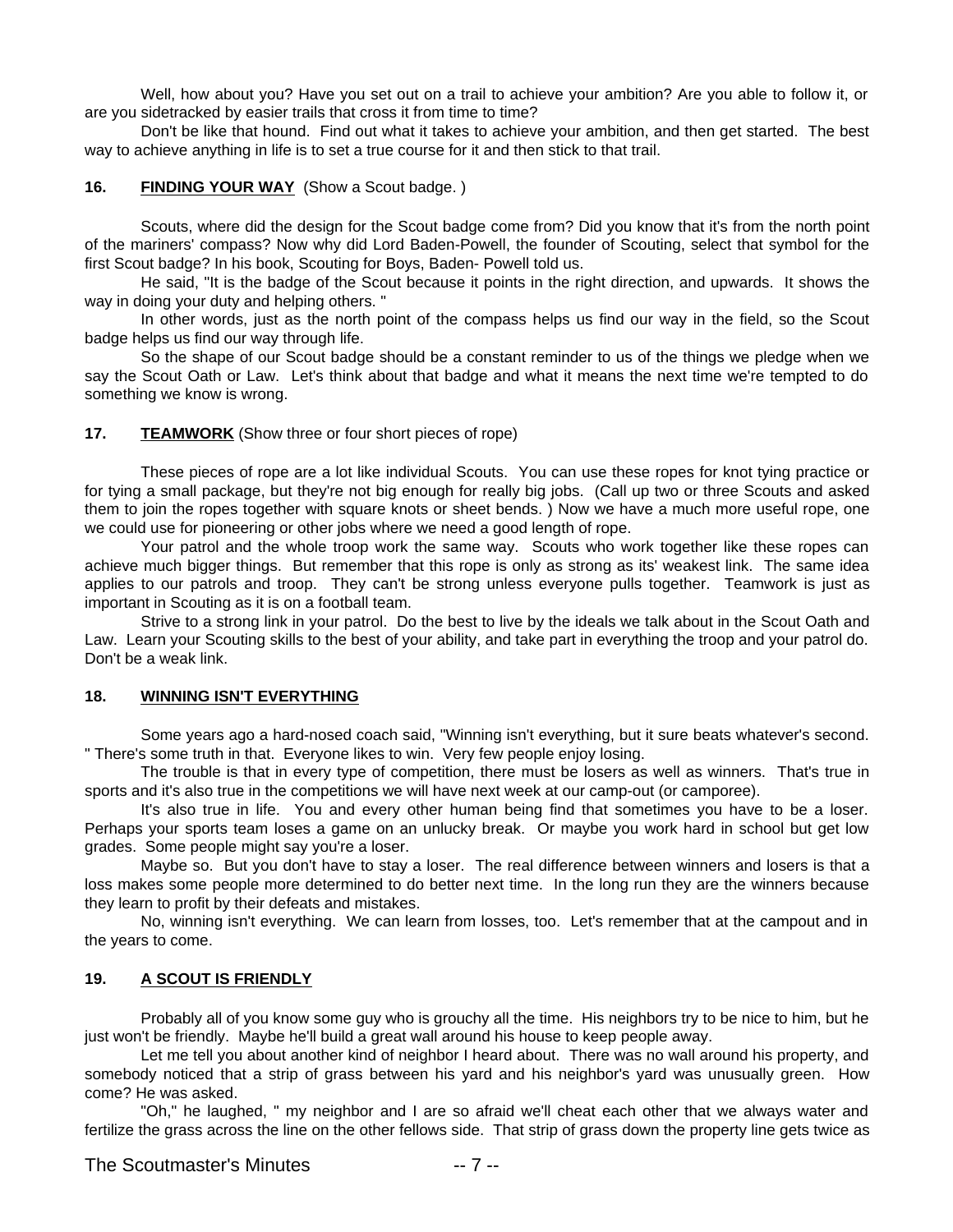Well, how about you? Have you set out on a trail to achieve your ambition? Are you able to follow it, or are you sidetracked by easier trails that cross it from time to time?

Don't be like that hound. Find out what it takes to achieve your ambition, and then get started. The best way to achieve anything in life is to set a true course for it and then stick to that trail.

**16. FINDING YOUR WAY** (Show a Scout badge. )

Scouts, where did the design for the Scout badge come from? Did you know that it's from the north point of the mariners' compass? Now why did Lord Baden-Powell, the founder of Scouting, select that symbol for the first Scout badge? In his book, Scouting for Boys, Baden- Powell told us.

He said, "It is the badge of the Scout because it points in the right direction, and upwards. It shows the way in doing your duty and helping others. "

In other words, just as the north point of the compass helps us find our way in the field, so the Scout badge helps us find our way through life.

So the shape of our Scout badge should be a constant reminder to us of the things we pledge when we say the Scout Oath or Law. Let's think about that badge and what it means the next time we're tempted to do something we know is wrong.

**17. TEAMWORK** (Show three or four short pieces of rope)

These pieces of rope are a lot like individual Scouts. You can use these ropes for knot tying practice or for tying a small package, but they're not big enough for really big jobs. (Call up two or three Scouts and asked them to join the ropes together with square knots or sheet bends. ) Now we have a much more useful rope, one we could use for pioneering or other jobs where we need a good length of rope.

Your patrol and the whole troop work the same way. Scouts who work together like these ropes can achieve much bigger things. But remember that this rope is only as strong as its' weakest link. The same idea applies to our patrols and troop. They can't be strong unless everyone pulls together. Teamwork is just as important in Scouting as it is on a football team.

Strive to a strong link in your patrol. Do the best to live by the ideals we talk about in the Scout Oath and Law. Learn your Scouting skills to the best of your ability, and take part in everything the troop and your patrol do. Don't be a weak link.

**18. WINNING ISN'T EVERYTHING**

Some years ago a hard-nosed coach said, "Winning isn't everything, but it sure beats whatever's second. " There's some truth in that. Everyone likes to win. Very few people enjoy losing.

The trouble is that in every type of competition, there must be losers as well as winners. That's true in sports and it's also true in the competitions we will have next week at our camp-out (or camporee).

It's also true in life. You and every other human being find that sometimes you have to be a loser. Perhaps your sports team loses a game on an unlucky break. Or maybe you work hard in school but get low grades. Some people might say you're a loser.

Maybe so. But you don't have to stay a loser. The real difference between winners and losers is that a loss makes some people more determined to do better next time. In the long run they are the winners because they learn to profit by their defeats and mistakes.

No, winning isn't everything. We can learn from losses, too. Let's remember that at the campout and in the years to come.

**19. A SCOUT IS FRIENDLY**

Probably all of you know some guy who is grouchy all the time. His neighbors try to be nice to him, but he just won't be friendly. Maybe he'll build a great wall around his house to keep people away.

Let me tell you about another kind of neighbor I heard about. There was no wall around his property, and somebody noticed that a strip of grass between his yard and his neighbor's yard was unusually green. How come? He was asked.

"Oh," he laughed, " my neighbor and I are so afraid we'll cheat each other that we always water and fertilize the grass across the line on the other fellows side. That strip of grass down the property line gets twice as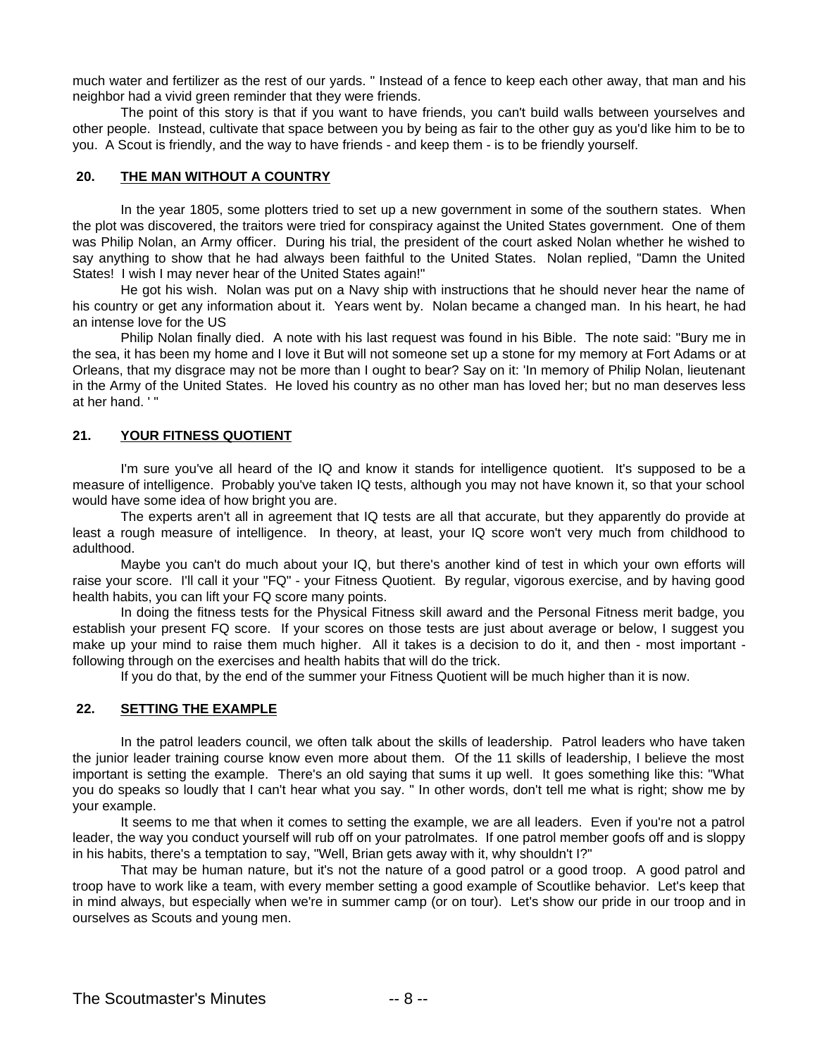much water and fertilizer as the rest of our yards. " Instead of a fence to keep each other away, that man and his neighbor had a vivid green reminder that they were friends.

The point of this story is that if you want to have friends, you can't build walls between yourselves and other people. Instead, cultivate that space between you by being as fair to the other guy as you'd like him to be to you. A Scout is friendly, and the way to have friends - and keep them - is to be friendly yourself.

## 20. THE MAN WITHOUT A COUNTRY

In the year 1805, some plotters tried to set up a new government in some of the southern states. When the plot was discovered, the traitors were tried for conspiracy against the United States government. One of them was Philip Nolan, an Army officer. During his trial, the president of the court asked Nolan whether he wished to say anything to show that he had always been faithful to the United States. Nolan replied, "Damn the United States! I wish I may never hear of the United States again!"

He got his wish. Nolan was put on a Navy ship with instructions that he should never hear the name of his country or get any information about it. Years went by. Nolan became a changed man. In his heart, he had an intense love for the US

Philip Nolan finally died. A note with his last request was found in his Bible. The note said: "Bury me in the sea, it has been my home and I love it But will not someone set up a stone for my memory at Fort Adams or at Orleans, that my disgrace may not be more than I ought to bear? Say on it: 'In memory of Philip Nolan, lieutenant in the Army of the United States. He loved his country as no other man has loved her; but no man deserves less at her hand. ' "

## 21. YOUR FITNESS QUOTIENT

I'm sure you've all heard of the IQ and know it stands for intelligence quotient. It's supposed to be a measure of intelligence. Probably you've taken IQ tests, although you may not have known it, so that your school would have some idea of how bright you are.

The experts aren't all in agreement that IQ tests are all that accurate, but they apparently do provide at least a rough measure of intelligence. In theory, at least, your IQ score won't very much from childhood to adulthood.

Maybe you can't do much about your IQ, but there's another kind of test in which your own efforts will raise your score. I'll call it your "FQ" - your Fitness Quotient. By regular, vigorous exercise, and by having good health habits, you can lift your FQ score many points.

In doing the fitness tests for the Physical Fitness skill award and the Personal Fitness merit badge, you establish your present FQ score. If your scores on those tests are just about average or below, I suggest you make up your mind to raise them much higher. All it takes is a decision to do it, and then - most important - following through on the exercises and health habits that will do the trick.

If you do that, by the end of the summer your Fitness Quotient will be much higher than it is now.

## 22. SETTING THE EXAMPLE

In the patrol leaders council, we often talk about the skills of leadership. Patrol leaders who have taken the junior leader training course know even more about them. Of the 11 skills of leadership, I believe the most important is setting the example. There's an old saying that sums it up well. It goes something like this: "What you do speaks so loudly that I can't hear what you say. " In other words, don't tell me what is right; show me by your example.

It seems to me that when it comes to setting the example, we are all leaders. Even if you're not a patrol leader, the way you conduct yourself will rub off on your patrolmates. If one patrol member goofs off and is sloppy in his habits, there's a temptation to say, "Well, Brian gets away with it, why shouldn't I?"

That may be human nature, but it's not the nature of a good patrol or a good troop. A good patrol and troop have to work like a team, with every member setting a good example of Scoutlike behavior. Let's keep that in mind always, but especially when we're in summer camp (or on tour). Let's show our pride in our troop and in ourselves as Scouts and young men.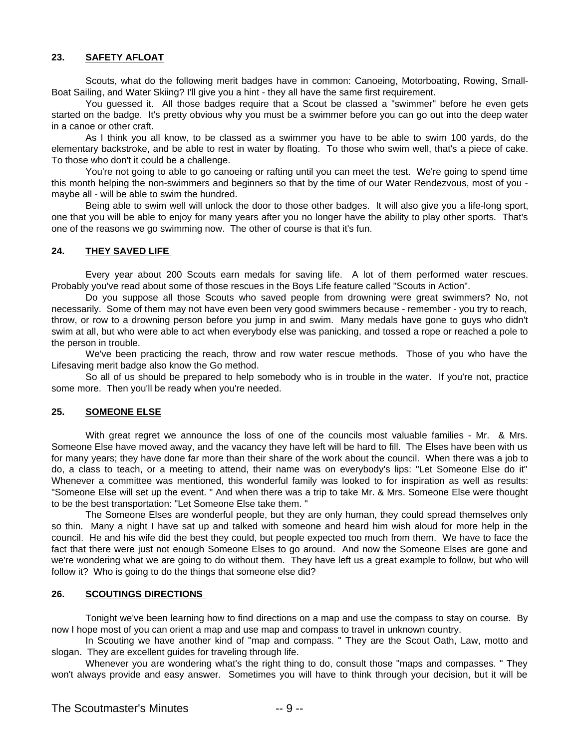## 23. SAFETY AFLOAT

Scouts, what do the following merit badges have in common: Canoeing, Motorboating, Rowing, Small-Boat Sailing, and Water Skiing? I'll give you a hint - they all have the same first requirement.

You guessed it. All those badges require that a Scout be classed a "swimmer" before he even gets started on the badge. It's pretty obvious why you must be a swimmer before you can go out into the deep water in a canoe or other craft.

As I think you all know, to be classed as a swimmer you have to be able to swim 100 yards, do the elementary backstroke, and be able to rest in water by floating. To those who swim well, that's a piece of cake. To those who don't it could be a challenge.

You're not going to able to go canoeing or rafting until you can meet the test. We're going to spend time this month helping the non-swimmers and beginners so that by the time of our Water Rendezvous, most of you - maybe all - will be able to swim the hundred.

Being able to swim well will unlock the door to those other badges. It will also give you a life-long sport, one that you will be able to enjoy for many years after you no longer have the ability to play other sports. That's one of the reasons we go swimming now. The other of course is that it's fun.

## 24. THEY SAVED LIFE

Every year about 200 Scouts earn medals for saving life. A lot of them performed water rescues. Probably you've read about some of those rescues in the Boys Life feature called "Scouts in Action".

Do you suppose all those Scouts who saved people from drowning were great swimmers? No, not necessarily. Some of them may not have even been very good swimmers because - remember - you try to reach, throw, or row to a drowning person before you jump in and swim. Many medals have gone to guys who didn't swim at all, but who were able to act when everybody else was panicking, and tossed a rope or reached a pole to the person in trouble.

We've been practicing the reach, throw and row water rescue methods. Those of you who have the Lifesaving merit badge also know the Go method.

So all of us should be prepared to help somebody who is in trouble in the water. If you're not, practice some more. Then you'll be ready when you're needed.

## 25. SOMEONE ELSE

With great regret we announce the loss of one of the councils most valuable families - Mr. & Mrs. Someone Else have moved away, and the vacancy they have left will be hard to fill. The Elses have been with us for many years; they have done far more than their share of the work about the council. When there was a job to do, a class to teach, or a meeting to attend, their name was on everybody's lips: "Let Someone Else do it" Whenever a committee was mentioned, this wonderful family was looked to for inspiration as well as results: "Someone Else will set up the event. " And when there was a trip to take Mr. & Mrs. Someone Else were thought to be the best transportation: "Let Someone Else take them. "

The Someone Elses are wonderful people, but they are only human, they could spread themselves only so thin. Many a night I have sat up and talked with someone and heard him wish aloud for more help in the council. He and his wife did the best they could, but people expected too much from them. We have to face the fact that there were just not enough Someone Elses to go around. And now the Someone Elses are gone and we're wondering what we are going to do without them. They have left us a great example to follow, but who will follow it? Who is going to do the things that someone else did?

## 26. SCOUTINGS DIRECTIONS

Tonight we've been learning how to find directions on a map and use the compass to stay on course. By now I hope most of you can orient a map and use map and compass to travel in unknown country.

In Scouting we have another kind of "map and compass. " They are the Scout Oath, Law, motto and slogan. They are excellent guides for traveling through life.

Whenever you are wondering what's the right thing to do, consult those "maps and compasses. " They won't always provide and easy answer. Sometimes you will have to think through your decision, but it will be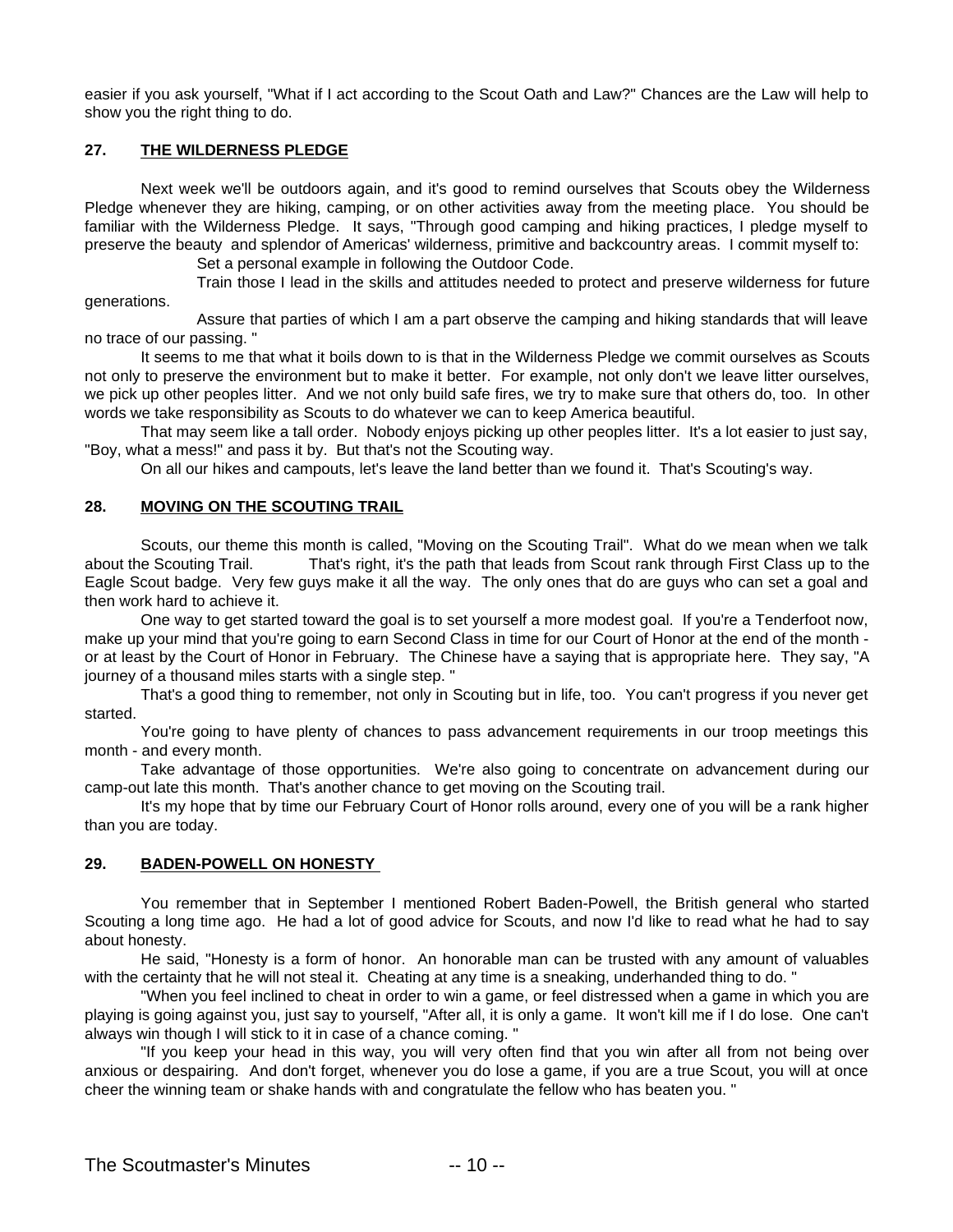easier if you ask yourself, "What if I act according to the Scout Oath and Law?" Chances are the Law will help to show you the right thing to do.

## 27. THE WILDERNESS PLEDGE

Next week we'll be outdoors again, and it's good to remind ourselves that Scouts obey the Wilderness Pledge whenever they are hiking, camping, or on other activities away from the meeting place. You should be familiar with the Wilderness Pledge. It says, "Through good camping and hiking practices, I pledge myself to preserve the beauty and splendor of Americas' wilderness, primitive and backcountry areas. I commit myself to:

Set a personal example in following the Outdoor Code.

Train those I lead in the skills and attitudes needed to protect and preserve wilderness for future generations.

Assure that parties of which I am a part observe the camping and hiking standards that will leave no trace of our passing. "

It seems to me that what it boils down to is that in the Wilderness Pledge we commit ourselves as Scouts not only to preserve the environment but to make it better. For example, not only don't we leave litter ourselves, we pick up other peoples litter. And we not only build safe fires, we try to make sure that others do, too. In other words we take responsibility as Scouts to do whatever we can to keep America beautiful.

That may seem like a tall order. Nobody enjoys picking up other peoples litter. It's a lot easier to just say, "Boy, what a mess!" and pass it by. But that's not the Scouting way.

On all our hikes and campouts, let's leave the land better than we found it. That's Scouting's way.

## 28. MOVING ON THE SCOUTING TRAIL

Scouts, our theme this month is called, "Moving on the Scouting Trail". What do we mean when we talk about the Scouting Trail. That's right, it's the path that leads from Scout rank through First Class up to the Eagle Scout badge. Very few guys make it all the way. The only ones that do are guys who can set a goal and then work hard to achieve it.

One way to get started toward the goal is to set yourself a more modest goal. If you're a Tenderfoot now, make up your mind that you're going to earn Second Class in time for our Court of Honor at the end of the month - or at least by the Court of Honor in February. The Chinese have a saying that is appropriate here. They say, "A journey of a thousand miles starts with a single step. "

That's a good thing to remember, not only in Scouting but in life, too. You can't progress if you never get started.

You're going to have plenty of chances to pass advancement requirements in our troop meetings this month - and every month.

Take advantage of those opportunities. We're also going to concentrate on advancement during our camp-out late this month. That's another chance to get moving on the Scouting trail.

It's my hope that by time our February Court of Honor rolls around, every one of you will be a rank higher than you are today.

## 29. BADEN-POWELL ON HONESTY

You remember that in September I mentioned Robert Baden-Powell, the British general who started Scouting a long time ago. He had a lot of good advice for Scouts, and now I'd like to read what he had to say about honesty.

He said, "Honesty is a form of honor. An honorable man can be trusted with any amount of valuables with the certainty that he will not steal it. Cheating at any time is a sneaking, underhanded thing to do. "

"When you feel inclined to cheat in order to win a game, or feel distressed when a game in which you are playing is going against you, just say to yourself, "After all, it is only a game. It won't kill me if I do lose. One can't always win though I will stick to it in case of a chance coming. "

"If you keep your head in this way, you will very often find that you win after all from not being over anxious or despairing. And don't forget, whenever you do lose a game, if you are a true Scout, you will at once cheer the winning team or shake hands with and congratulate the fellow who has beaten you. "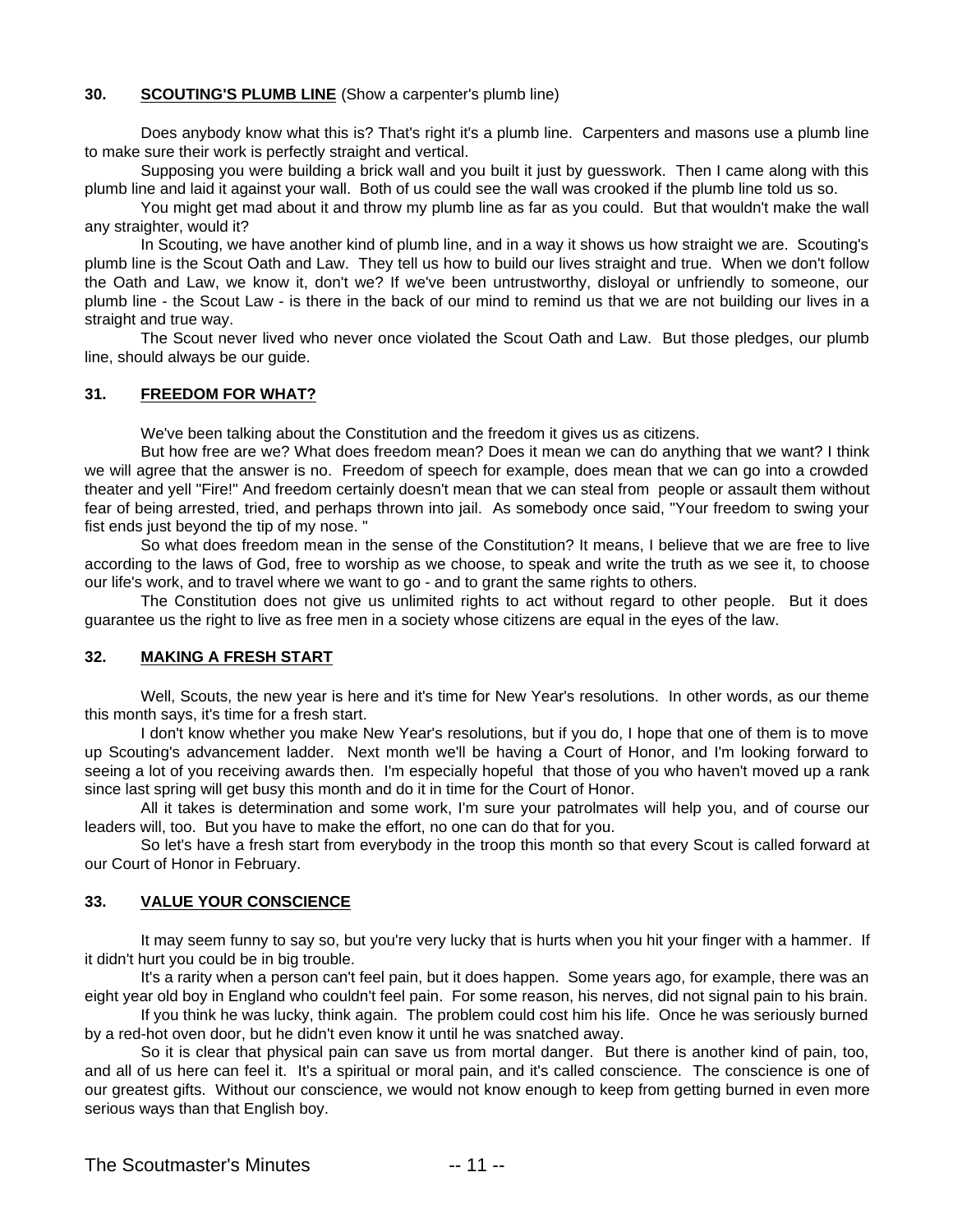**30. SCOUTING'S PLUMB LINE** (Show a carpenter's plumb line)

Does anybody know what this is? That's right it's a plumb line. Carpenters and masons use a plumb line to make sure their work is perfectly straight and vertical.

Supposing you were building a brick wall and you built it just by guesswork. Then I came along with this plumb line and laid it against your wall. Both of us could see the wall was crooked if the plumb line told us so.

You might get mad about it and throw my plumb line as far as you could. But that wouldn't make the wall any straighter, would it?

In Scouting, we have another kind of plumb line, and in a way it shows us how straight we are. Scouting's plumb line is the Scout Oath and Law. They tell us how to build our lives straight and true. When we don't follow the Oath and Law, we know it, don't we? If we've been untrustworthy, disloyal or unfriendly to someone, our plumb line - the Scout Law - is there in the back of our mind to remind us that we are not building our lives in a straight and true way.

The Scout never lived who never once violated the Scout Oath and Law. But those pledges, our plumb line, should always be our guide.

**31. FREEDOM FOR WHAT?**

We've been talking about the Constitution and the freedom it gives us as citizens.

But how free are we? What does freedom mean? Does it mean we can do anything that we want? I think we will agree that the answer is no. Freedom of speech for example, does mean that we can go into a crowded theater and yell "Fire!" And freedom certainly doesn't mean that we can steal from people or assault them without fear of being arrested, tried, and perhaps thrown into jail. As somebody once said, "Your freedom to swing your fist ends just beyond the tip of my nose. "

So what does freedom mean in the sense of the Constitution? It means, I believe that we are free to live according to the laws of God, free to worship as we choose, to speak and write the truth as we see it, to choose our life's work, and to travel where we want to go - and to grant the same rights to others.

The Constitution does not give us unlimited rights to act without regard to other people. But it does guarantee us the right to live as free men in a society whose citizens are equal in the eyes of the law.

**32. MAKING A FRESH START**

Well, Scouts, the new year is here and it's time for New Year's resolutions. In other words, as our theme this month says, it's time for a fresh start.

I don't know whether you make New Year's resolutions, but if you do, I hope that one of them is to move up Scouting's advancement ladder. Next month we'll be having a Court of Honor, and I'm looking forward to seeing a lot of you receiving awards then. I'm especially hopeful that those of you who haven't moved up a rank since last spring will get busy this month and do it in time for the Court of Honor.

All it takes is determination and some work, I'm sure your patrolmates will help you, and of course our leaders will, too. But you have to make the effort, no one can do that for you.

So let's have a fresh start from everybody in the troop this month so that every Scout is called forward at our Court of Honor in February.

**33. VALUE YOUR CONSCIENCE**

It may seem funny to say so, but you're very lucky that is hurts when you hit your finger with a hammer. If it didn't hurt you could be in big trouble.

It's a rarity when a person can't feel pain, but it does happen. Some years ago, for example, there was an eight year old boy in England who couldn't feel pain. For some reason, his nerves, did not signal pain to his brain.

If you think he was lucky, think again. The problem could cost him his life. Once he was seriously burned by a red-hot oven door, but he didn't even know it until he was snatched away.

So it is clear that physical pain can save us from mortal danger. But there is another kind of pain, too, and all of us here can feel it. It's a spiritual or moral pain, and it's called conscience. The conscience is one of our greatest gifts. Without our conscience, we would not know enough to keep from getting burned in even more serious ways than that English boy.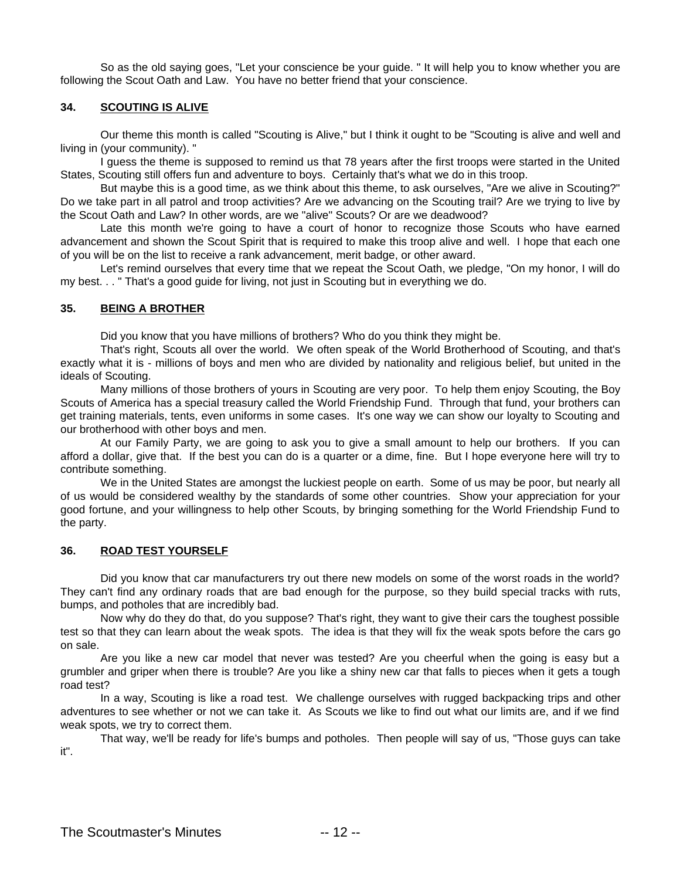So as the old saying goes, "Let your conscience be your guide. " It will help you to know whether you are following the Scout Oath and Law. You have no better friend that your conscience.

### 34. SCOUTING IS ALIVE

Our theme this month is called "Scouting is Alive," but I think it ought to be "Scouting is alive and well and living in (your community). "

I guess the theme is supposed to remind us that 78 years after the first troops were started in the United States, Scouting still offers fun and adventure to boys. Certainly that's what we do in this troop.

But maybe this is a good time, as we think about this theme, to ask ourselves, "Are we alive in Scouting?" Do we take part in all patrol and troop activities? Are we advancing on the Scouting trail? Are we trying to live by the Scout Oath and Law? In other words, are we "alive" Scouts? Or are we deadwood?

Late this month we're going to have a court of honor to recognize those Scouts who have earned advancement and shown the Scout Spirit that is required to make this troop alive and well. I hope that each one of you will be on the list to receive a rank advancement, merit badge, or other award.

Let's remind ourselves that every time that we repeat the Scout Oath, we pledge, "On my honor, I will do my best. . . " That's a good guide for living, not just in Scouting but in everything we do.

### 35. BEING A BROTHER

Did you know that you have millions of brothers? Who do you think they might be.

That's right, Scouts all over the world. We often speak of the World Brotherhood of Scouting, and that's exactly what it is - millions of boys and men who are divided by nationality and religious belief, but united in the ideals of Scouting.

Many millions of those brothers of yours in Scouting are very poor. To help them enjoy Scouting, the Boy Scouts of America has a special treasury called the World Friendship Fund. Through that fund, your brothers can get training materials, tents, even uniforms in some cases. It's one way we can show our loyalty to Scouting and our brotherhood with other boys and men.

At our Family Party, we are going to ask you to give a small amount to help our brothers. If you can afford a dollar, give that. If the best you can do is a quarter or a dime, fine. But I hope everyone here will try to contribute something.

We in the United States are amongst the luckiest people on earth. Some of us may be poor, but nearly all of us would be considered wealthy by the standards of some other countries. Show your appreciation for your good fortune, and your willingness to help other Scouts, by bringing something for the World Friendship Fund to the party.

### 36. ROAD TEST YOURSELF

Did you know that car manufacturers try out there new models on some of the worst roads in the world? They can't find any ordinary roads that are bad enough for the purpose, so they build special tracks with ruts, bumps, and potholes that are incredibly bad.

Now why do they do that, do you suppose? That's right, they want to give their cars the toughest possible test so that they can learn about the weak spots. The idea is that they will fix the weak spots before the cars go on sale.

Are you like a new car model that never was tested? Are you cheerful when the going is easy but a grumbler and griper when there is trouble? Are you like a shiny new car that falls to pieces when it gets a tough road test?

In a way, Scouting is like a road test. We challenge ourselves with rugged backpacking trips and other adventures to see whether or not we can take it. As Scouts we like to find out what our limits are, and if we find weak spots, we try to correct them.

That way, we'll be ready for life's bumps and potholes. Then people will say of us, "Those guys can take it".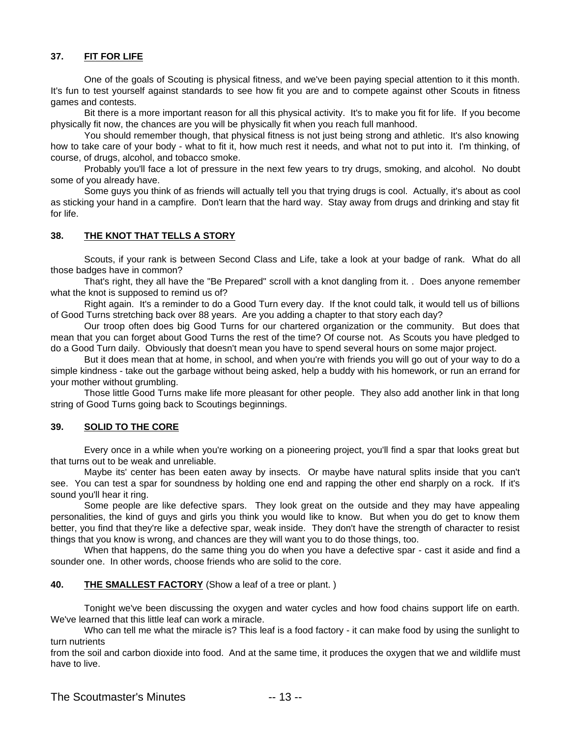### 37. FIT FOR LIFE

One of the goals of Scouting is physical fitness, and we've been paying special attention to it this month. It's fun to test yourself against standards to see how fit you are and to compete against other Scouts in fitness games and contests.

Bit there is a more important reason for all this physical activity. It's to make you fit for life. If you become physically fit now, the chances are you will be physically fit when you reach full manhood.

You should remember though, that physical fitness is not just being strong and athletic. It's also knowing how to take care of your body - what to fit it, how much rest it needs, and what not to put into it. I'm thinking, of course, of drugs, alcohol, and tobacco smoke.

Probably you'll face a lot of pressure in the next few years to try drugs, smoking, and alcohol. No doubt some of you already have.

Some guys you think of as friends will actually tell you that trying drugs is cool. Actually, it's about as cool as sticking your hand in a campfire. Don't learn that the hard way. Stay away from drugs and drinking and stay fit for life.

### 38. THE KNOT THAT TELLS A STORY

Scouts, if your rank is between Second Class and Life, take a look at your badge of rank. What do all those badges have in common?

That's right, they all have the "Be Prepared" scroll with a knot dangling from it. . Does anyone remember what the knot is supposed to remind us of?

Right again. It's a reminder to do a Good Turn every day. If the knot could talk, it would tell us of billions of Good Turns stretching back over 88 years. Are you adding a chapter to that story each day?

Our troop often does big Good Turns for our chartered organization or the community. But does that mean that you can forget about Good Turns the rest of the time? Of course not. As Scouts you have pledged to do a Good Turn daily. Obviously that doesn't mean you have to spend several hours on some major project.

But it does mean that at home, in school, and when you're with friends you will go out of your way to do a simple kindness - take out the garbage without being asked, help a buddy with his homework, or run an errand for your mother without grumbling.

Those little Good Turns make life more pleasant for other people. They also add another link in that long string of Good Turns going back to Scoutings beginnings.

### 39. SOLID TO THE CORE

Every once in a while when you're working on a pioneering project, you'll find a spar that looks great but that turns out to be weak and unreliable.

Maybe its' center has been eaten away by insects. Or maybe have natural splits inside that you can't see. You can test a spar for soundness by holding one end and rapping the other end sharply on a rock. If it's sound you'll hear it ring.

Some people are like defective spars. They look great on the outside and they may have appealing personalities, the kind of guys and girls you think you would like to know. But when you do get to know them better, you find that they're like a defective spar, weak inside. They don't have the strength of character to resist things that you know is wrong, and chances are they will want you to do those things, too.

When that happens, do the same thing you do when you have a defective spar - cast it aside and find a sounder one. In other words, choose friends who are solid to the core.

### 40. THE SMALLEST FACTORY (Show a leaf of a tree or plant. )

Tonight we've been discussing the oxygen and water cycles and how food chains support life on earth. We've learned that this little leaf can work a miracle.

Who can tell me what the miracle is? This leaf is a food factory - it can make food by using the sunlight to turn nutrients from the soil and carbon dioxide into food. And at the same time, it produces the oxygen that we and wildlife must have to live.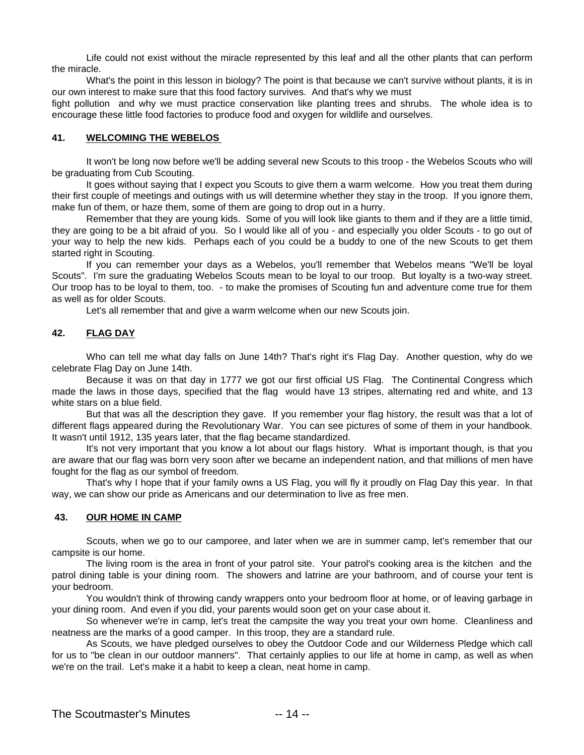Life could not exist without the miracle represented by this leaf and all the other plants that can perform the miracle.

What's the point in this lesson in biology? The point is that because we can't survive without plants, it is in our own interest to make sure that this food factory survives. And that's why we must fight pollution and why we must practice conservation like planting trees and shrubs. The whole idea is to encourage these little food factories to produce food and oxygen for wildlife and ourselves.

### 41. WELCOMING THE WEBELOS

It won't be long now before we'll be adding several new Scouts to this troop - the Webelos Scouts who will be graduating from Cub Scouting.

It goes without saying that I expect you Scouts to give them a warm welcome. How you treat them during their first couple of meetings and outings with us will determine whether they stay in the troop. If you ignore them, make fun of them, or haze them, some of them are going to drop out in a hurry.

Remember that they are young kids. Some of you will look like giants to them and if they are a little timid, they are going to be a bit afraid of you. So I would like all of you - and especially you older Scouts - to go out of your way to help the new kids. Perhaps each of you could be a buddy to one of the new Scouts to get them started right in Scouting.

If you can remember your days as a Webelos, you'll remember that Webelos means "We'll be loyal Scouts". I'm sure the graduating Webelos Scouts mean to be loyal to our troop. But loyalty is a two-way street. Our troop has to be loyal to them, too. - to make the promises of Scouting fun and adventure come true for them as well as for older Scouts.

Let's all remember that and give a warm welcome when our new Scouts join.

### 42. FLAG DAY

Who can tell me what day falls on June 14th? That's right it's Flag Day. Another question, why do we celebrate Flag Day on June 14th.

Because it was on that day in 1777 we got our first official US Flag. The Continental Congress which made the laws in those days, specified that the flag would have 13 stripes, alternating red and white, and 13 white stars on a blue field.

But that was all the description they gave. If you remember your flag history, the result was that a lot of different flags appeared during the Revolutionary War. You can see pictures of some of them in your handbook. It wasn't until 1912, 135 years later, that the flag became standardized.

It's not very important that you know a lot about our flags history. What is important though, is that you are aware that our flag was born very soon after we became an independent nation, and that millions of men have fought for the flag as our symbol of freedom.

That's why I hope that if your family owns a US Flag, you will fly it proudly on Flag Day this year. In that way, we can show our pride as Americans and our determination to live as free men.

### 43. OUR HOME IN CAMP

Scouts, when we go to our camporee, and later when we are in summer camp, let's remember that our campsite is our home.

The living room is the area in front of your patrol site. Your patrol's cooking area is the kitchen and the patrol dining table is your dining room. The showers and latrine are your bathroom, and of course your tent is your bedroom.

You wouldn't think of throwing candy wrappers onto your bedroom floor at home, or of leaving garbage in your dining room. And even if you did, your parents would soon get on your case about it.

So whenever we're in camp, let's treat the campsite the way you treat your own home. Cleanliness and neatness are the marks of a good camper. In this troop, they are a standard rule.

As Scouts, we have pledged ourselves to obey the Outdoor Code and our Wilderness Pledge which call for us to "be clean in our outdoor manners". That certainly applies to our life at home in camp, as well as when we're on the trail. Let's make it a habit to keep a clean, neat home in camp.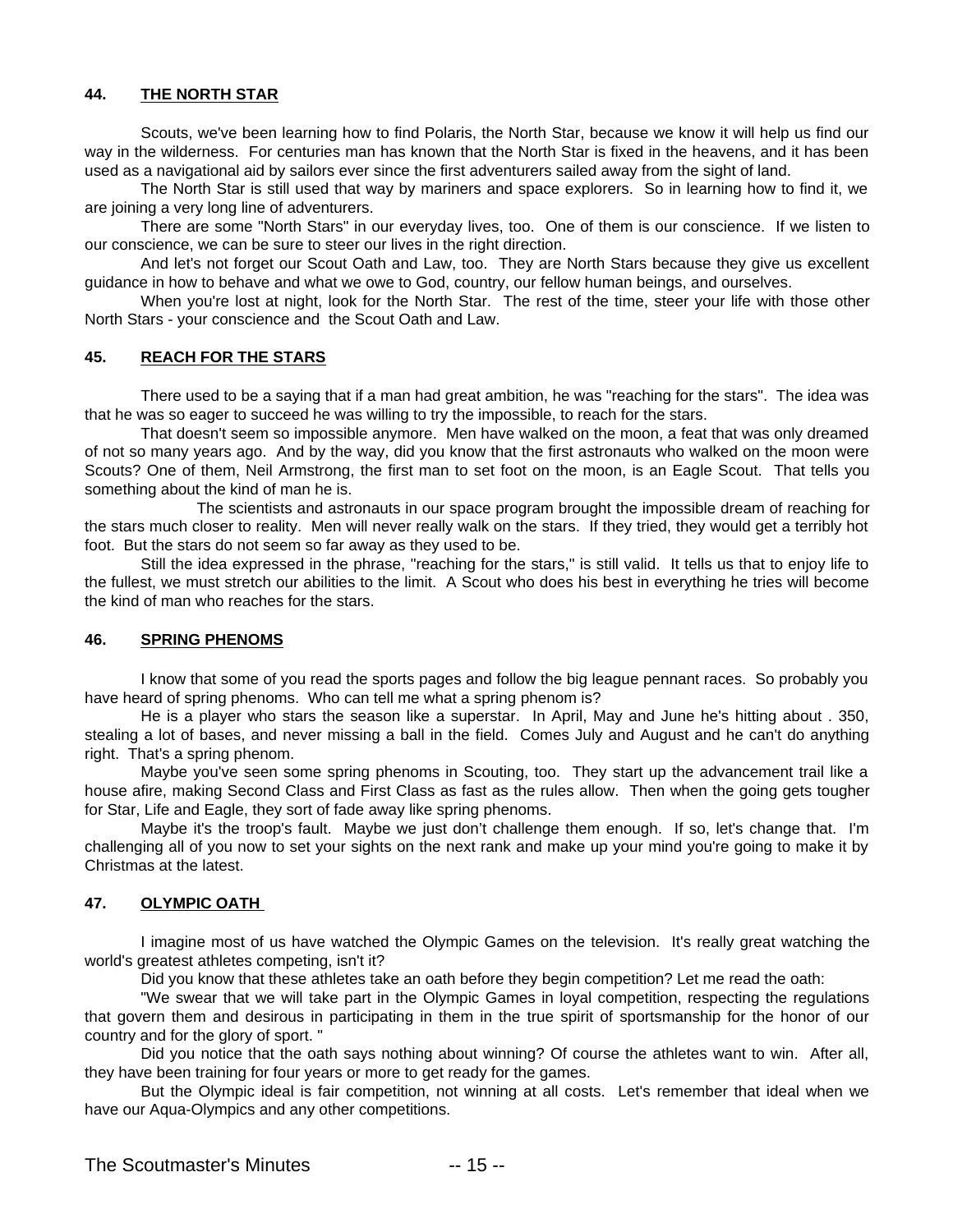## 44. THE NORTH STAR

Scouts, we've been learning how to find Polaris, the North Star, because we know it will help us find our way in the wilderness. For centuries man has known that the North Star is fixed in the heavens, and it has been used as a navigational aid by sailors ever since the first adventurers sailed away from the sight of land.

The North Star is still used that way by mariners and space explorers. So in learning how to find it, we are joining a very long line of adventurers.

There are some "North Stars" in our everyday lives, too. One of them is our conscience. If we listen to our conscience, we can be sure to steer our lives in the right direction.

And let's not forget our Scout Oath and Law, too. They are North Stars because they give us excellent guidance in how to behave and what we owe to God, country, our fellow human beings, and ourselves.

When you're lost at night, look for the North Star. The rest of the time, steer your life with those other North Stars - your conscience and the Scout Oath and Law.

## 45. REACH FOR THE STARS

There used to be a saying that if a man had great ambition, he was "reaching for the stars". The idea was that he was so eager to succeed he was willing to try the impossible, to reach for the stars.

That doesn't seem so impossible anymore. Men have walked on the moon, a feat that was only dreamed of not so many years ago. And by the way, did you know that the first astronauts who walked on the moon were Scouts? One of them, Neil Armstrong, the first man to set foot on the moon, is an Eagle Scout. That tells you something about the kind of man he is.

The scientists and astronauts in our space program brought the impossible dream of reaching for the stars much closer to reality. Men will never really walk on the stars. If they tried, they would get a terribly hot foot. But the stars do not seem so far away as they used to be.

Still the idea expressed in the phrase, "reaching for the stars," is still valid. It tells us that to enjoy life to the fullest, we must stretch our abilities to the limit. A Scout who does his best in everything he tries will become the kind of man who reaches for the stars.

## 46. SPRING PHENOMS

I know that some of you read the sports pages and follow the big league pennant races. So probably you have heard of spring phenoms. Who can tell me what a spring phenom is?

He is a player who stars the season like a superstar. In April, May and June he's hitting about . 350, stealing a lot of bases, and never missing a ball in the field. Comes July and August and he can't do anything right. That's a spring phenom.

Maybe you've seen some spring phenoms in Scouting, too. They start up the advancement trail like a house afire, making Second Class and First Class as fast as the rules allow. Then when the going gets tougher for Star, Life and Eagle, they sort of fade away like spring phenoms.

Maybe it's the troop's fault. Maybe we just don't challenge them enough. If so, let's change that. I'm challenging all of you now to set your sights on the next rank and make up your mind you're going to make it by Christmas at the latest.

## 47. OLYMPIC OATH

I imagine most of us have watched the Olympic Games on the television. It's really great watching the world's greatest athletes competing, isn't it?

Did you know that these athletes take an oath before they begin competition? Let me read the oath:

"We swear that we will take part in the Olympic Games in loyal competition, respecting the regulations that govern them and desirous in participating in them in the true spirit of sportsmanship for the honor of our country and for the glory of sport. "

Did you notice that the oath says nothing about winning? Of course the athletes want to win. After all, they have been training for four years or more to get ready for the games.

But the Olympic ideal is fair competition, not winning at all costs. Let's remember that ideal when we have our Aqua-Olympics and any other competitions.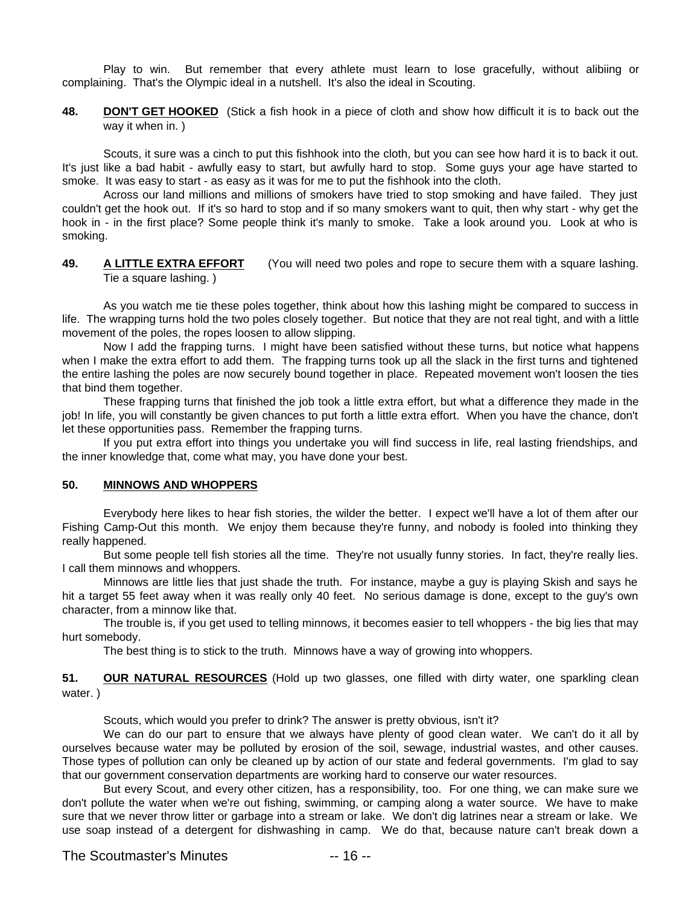Play to win. But remember that every athlete must learn to lose gracefully, without alibiing or complaining. That's the Olympic ideal in a nutshell. It's also the ideal in Scouting.

**48. <u>DON'T GET HOOKED</u>** (Stick a fish hook in a piece of cloth and show how difficult it is to back out the way it when in. )

Scouts, it sure was a cinch to put this fishhook into the cloth, but you can see how hard it is to back it out. It's just like a bad habit - awfully easy to start, but awfully hard to stop. Some guys your age have started to smoke. It was easy to start - as easy as it was for me to put the fishhook into the cloth.

Across our land millions and millions of smokers have tried to stop smoking and have failed. They just couldn't get the hook out. If it's so hard to stop and if so many smokers want to quit, then why start - why get the hook in - in the first place? Some people think it's manly to smoke. Take a look around you. Look at who is smoking.

**49. <u>A LITTLE EXTRA EFFORT</u>** (You will need two poles and rope to secure them with a square lashing. Tie a square lashing. )

As you watch me tie these poles together, think about how this lashing might be compared to success in life. The wrapping turns hold the two poles closely together. But notice that they are not real tight, and with a little movement of the poles, the ropes loosen to allow slipping.

Now I add the frapping turns. I might have been satisfied without these turns, but notice what happens when I make the extra effort to add them. The frapping turns took up all the slack in the first turns and tightened the entire lashing the poles are now securely bound together in place. Repeated movement won't loosen the ties that bind them together.

These frapping turns that finished the job took a little extra effort, but what a difference they made in the job! In life, you will constantly be given chances to put forth a little extra effort. When you have the chance, don't let these opportunities pass. Remember the frapping turns.

If you put extra effort into things you undertake you will find success in life, real lasting friendships, and the inner knowledge that, come what may, you have done your best.

**50. <u>MINNOWS AND WHOPPERS</u>**

Everybody here likes to hear fish stories, the wilder the better. I expect we'll have a lot of them after our Fishing Camp-Out this month. We enjoy them because they're funny, and nobody is fooled into thinking they really happened.

But some people tell fish stories all the time. They're not usually funny stories. In fact, they're really lies. I call them minnows and whoppers.

Minnows are little lies that just shade the truth. For instance, maybe a guy is playing Skish and says he hit a target 55 feet away when it was really only 40 feet. No serious damage is done, except to the guy's own character, from a minnow like that.

The trouble is, if you get used to telling minnows, it becomes easier to tell whoppers - the big lies that may hurt somebody.

The best thing is to stick to the truth. Minnows have a way of growing into whoppers.

**51. <u>OUR NATURAL RESOURCES</u>** (Hold up two glasses, one filled with dirty water, one sparkling clean water. )

Scouts, which would you prefer to drink? The answer is pretty obvious, isn't it?

We can do our part to ensure that we always have plenty of good clean water. We can't do it all by ourselves because water may be polluted by erosion of the soil, sewage, industrial wastes, and other causes. Those types of pollution can only be cleaned up by action of our state and federal governments. I'm glad to say that our government conservation departments are working hard to conserve our water resources.

But every Scout, and every other citizen, has a responsibility, too. For one thing, we can make sure we don't pollute the water when we're out fishing, swimming, or camping along a water source. We have to make sure that we never throw litter or garbage into a stream or lake. We don't dig latrines near a stream or lake. We use soap instead of a detergent for dishwashing in camp. We do that, because nature can't break down a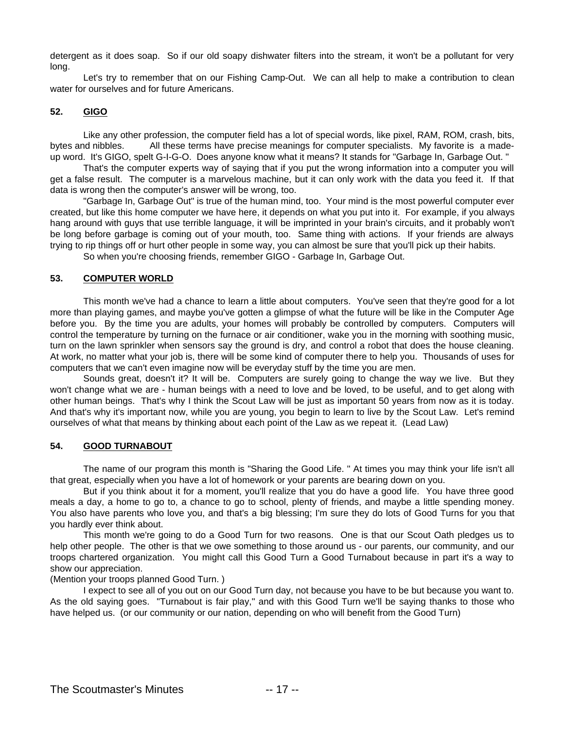detergent as it does soap. So if our old soapy dishwater filters into the stream, it won't be a pollutant for very long.

Let's try to remember that on our Fishing Camp-Out. We can all help to make a contribution to clean water for ourselves and for future Americans.

## 52. <u>GIGO</u>

Like any other profession, the computer field has a lot of special words, like pixel, RAM, ROM, crash, bits, bytes and nibbles. All these terms have precise meanings for computer specialists. My favorite is a made-up word. It's GIGO, spelt G-I-G-O. Does anyone know what it means? It stands for "Garbage In, Garbage Out. "

That's the computer experts way of saying that if you put the wrong information into a computer you will get a false result. The computer is a marvelous machine, but it can only work with the data you feed it. If that data is wrong then the computer's answer will be wrong, too.

"Garbage In, Garbage Out" is true of the human mind, too. Your mind is the most powerful computer ever created, but like this home computer we have here, it depends on what you put into it. For example, if you always hang around with guys that use terrible language, it will be imprinted in your brain's circuits, and it probably won't be long before garbage is coming out of your mouth, too. Same thing with actions. If your friends are always trying to rip things off or hurt other people in some way, you can almost be sure that you'll pick up their habits.

So when you're choosing friends, remember GIGO - Garbage In, Garbage Out.

## 53. <u>COMPUTER WORLD</u>

This month we've had a chance to learn a little about computers. You've seen that they're good for a lot more than playing games, and maybe you've gotten a glimpse of what the future will be like in the Computer Age before you. By the time you are adults, your homes will probably be controlled by computers. Computers will control the temperature by turning on the furnace or air conditioner, wake you in the morning with soothing music, turn on the lawn sprinkler when sensors say the ground is dry, and control a robot that does the house cleaning. At work, no matter what your job is, there will be some kind of computer there to help you. Thousands of uses for computers that we can't even imagine now will be everyday stuff by the time you are men.

Sounds great, doesn't it? It will be. Computers are surely going to change the way we live. But they won't change what we are - human beings with a need to love and be loved, to be useful, and to get along with other human beings. That's why I think the Scout Law will be just as important 50 years from now as it is today. And that's why it's important now, while you are young, you begin to learn to live by the Scout Law. Let's remind ourselves of what that means by thinking about each point of the Law as we repeat it. (Lead Law)

## 54. <u>GOOD TURNABOUT</u>

The name of our program this month is "Sharing the Good Life. " At times you may think your life isn't all that great, especially when you have a lot of homework or your parents are bearing down on you.

But if you think about it for a moment, you'll realize that you do have a good life. You have three good meals a day, a home to go to, a chance to go to school, plenty of friends, and maybe a little spending money. You also have parents who love you, and that's a big blessing; I'm sure they do lots of Good Turns for you that you hardly ever think about.

This month we're going to do a Good Turn for two reasons. One is that our Scout Oath pledges us to help other people. The other is that we owe something to those around us - our parents, our community, and our troops chartered organization. You might call this Good Turn a Good Turnabout because in part it's a way to show our appreciation.

(Mention your troops planned Good Turn. )

I expect to see all of you out on our Good Turn day, not because you have to be but because you want to. As the old saying goes. "Turnabout is fair play," and with this Good Turn we'll be saying thanks to those who have helped us. (or our community or our nation, depending on who will benefit from the Good Turn)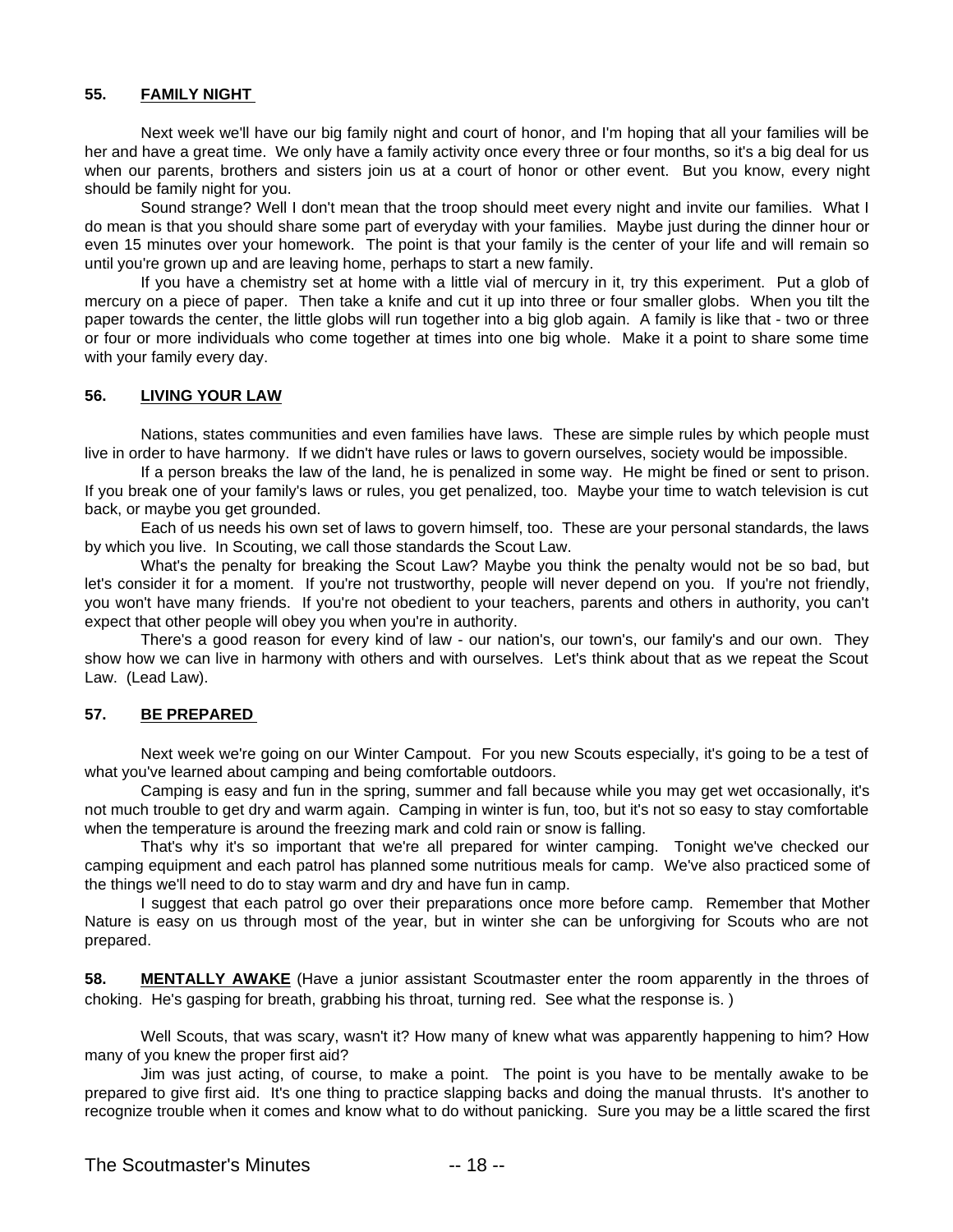**55. FAMILY NIGHT**

Next week we'll have our big family night and court of honor, and I'm hoping that all your families will be her and have a great time. We only have a family activity once every three or four months, so it's a big deal for us when our parents, brothers and sisters join us at a court of honor or other event. But you know, every night should be family night for you.

Sound strange? Well I don't mean that the troop should meet every night and invite our families. What I do mean is that you should share some part of everyday with your families. Maybe just during the dinner hour or even 15 minutes over your homework. The point is that your family is the center of your life and will remain so until you're grown up and are leaving home, perhaps to start a new family.

If you have a chemistry set at home with a little vial of mercury in it, try this experiment. Put a glob of mercury on a piece of paper. Then take a knife and cut it up into three or four smaller globs. When you tilt the paper towards the center, the little globs will run together into a big glob again. A family is like that - two or three or four or more individuals who come together at times into one big whole. Make it a point to share some time with your family every day.

**56. LIVING YOUR LAW**

Nations, states communities and even families have laws. These are simple rules by which people must live in order to have harmony. If we didn't have rules or laws to govern ourselves, society would be impossible.

If a person breaks the law of the land, he is penalized in some way. He might be fined or sent to prison. If you break one of your family's laws or rules, you get penalized, too. Maybe your time to watch television is cut back, or maybe you get grounded.

Each of us needs his own set of laws to govern himself, too. These are your personal standards, the laws by which you live. In Scouting, we call those standards the Scout Law.

What's the penalty for breaking the Scout Law? Maybe you think the penalty would not be so bad, but let's consider it for a moment. If you're not trustworthy, people will never depend on you. If you're not friendly, you won't have many friends. If you're not obedient to your teachers, parents and others in authority, you can't expect that other people will obey you when you're in authority.

There's a good reason for every kind of law - our nation's, our town's, our family's and our own. They show how we can live in harmony with others and with ourselves. Let's think about that as we repeat the Scout Law. (Lead Law).

**57. BE PREPARED**

Next week we're going on our Winter Campout. For you new Scouts especially, it's going to be a test of what you've learned about camping and being comfortable outdoors.

Camping is easy and fun in the spring, summer and fall because while you may get wet occasionally, it's not much trouble to get dry and warm again. Camping in winter is fun, too, but it's not so easy to stay comfortable when the temperature is around the freezing mark and cold rain or snow is falling.

That's why it's so important that we're all prepared for winter camping. Tonight we've checked our camping equipment and each patrol has planned some nutritious meals for camp. We've also practiced some of the things we'll need to do to stay warm and dry and have fun in camp.

I suggest that each patrol go over their preparations once more before camp. Remember that Mother Nature is easy on us through most of the year, but in winter she can be unforgiving for Scouts who are not prepared.

**58. MENTALLY AWAKE** (Have a junior assistant Scoutmaster enter the room apparently in the throes of choking. He's gasping for breath, grabbing his throat, turning red. See what the response is. )

Well Scouts, that was scary, wasn't it? How many of knew what was apparently happening to him? How many of you knew the proper first aid?

Jim was just acting, of course, to make a point. The point is you have to be mentally awake to be prepared to give first aid. It's one thing to practice slapping backs and doing the manual thrusts. It's another to recognize trouble when it comes and know what to do without panicking. Sure you may be a little scared the first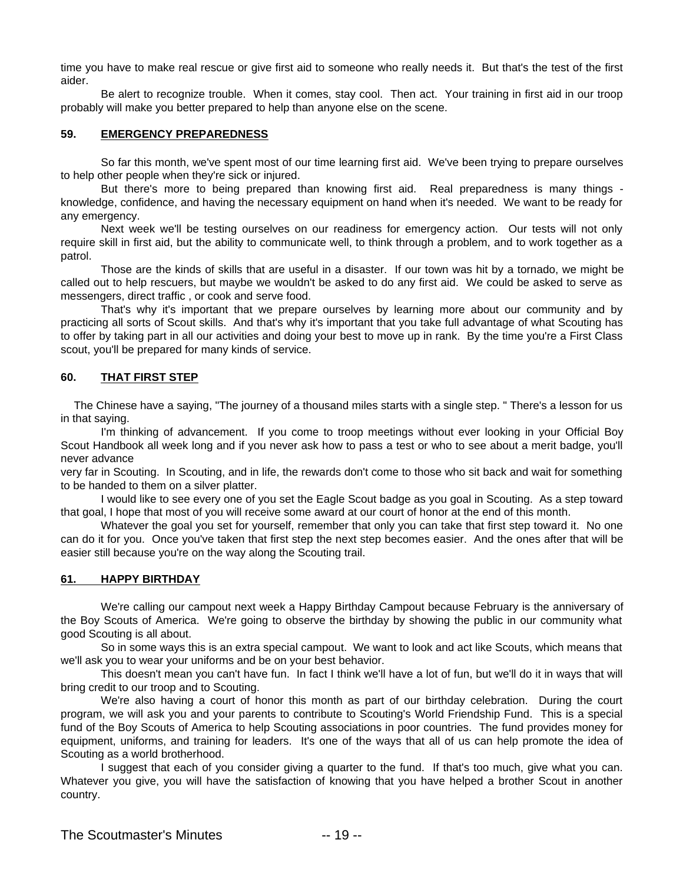time you have to make real rescue or give first aid to someone who really needs it. But that's the test of the first aider.

Be alert to recognize trouble. When it comes, stay cool. Then act. Your training in first aid in our troop probably will make you better prepared to help than anyone else on the scene.

## 59. EMERGENCY PREPAREDNESS

So far this month, we've spent most of our time learning first aid. We've been trying to prepare ourselves to help other people when they're sick or injured.

But there's more to being prepared than knowing first aid. Real preparedness is many things - knowledge, confidence, and having the necessary equipment on hand when it's needed. We want to be ready for any emergency.

Next week we'll be testing ourselves on our readiness for emergency action. Our tests will not only require skill in first aid, but the ability to communicate well, to think through a problem, and to work together as a patrol.

Those are the kinds of skills that are useful in a disaster. If our town was hit by a tornado, we might be called out to help rescuers, but maybe we wouldn't be asked to do any first aid. We could be asked to serve as messengers, direct traffic , or cook and serve food.

That's why it's important that we prepare ourselves by learning more about our community and by practicing all sorts of Scout skills. And that's why it's important that you take full advantage of what Scouting has to offer by taking part in all our activities and doing your best to move up in rank. By the time you're a First Class scout, you'll be prepared for many kinds of service.

## 60. THAT FIRST STEP

The Chinese have a saying, "The journey of a thousand miles starts with a single step. " There's a lesson for us in that saying.

I'm thinking of advancement. If you come to troop meetings without ever looking in your Official Boy Scout Handbook all week long and if you never ask how to pass a test or who to see about a merit badge, you'll never advance very far in Scouting. In Scouting, and in life, the rewards don't come to those who sit back and wait for something to be handed to them on a silver platter.

I would like to see every one of you set the Eagle Scout badge as you goal in Scouting. As a step toward that goal, I hope that most of you will receive some award at our court of honor at the end of this month.

Whatever the goal you set for yourself, remember that only you can take that first step toward it. No one can do it for you. Once you've taken that first step the next step becomes easier. And the ones after that will be easier still because you're on the way along the Scouting trail.

## 61. HAPPY BIRTHDAY

We're calling our campout next week a Happy Birthday Campout because February is the anniversary of the Boy Scouts of America. We're going to observe the birthday by showing the public in our community what good Scouting is all about.

So in some ways this is an extra special campout. We want to look and act like Scouts, which means that we'll ask you to wear your uniforms and be on your best behavior.

This doesn't mean you can't have fun. In fact I think we'll have a lot of fun, but we'll do it in ways that will bring credit to our troop and to Scouting.

We're also having a court of honor this month as part of our birthday celebration. During the court program, we will ask you and your parents to contribute to Scouting's World Friendship Fund. This is a special fund of the Boy Scouts of America to help Scouting associations in poor countries. The fund provides money for equipment, uniforms, and training for leaders. It's one of the ways that all of us can help promote the idea of Scouting as a world brotherhood.

I suggest that each of you consider giving a quarter to the fund. If that's too much, give what you can. Whatever you give, you will have the satisfaction of knowing that you have helped a brother Scout in another country.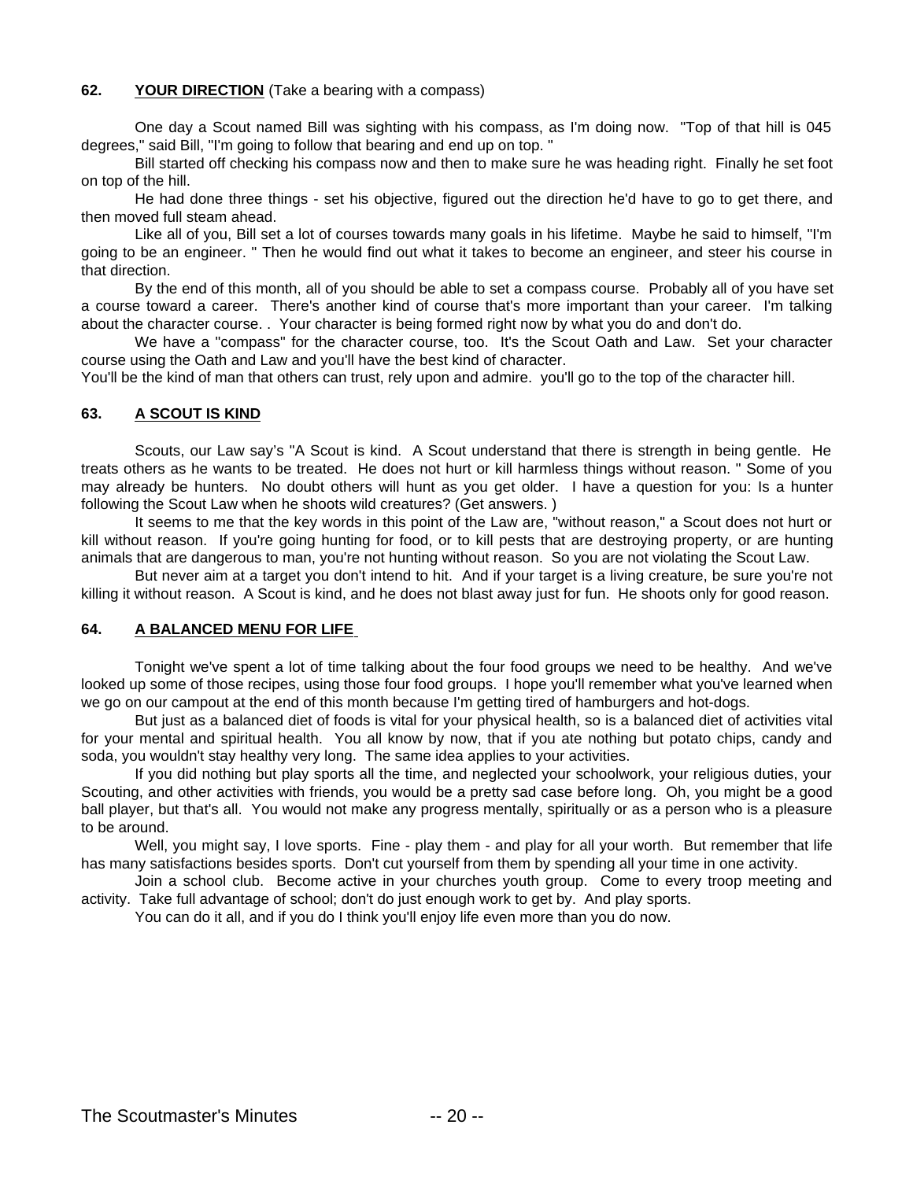**62. YOUR DIRECTION** (Take a bearing with a compass)

One day a Scout named Bill was sighting with his compass, as I'm doing now. "Top of that hill is 045 degrees," said Bill, "I'm going to follow that bearing and end up on top. "

Bill started off checking his compass now and then to make sure he was heading right. Finally he set foot on top of the hill.

He had done three things - set his objective, figured out the direction he'd have to go to get there, and then moved full steam ahead.

Like all of you, Bill set a lot of courses towards many goals in his lifetime. Maybe he said to himself, "I'm going to be an engineer. " Then he would find out what it takes to become an engineer, and steer his course in that direction.

By the end of this month, all of you should be able to set a compass course. Probably all of you have set a course toward a career. There's another kind of course that's more important than your career. I'm talking about the character course. . Your character is being formed right now by what you do and don't do.

We have a "compass" for the character course, too. It's the Scout Oath and Law. Set your character course using the Oath and Law and you'll have the best kind of character.

You'll be the kind of man that others can trust, rely upon and admire. you'll go to the top of the character hill.

**63. A SCOUT IS KIND**

Scouts, our Law say's "A Scout is kind. A Scout understand that there is strength in being gentle. He treats others as he wants to be treated. He does not hurt or kill harmless things without reason. " Some of you may already be hunters. No doubt others will hunt as you get older. I have a question for you: Is a hunter following the Scout Law when he shoots wild creatures? (Get answers. )

It seems to me that the key words in this point of the Law are, "without reason," a Scout does not hurt or kill without reason. If you're going hunting for food, or to kill pests that are destroying property, or are hunting animals that are dangerous to man, you're not hunting without reason. So you are not violating the Scout Law.

But never aim at a target you don't intend to hit. And if your target is a living creature, be sure you're not killing it without reason. A Scout is kind, and he does not blast away just for fun. He shoots only for good reason.

**64. A BALANCED MENU FOR LIFE**

Tonight we've spent a lot of time talking about the four food groups we need to be healthy. And we've looked up some of those recipes, using those four food groups. I hope you'll remember what you've learned when we go on our campout at the end of this month because I'm getting tired of hamburgers and hot-dogs.

But just as a balanced diet of foods is vital for your physical health, so is a balanced diet of activities vital for your mental and spiritual health. You all know by now, that if you ate nothing but potato chips, candy and soda, you wouldn't stay healthy very long. The same idea applies to your activities.

If you did nothing but play sports all the time, and neglected your schoolwork, your religious duties, your Scouting, and other activities with friends, you would be a pretty sad case before long. Oh, you might be a good ball player, but that's all. You would not make any progress mentally, spiritually or as a person who is a pleasure to be around.

Well, you might say, I love sports. Fine - play them - and play for all your worth. But remember that life has many satisfactions besides sports. Don't cut yourself from them by spending all your time in one activity.

Join a school club. Become active in your churches youth group. Come to every troop meeting and activity. Take full advantage of school; don't do just enough work to get by. And play sports.

You can do it all, and if you do I think you'll enjoy life even more than you do now.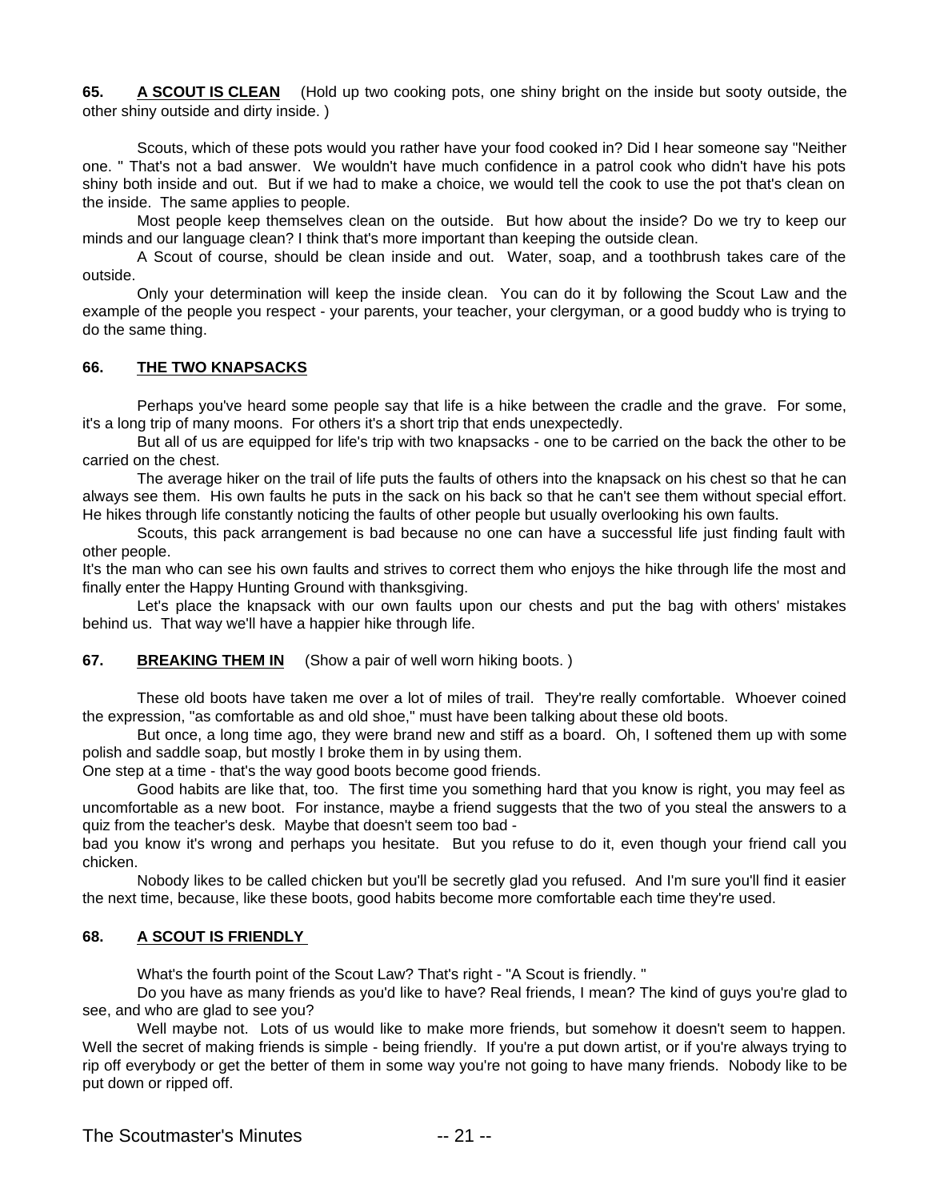**65. A SCOUT IS CLEAN** (Hold up two cooking pots, one shiny bright on the inside but sooty outside, the other shiny outside and dirty inside. )

Scouts, which of these pots would you rather have your food cooked in? Did I hear someone say "Neither one. " That's not a bad answer. We wouldn't have much confidence in a patrol cook who didn't have his pots shiny both inside and out. But if we had to make a choice, we would tell the cook to use the pot that's clean on the inside. The same applies to people.

Most people keep themselves clean on the outside. But how about the inside? Do we try to keep our minds and our language clean? I think that's more important than keeping the outside clean.

A Scout of course, should be clean inside and out. Water, soap, and a toothbrush takes care of the outside.

Only your determination will keep the inside clean. You can do it by following the Scout Law and the example of the people you respect - your parents, your teacher, your clergyman, or a good buddy who is trying to do the same thing.

**66. THE TWO KNAPSACKS**

Perhaps you've heard some people say that life is a hike between the cradle and the grave. For some, it's a long trip of many moons. For others it's a short trip that ends unexpectedly.

But all of us are equipped for life's trip with two knapsacks - one to be carried on the back the other to be carried on the chest.

The average hiker on the trail of life puts the faults of others into the knapsack on his chest so that he can always see them. His own faults he puts in the sack on his back so that he can't see them without special effort. He hikes through life constantly noticing the faults of other people but usually overlooking his own faults.

Scouts, this pack arrangement is bad because no one can have a successful life just finding fault with other people.

It's the man who can see his own faults and strives to correct them who enjoys the hike through life the most and finally enter the Happy Hunting Ground with thanksgiving.

Let's place the knapsack with our own faults upon our chests and put the bag with others' mistakes behind us. That way we'll have a happier hike through life.

**67. BREAKING THEM IN** (Show a pair of well worn hiking boots. )

These old boots have taken me over a lot of miles of trail. They're really comfortable. Whoever coined the expression, "as comfortable as and old shoe," must have been talking about these old boots.

But once, a long time ago, they were brand new and stiff as a board. Oh, I softened them up with some polish and saddle soap, but mostly I broke them in by using them.

One step at a time - that's the way good boots become good friends.

Good habits are like that, too. The first time you something hard that you know is right, you may feel as uncomfortable as a new boot. For instance, maybe a friend suggests that the two of you steal the answers to a quiz from the teacher's desk. Maybe that doesn't seem too bad -

bad you know it's wrong and perhaps you hesitate. But you refuse to do it, even though your friend call you chicken.

Nobody likes to be called chicken but you'll be secretly glad you refused. And I'm sure you'll find it easier the next time, because, like these boots, good habits become more comfortable each time they're used.

**68. A SCOUT IS FRIENDLY**

What's the fourth point of the Scout Law? That's right - "A Scout is friendly. "

Do you have as many friends as you'd like to have? Real friends, I mean? The kind of guys you're glad to see, and who are glad to see you?

Well maybe not. Lots of us would like to make more friends, but somehow it doesn't seem to happen. Well the secret of making friends is simple - being friendly. If you're a put down artist, or if you're always trying to rip off everybody or get the better of them in some way you're not going to have many friends. Nobody like to be put down or ripped off.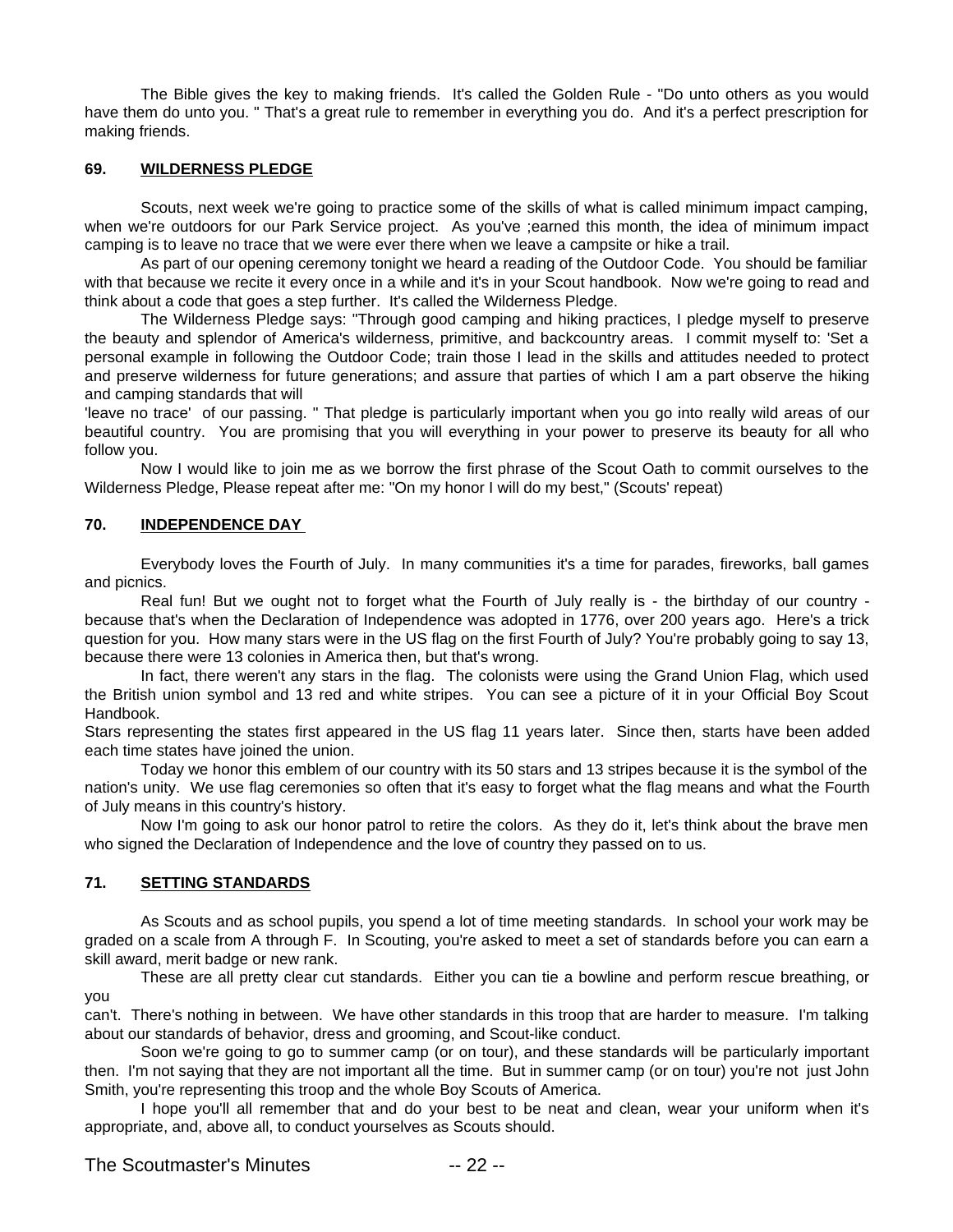The Bible gives the key to making friends. It's called the Golden Rule - "Do unto others as you would have them do unto you. " That's a great rule to remember in everything you do. And it's a perfect prescription for making friends.

**69. WILDERNESS PLEDGE**

Scouts, next week we're going to practice some of the skills of what is called minimum impact camping, when we're outdoors for our Park Service project. As you've ;earned this month, the idea of minimum impact camping is to leave no trace that we were ever there when we leave a campsite or hike a trail.

As part of our opening ceremony tonight we heard a reading of the Outdoor Code. You should be familiar with that because we recite it every once in a while and it's in your Scout handbook. Now we're going to read and think about a code that goes a step further. It's called the Wilderness Pledge.

The Wilderness Pledge says: "Through good camping and hiking practices, I pledge myself to preserve the beauty and splendor of America's wilderness, primitive, and backcountry areas. I commit myself to: 'Set a personal example in following the Outdoor Code; train those I lead in the skills and attitudes needed to protect and preserve wilderness for future generations; and assure that parties of which I am a part observe the hiking and camping standards that will 'leave no trace' of our passing. " That pledge is particularly important when you go into really wild areas of our beautiful country. You are promising that you will everything in your power to preserve its beauty for all who follow you.

Now I would like to join me as we borrow the first phrase of the Scout Oath to commit ourselves to the Wilderness Pledge, Please repeat after me: "On my honor I will do my best," (Scouts' repeat)

**70. INDEPENDENCE DAY**

Everybody loves the Fourth of July. In many communities it's a time for parades, fireworks, ball games and picnics.

Real fun! But we ought not to forget what the Fourth of July really is - the birthday of our country - because that's when the Declaration of Independence was adopted in 1776, over 200 years ago. Here's a trick question for you. How many stars were in the US flag on the first Fourth of July? You're probably going to say 13, because there were 13 colonies in America then, but that's wrong.

In fact, there weren't any stars in the flag. The colonists were using the Grand Union Flag, which used the British union symbol and 13 red and white stripes. You can see a picture of it in your Official Boy Scout Handbook.

Stars representing the states first appeared in the US flag 11 years later. Since then, starts have been added each time states have joined the union.

Today we honor this emblem of our country with its 50 stars and 13 stripes because it is the symbol of the nation's unity. We use flag ceremonies so often that it's easy to forget what the flag means and what the Fourth of July means in this country's history.

Now I'm going to ask our honor patrol to retire the colors. As they do it, let's think about the brave men who signed the Declaration of Independence and the love of country they passed on to us.

**71. SETTING STANDARDS**

As Scouts and as school pupils, you spend a lot of time meeting standards. In school your work may be graded on a scale from A through F. In Scouting, you're asked to meet a set of standards before you can earn a skill award, merit badge or new rank.

These are all pretty clear cut standards. Either you can tie a bowline and perform rescue breathing, or you can't. There's nothing in between. We have other standards in this troop that are harder to measure. I'm talking about our standards of behavior, dress and grooming, and Scout-like conduct.

Soon we're going to go to summer camp (or on tour), and these standards will be particularly important then. I'm not saying that they are not important all the time. But in summer camp (or on tour) you're not just John Smith, you're representing this troop and the whole Boy Scouts of America.

I hope you'll all remember that and do your best to be neat and clean, wear your uniform when it's appropriate, and, above all, to conduct yourselves as Scouts should.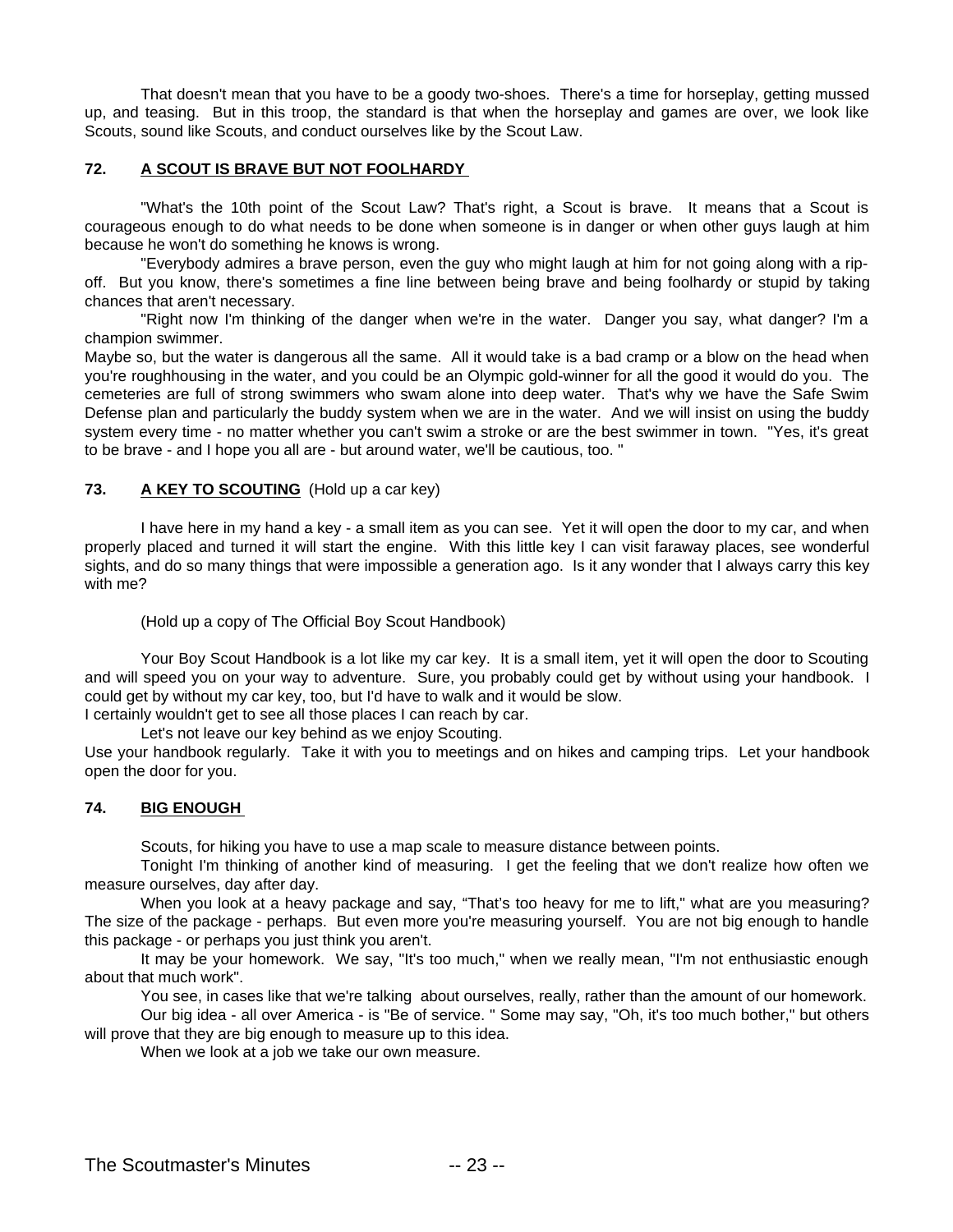That doesn't mean that you have to be a goody two-shoes. There's a time for horseplay, getting mussed up, and teasing. But in this troop, the standard is that when the horseplay and games are over, we look like Scouts, sound like Scouts, and conduct ourselves like by the Scout Law.

## 72. A SCOUT IS BRAVE BUT NOT FOOLHARDY

"What's the 10th point of the Scout Law? That's right, a Scout is brave. It means that a Scout is courageous enough to do what needs to be done when someone is in danger or when other guys laugh at him because he won't do something he knows is wrong.

"Everybody admires a brave person, even the guy who might laugh at him for not going along with a rip-off. But you know, there's sometimes a fine line between being brave and being foolhardy or stupid by taking chances that aren't necessary.

"Right now I'm thinking of the danger when we're in the water. Danger you say, what danger? I'm a champion swimmer.

Maybe so, but the water is dangerous all the same. All it would take is a bad cramp or a blow on the head when you're roughhousing in the water, and you could be an Olympic gold-winner for all the good it would do you. The cemeteries are full of strong swimmers who swam alone into deep water. That's why we have the Safe Swim Defense plan and particularly the buddy system when we are in the water. And we will insist on using the buddy system every time - no matter whether you can't swim a stroke or are the best swimmer in town. "Yes, it's great to be brave - and I hope you all are - but around water, we'll be cautious, too. "

## 73. A KEY TO SCOUTING (Hold up a car key)

I have here in my hand a key - a small item as you can see. Yet it will open the door to my car, and when properly placed and turned it will start the engine. With this little key I can visit faraway places, see wonderful sights, and do so many things that were impossible a generation ago. Is it any wonder that I always carry this key with me?

(Hold up a copy of The Official Boy Scout Handbook)

Your Boy Scout Handbook is a lot like my car key. It is a small item, yet it will open the door to Scouting and will speed you on your way to adventure. Sure, you probably could get by without using your handbook. I could get by without my car key, too, but I'd have to walk and it would be slow.

I certainly wouldn't get to see all those places I can reach by car.

Let's not leave our key behind as we enjoy Scouting.

Use your handbook regularly. Take it with you to meetings and on hikes and camping trips. Let your handbook open the door for you.

## 74. BIG ENOUGH

Scouts, for hiking you have to use a map scale to measure distance between points.

Tonight I'm thinking of another kind of measuring. I get the feeling that we don't realize how often we measure ourselves, day after day.

When you look at a heavy package and say, "That's too heavy for me to lift," what are you measuring? The size of the package - perhaps. But even more you're measuring yourself. You are not big enough to handle this package - or perhaps you just think you aren't.

It may be your homework. We say, "It's too much," when we really mean, "I'm not enthusiastic enough about that much work".

You see, in cases like that we're talking about ourselves, really, rather than the amount of our homework.

Our big idea - all over America - is "Be of service. " Some may say, "Oh, it's too much bother," but others will prove that they are big enough to measure up to this idea.

When we look at a job we take our own measure.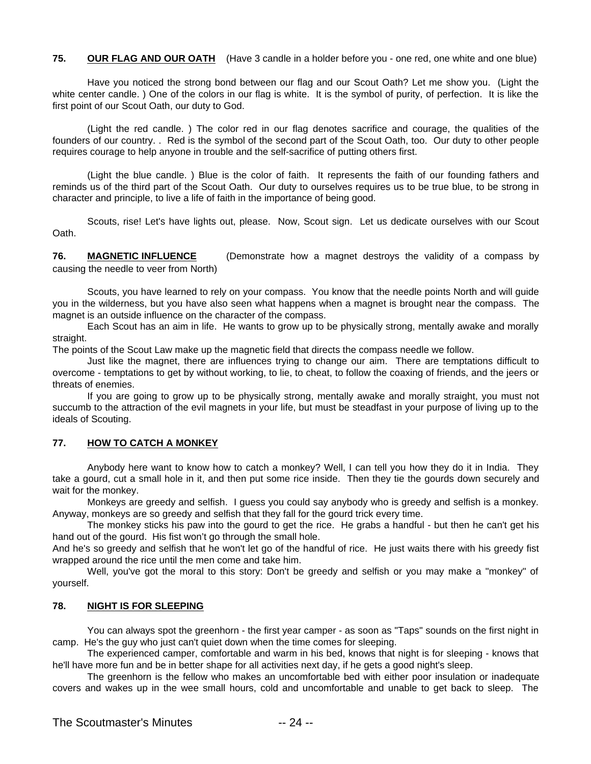**75. OUR FLAG AND OUR OATH** (Have 3 candle in a holder before you - one red, one white and one blue)

Have you noticed the strong bond between our flag and our Scout Oath? Let me show you. (Light the white center candle. ) One of the colors in our flag is white. It is the symbol of purity, of perfection. It is like the first point of our Scout Oath, our duty to God.

(Light the red candle. ) The color red in our flag denotes sacrifice and courage, the qualities of the founders of our country. . Red is the symbol of the second part of the Scout Oath, too. Our duty to other people requires courage to help anyone in trouble and the self-sacrifice of putting others first.

(Light the blue candle. ) Blue is the color of faith. It represents the faith of our founding fathers and reminds us of the third part of the Scout Oath. Our duty to ourselves requires us to be true blue, to be strong in character and principle, to live a life of faith in the importance of being good.

Scouts, rise! Let's have lights out, please. Now, Scout sign. Let us dedicate ourselves with our Scout Oath.

**76. MAGNETIC INFLUENCE** (Demonstrate how a magnet destroys the validity of a compass by causing the needle to veer from North)

Scouts, you have learned to rely on your compass. You know that the needle points North and will guide you in the wilderness, but you have also seen what happens when a magnet is brought near the compass. The magnet is an outside influence on the character of the compass.

Each Scout has an aim in life. He wants to grow up to be physically strong, mentally awake and morally straight.

The points of the Scout Law make up the magnetic field that directs the compass needle we follow.

Just like the magnet, there are influences trying to change our aim. There are temptations difficult to overcome - temptations to get by without working, to lie, to cheat, to follow the coaxing of friends, and the jeers or threats of enemies.

If you are going to grow up to be physically strong, mentally awake and morally straight, you must not succumb to the attraction of the evil magnets in your life, but must be steadfast in your purpose of living up to the ideals of Scouting.

**77. HOW TO CATCH A MONKEY**

Anybody here want to know how to catch a monkey? Well, I can tell you how they do it in India. They take a gourd, cut a small hole in it, and then put some rice inside. Then they tie the gourds down securely and wait for the monkey.

Monkeys are greedy and selfish. I guess you could say anybody who is greedy and selfish is a monkey. Anyway, monkeys are so greedy and selfish that they fall for the gourd trick every time.

The monkey sticks his paw into the gourd to get the rice. He grabs a handful - but then he can't get his hand out of the gourd. His fist won't go through the small hole.

And he's so greedy and selfish that he won't let go of the handful of rice. He just waits there with his greedy fist wrapped around the rice until the men come and take him.

Well, you've got the moral to this story: Don't be greedy and selfish or you may make a "monkey" of yourself.

**78. NIGHT IS FOR SLEEPING**

You can always spot the greenhorn - the first year camper - as soon as "Taps" sounds on the first night in camp. He's the guy who just can't quiet down when the time comes for sleeping.

The experienced camper, comfortable and warm in his bed, knows that night is for sleeping - knows that he'll have more fun and be in better shape for all activities next day, if he gets a good night's sleep.

The greenhorn is the fellow who makes an uncomfortable bed with either poor insulation or inadequate covers and wakes up in the wee small hours, cold and uncomfortable and unable to get back to sleep. The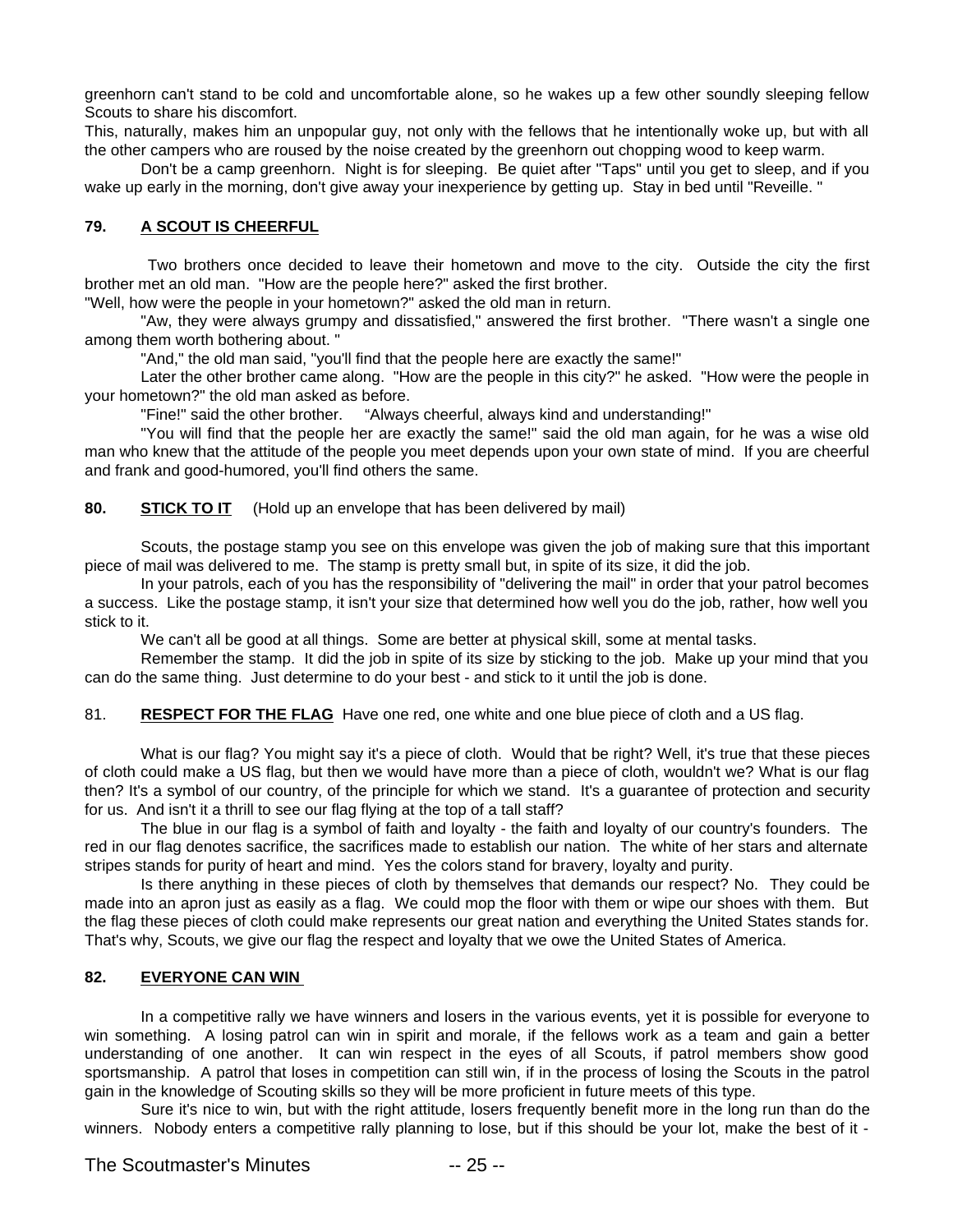greenhorn can't stand to be cold and uncomfortable alone, so he wakes up a few other soundly sleeping fellow Scouts to share his discomfort.

This, naturally, makes him an unpopular guy, not only with the fellows that he intentionally woke up, but with all the other campers who are roused by the noise created by the greenhorn out chopping wood to keep warm.

Don't be a camp greenhorn. Night is for sleeping. Be quiet after "Taps" until you get to sleep, and if you wake up early in the morning, don't give away your inexperience by getting up. Stay in bed until "Reveille. "

**79. A SCOUT IS CHEERFUL**

Two brothers once decided to leave their hometown and move to the city. Outside the city the first brother met an old man. "How are the people here?" asked the first brother.

"Well, how were the people in your hometown?" asked the old man in return.

"Aw, they were always grumpy and dissatisfied," answered the first brother. "There wasn't a single one among them worth bothering about. "

"And," the old man said, "you'll find that the people here are exactly the same!"

Later the other brother came along. "How are the people in this city?" he asked. "How were the people in your hometown?" the old man asked as before.

"Fine!" said the other brother. "Always cheerful, always kind and understanding!"

"You will find that the people her are exactly the same!" said the old man again, for he was a wise old man who knew that the attitude of the people you meet depends upon your own state of mind. If you are cheerful and frank and good-humored, you'll find others the same.

**80. STICK TO IT** (Hold up an envelope that has been delivered by mail)

Scouts, the postage stamp you see on this envelope was given the job of making sure that this important piece of mail was delivered to me. The stamp is pretty small but, in spite of its size, it did the job.

In your patrols, each of you has the responsibility of "delivering the mail" in order that your patrol becomes a success. Like the postage stamp, it isn't your size that determined how well you do the job, rather, how well you stick to it.

We can't all be good at all things. Some are better at physical skill, some at mental tasks.

Remember the stamp. It did the job in spite of its size by sticking to the job. Make up your mind that you can do the same thing. Just determine to do your best - and stick to it until the job is done.

81. **RESPECT FOR THE FLAG** Have one red, one white and one blue piece of cloth and a US flag.

What is our flag? You might say it's a piece of cloth. Would that be right? Well, it's true that these pieces of cloth could make a US flag, but then we would have more than a piece of cloth, wouldn't we? What is our flag then? It's a symbol of our country, of the principle for which we stand. It's a guarantee of protection and security for us. And isn't it a thrill to see our flag flying at the top of a tall staff?

The blue in our flag is a symbol of faith and loyalty - the faith and loyalty of our country's founders. The red in our flag denotes sacrifice, the sacrifices made to establish our nation. The white of her stars and alternate stripes stands for purity of heart and mind. Yes the colors stand for bravery, loyalty and purity.

Is there anything in these pieces of cloth by themselves that demands our respect? No. They could be made into an apron just as easily as a flag. We could mop the floor with them or wipe our shoes with them. But the flag these pieces of cloth could make represents our great nation and everything the United States stands for. That's why, Scouts, we give our flag the respect and loyalty that we owe the United States of America.

**82. EVERYONE CAN WIN**

In a competitive rally we have winners and losers in the various events, yet it is possible for everyone to win something. A losing patrol can win in spirit and morale, if the fellows work as a team and gain a better understanding of one another. It can win respect in the eyes of all Scouts, if patrol members show good sportsmanship. A patrol that loses in competition can still win, if in the process of losing the Scouts in the patrol gain in the knowledge of Scouting skills so they will be more proficient in future meets of this type.

Sure it's nice to win, but with the right attitude, losers frequently benefit more in the long run than do the winners. Nobody enters a competitive rally planning to lose, but if this should be your lot, make the best of it -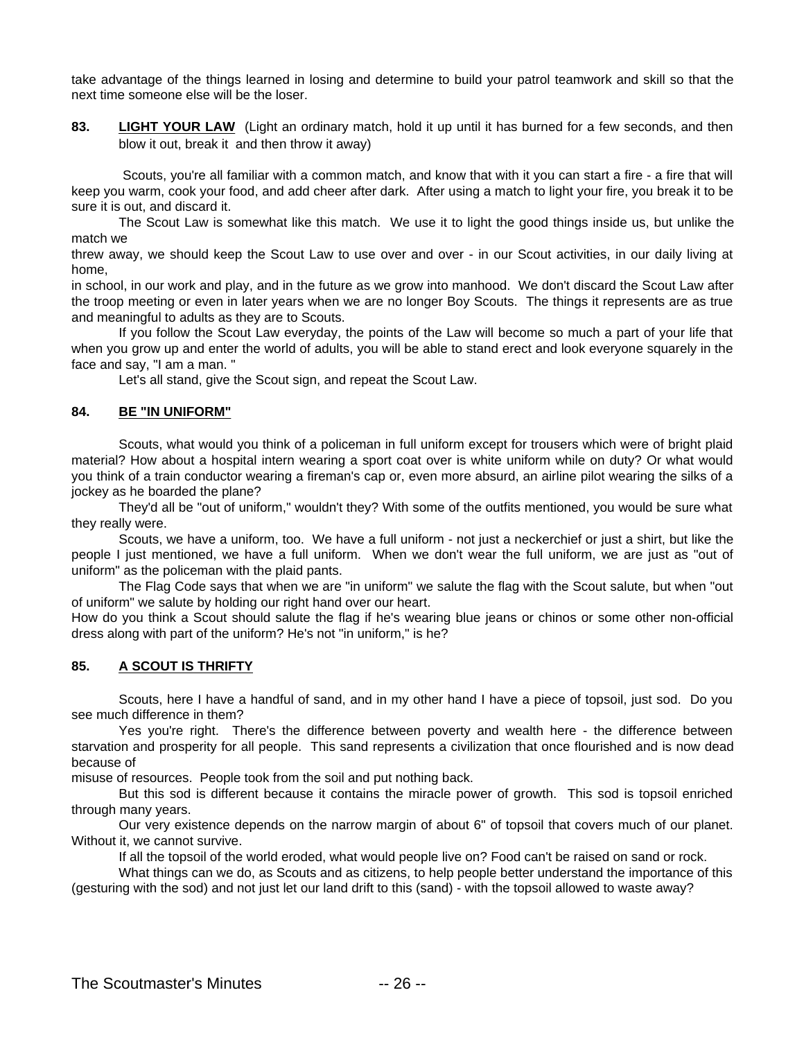take advantage of the things learned in losing and determine to build your patrol teamwork and skill so that the next time someone else will be the loser.

**83. <u>LIGHT YOUR LAW</u>** (Light an ordinary match, hold it up until it has burned for a few seconds, and then blow it out, break it and then throw it away)

Scouts, you're all familiar with a common match, and know that with it you can start a fire - a fire that will keep you warm, cook your food, and add cheer after dark. After using a match to light your fire, you break it to be sure it is out, and discard it.

The Scout Law is somewhat like this match. We use it to light the good things inside us, but unlike the match we threw away, we should keep the Scout Law to use over and over - in our Scout activities, in our daily living at home, in school, in our work and play, and in the future as we grow into manhood. We don't discard the Scout Law after the troop meeting or even in later years when we are no longer Boy Scouts. The things it represents are as true and meaningful to adults as they are to Scouts.

If you follow the Scout Law everyday, the points of the Law will become so much a part of your life that when you grow up and enter the world of adults, you will be able to stand erect and look everyone squarely in the face and say, "I am a man. "

Let's all stand, give the Scout sign, and repeat the Scout Law.

**84. <u>BE "IN UNIFORM"</u>**

Scouts, what would you think of a policeman in full uniform except for trousers which were of bright plaid material? How about a hospital intern wearing a sport coat over is white uniform while on duty? Or what would you think of a train conductor wearing a fireman's cap or, even more absurd, an airline pilot wearing the silks of a jockey as he boarded the plane?

They'd all be "out of uniform," wouldn't they? With some of the outfits mentioned, you would be sure what they really were.

Scouts, we have a uniform, too. We have a full uniform - not just a neckerchief or just a shirt, but like the people I just mentioned, we have a full uniform. When we don't wear the full uniform, we are just as "out of uniform" as the policeman with the plaid pants.

The Flag Code says that when we are "in uniform" we salute the flag with the Scout salute, but when "out of uniform" we salute by holding our right hand over our heart.

How do you think a Scout should salute the flag if he's wearing blue jeans or chinos or some other non-official dress along with part of the uniform? He's not "in uniform," is he?

**85. <u>A SCOUT IS THRIFTY</u>**

Scouts, here I have a handful of sand, and in my other hand I have a piece of topsoil, just sod. Do you see much difference in them?

Yes you're right. There's the difference between poverty and wealth here - the difference between starvation and prosperity for all people. This sand represents a civilization that once flourished and is now dead because of misuse of resources. People took from the soil and put nothing back.

But this sod is different because it contains the miracle power of growth. This sod is topsoil enriched through many years.

Our very existence depends on the narrow margin of about 6" of topsoil that covers much of our planet. Without it, we cannot survive.

If all the topsoil of the world eroded, what would people live on? Food can't be raised on sand or rock.

What things can we do, as Scouts and as citizens, to help people better understand the importance of this (gesturing with the sod) and not just let our land drift to this (sand) - with the topsoil allowed to waste away?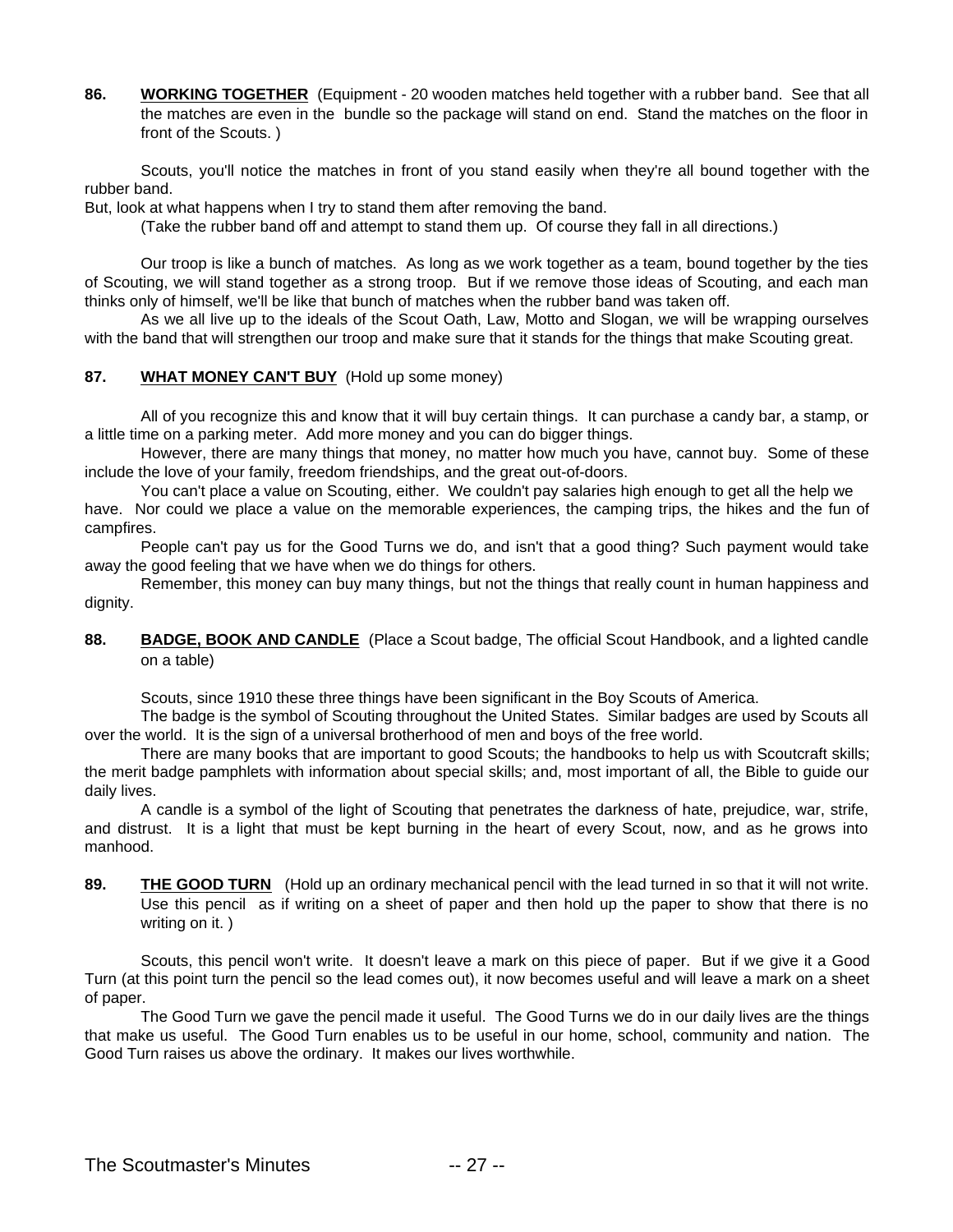**86. <u>WORKING TOGETHER</u>** (Equipment - 20 wooden matches held together with a rubber band. See that all the matches are even in the bundle so the package will stand on end. Stand the matches on the floor in front of the Scouts. )

Scouts, you'll notice the matches in front of you stand easily when they're all bound together with the rubber band.
But, look at what happens when I try to stand them after removing the band.

(Take the rubber band off and attempt to stand them up. Of course they fall in all directions.)

Our troop is like a bunch of matches. As long as we work together as a team, bound together by the ties of Scouting, we will stand together as a strong troop. But if we remove those ideas of Scouting, and each man thinks only of himself, we'll be like that bunch of matches when the rubber band was taken off.

As we all live up to the ideals of the Scout Oath, Law, Motto and Slogan, we will be wrapping ourselves with the band that will strengthen our troop and make sure that it stands for the things that make Scouting great.

**87. <u>WHAT MONEY CAN'T BUY</u>** (Hold up some money)

All of you recognize this and know that it will buy certain things. It can purchase a candy bar, a stamp, or a little time on a parking meter. Add more money and you can do bigger things.

However, there are many things that money, no matter how much you have, cannot buy. Some of these include the love of your family, freedom friendships, and the great out-of-doors.

You can't place a value on Scouting, either. We couldn't pay salaries high enough to get all the help we have. Nor could we place a value on the memorable experiences, the camping trips, the hikes and the fun of campfires.

People can't pay us for the Good Turns we do, and isn't that a good thing? Such payment would take away the good feeling that we have when we do things for others.

Remember, this money can buy many things, but not the things that really count in human happiness and dignity.

**88. <u>BADGE, BOOK AND CANDLE</u>** (Place a Scout badge, The official Scout Handbook, and a lighted candle on a table)

Scouts, since 1910 these three things have been significant in the Boy Scouts of America.

The badge is the symbol of Scouting throughout the United States. Similar badges are used by Scouts all over the world. It is the sign of a universal brotherhood of men and boys of the free world.

There are many books that are important to good Scouts; the handbooks to help us with Scoutcraft skills; the merit badge pamphlets with information about special skills; and, most important of all, the Bible to guide our daily lives.

A candle is a symbol of the light of Scouting that penetrates the darkness of hate, prejudice, war, strife, and distrust. It is a light that must be kept burning in the heart of every Scout, now, and as he grows into manhood.

**89. <u>THE GOOD TURN</u>** (Hold up an ordinary mechanical pencil with the lead turned in so that it will not write. Use this pencil as if writing on a sheet of paper and then hold up the paper to show that there is no writing on it. )

Scouts, this pencil won't write. It doesn't leave a mark on this piece of paper. But if we give it a Good Turn (at this point turn the pencil so the lead comes out), it now becomes useful and will leave a mark on a sheet of paper.

The Good Turn we gave the pencil made it useful. The Good Turns we do in our daily lives are the things that make us useful. The Good Turn enables us to be useful in our home, school, community and nation. The Good Turn raises us above the ordinary. It makes our lives worthwhile.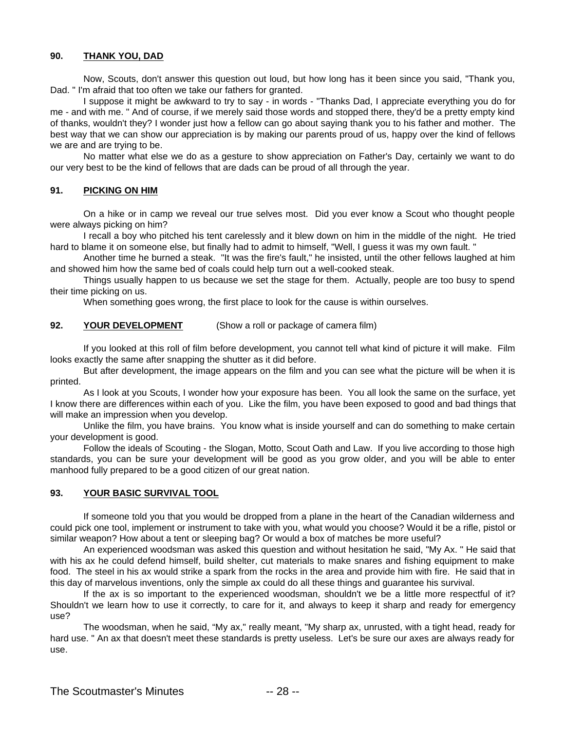### 90. THANK YOU, DAD

Now, Scouts, don't answer this question out loud, but how long has it been since you said, "Thank you, Dad. " I'm afraid that too often we take our fathers for granted.

I suppose it might be awkward to try to say - in words - "Thanks Dad, I appreciate everything you do for me - and with me. " And of course, if we merely said those words and stopped there, they'd be a pretty empty kind of thanks, wouldn't they? I wonder just how a fellow can go about saying thank you to his father and mother. The best way that we can show our appreciation is by making our parents proud of us, happy over the kind of fellows we are and are trying to be.

No matter what else we do as a gesture to show appreciation on Father's Day, certainly we want to do our very best to be the kind of fellows that are dads can be proud of all through the year.

### 91. PICKING ON HIM

On a hike or in camp we reveal our true selves most. Did you ever know a Scout who thought people were always picking on him?

I recall a boy who pitched his tent carelessly and it blew down on him in the middle of the night. He tried hard to blame it on someone else, but finally had to admit to himself, "Well, I guess it was my own fault. "

Another time he burned a steak. "It was the fire's fault," he insisted, until the other fellows laughed at him and showed him how the same bed of coals could help turn out a well-cooked steak.

Things usually happen to us because we set the stage for them. Actually, people are too busy to spend their time picking on us.

When something goes wrong, the first place to look for the cause is within ourselves.

### 92. YOUR DEVELOPMENT (Show a roll or package of camera film)

If you looked at this roll of film before development, you cannot tell what kind of picture it will make. Film looks exactly the same after snapping the shutter as it did before.

But after development, the image appears on the film and you can see what the picture will be when it is printed.

As I look at you Scouts, I wonder how your exposure has been. You all look the same on the surface, yet I know there are differences within each of you. Like the film, you have been exposed to good and bad things that will make an impression when you develop.

Unlike the film, you have brains. You know what is inside yourself and can do something to make certain your development is good.

Follow the ideals of Scouting - the Slogan, Motto, Scout Oath and Law. If you live according to those high standards, you can be sure your development will be good as you grow older, and you will be able to enter manhood fully prepared to be a good citizen of our great nation.

### 93. YOUR BASIC SURVIVAL TOOL

If someone told you that you would be dropped from a plane in the heart of the Canadian wilderness and could pick one tool, implement or instrument to take with you, what would you choose? Would it be a rifle, pistol or similar weapon? How about a tent or sleeping bag? Or would a box of matches be more useful?

An experienced woodsman was asked this question and without hesitation he said, "My Ax. " He said that with his ax he could defend himself, build shelter, cut materials to make snares and fishing equipment to make food. The steel in his ax would strike a spark from the rocks in the area and provide him with fire. He said that in this day of marvelous inventions, only the simple ax could do all these things and guarantee his survival.

If the ax is so important to the experienced woodsman, shouldn't we be a little more respectful of it? Shouldn't we learn how to use it correctly, to care for it, and always to keep it sharp and ready for emergency use?

The woodsman, when he said, "My ax," really meant, "My sharp ax, unrusted, with a tight head, ready for hard use. " An ax that doesn't meet these standards is pretty useless. Let's be sure our axes are always ready for use.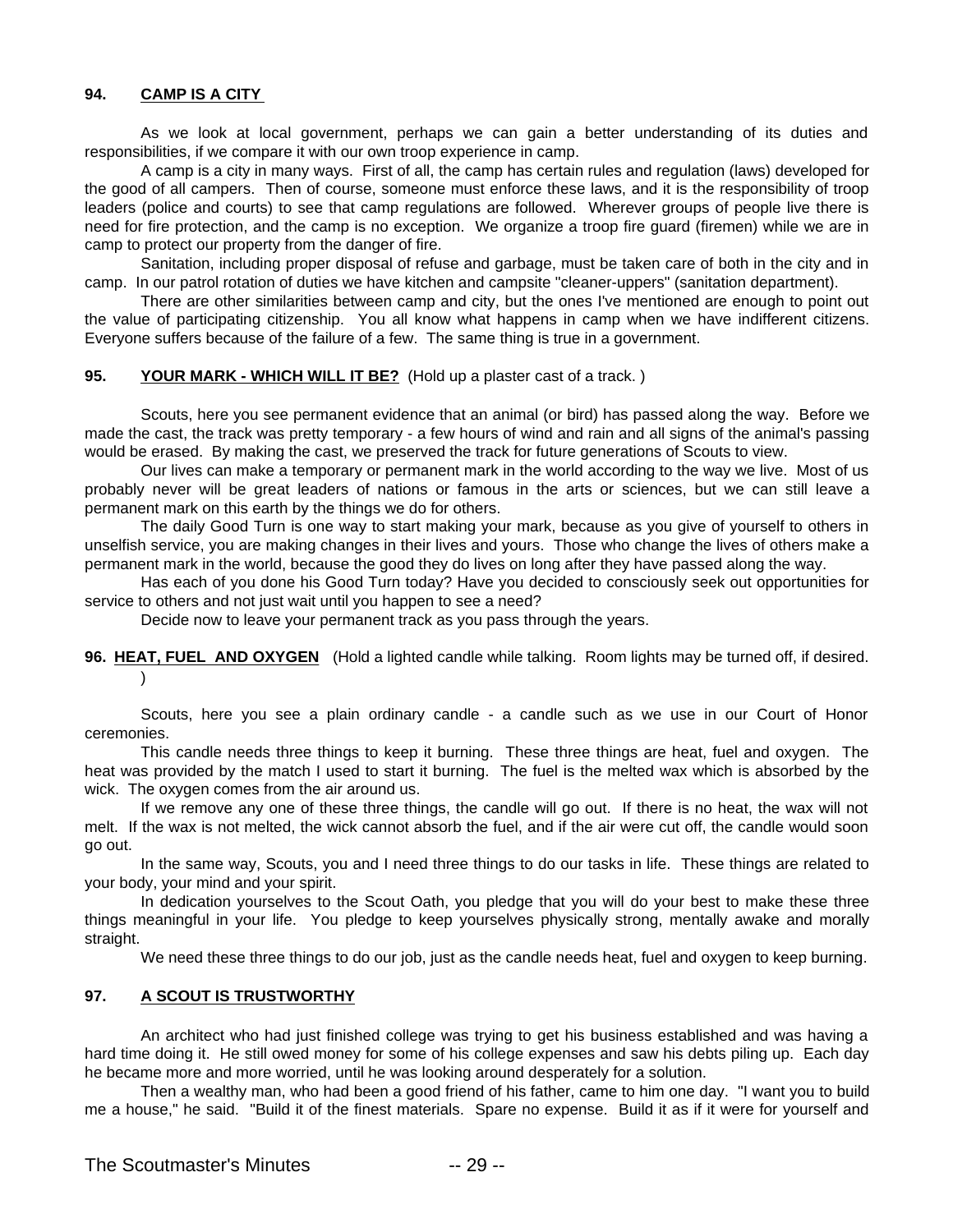### 94. CAMP IS A CITY

As we look at local government, perhaps we can gain a better understanding of its duties and responsibilities, if we compare it with our own troop experience in camp.

A camp is a city in many ways. First of all, the camp has certain rules and regulation (laws) developed for the good of all campers. Then of course, someone must enforce these laws, and it is the responsibility of troop leaders (police and courts) to see that camp regulations are followed. Wherever groups of people live there is need for fire protection, and the camp is no exception. We organize a troop fire guard (firemen) while we are in camp to protect our property from the danger of fire.

Sanitation, including proper disposal of refuse and garbage, must be taken care of both in the city and in camp. In our patrol rotation of duties we have kitchen and campsite "cleaner-uppers" (sanitation department).

There are other similarities between camp and city, but the ones I've mentioned are enough to point out the value of participating citizenship. You all know what happens in camp when we have indifferent citizens. Everyone suffers because of the failure of a few. The same thing is true in a government.

### 95. YOUR MARK - WHICH WILL IT BE? (Hold up a plaster cast of a track. )

Scouts, here you see permanent evidence that an animal (or bird) has passed along the way. Before we made the cast, the track was pretty temporary - a few hours of wind and rain and all signs of the animal's passing would be erased. By making the cast, we preserved the track for future generations of Scouts to view.

Our lives can make a temporary or permanent mark in the world according to the way we live. Most of us probably never will be great leaders of nations or famous in the arts or sciences, but we can still leave a permanent mark on this earth by the things we do for others.

The daily Good Turn is one way to start making your mark, because as you give of yourself to others in unselfish service, you are making changes in their lives and yours. Those who change the lives of others make a permanent mark in the world, because the good they do lives on long after they have passed along the way.

Has each of you done his Good Turn today? Have you decided to consciously seek out opportunities for service to others and not just wait until you happen to see a need?

Decide now to leave your permanent track as you pass through the years.

### 96. HEAT, FUEL AND OXYGEN (Hold a lighted candle while talking. Room lights may be turned off, if desired. )

Scouts, here you see a plain ordinary candle - a candle such as we use in our Court of Honor ceremonies.

This candle needs three things to keep it burning. These three things are heat, fuel and oxygen. The heat was provided by the match I used to start it burning. The fuel is the melted wax which is absorbed by the wick. The oxygen comes from the air around us.

If we remove any one of these three things, the candle will go out. If there is no heat, the wax will not melt. If the wax is not melted, the wick cannot absorb the fuel, and if the air were cut off, the candle would soon go out.

In the same way, Scouts, you and I need three things to do our tasks in life. These things are related to your body, your mind and your spirit.

In dedication yourselves to the Scout Oath, you pledge that you will do your best to make these three things meaningful in your life. You pledge to keep yourselves physically strong, mentally awake and morally straight.

We need these three things to do our job, just as the candle needs heat, fuel and oxygen to keep burning.

### 97. A SCOUT IS TRUSTWORTHY

An architect who had just finished college was trying to get his business established and was having a hard time doing it. He still owed money for some of his college expenses and saw his debts piling up. Each day he became more and more worried, until he was looking around desperately for a solution.

Then a wealthy man, who had been a good friend of his father, came to him one day. "I want you to build me a house," he said. "Build it of the finest materials. Spare no expense. Build it as if it were for yourself and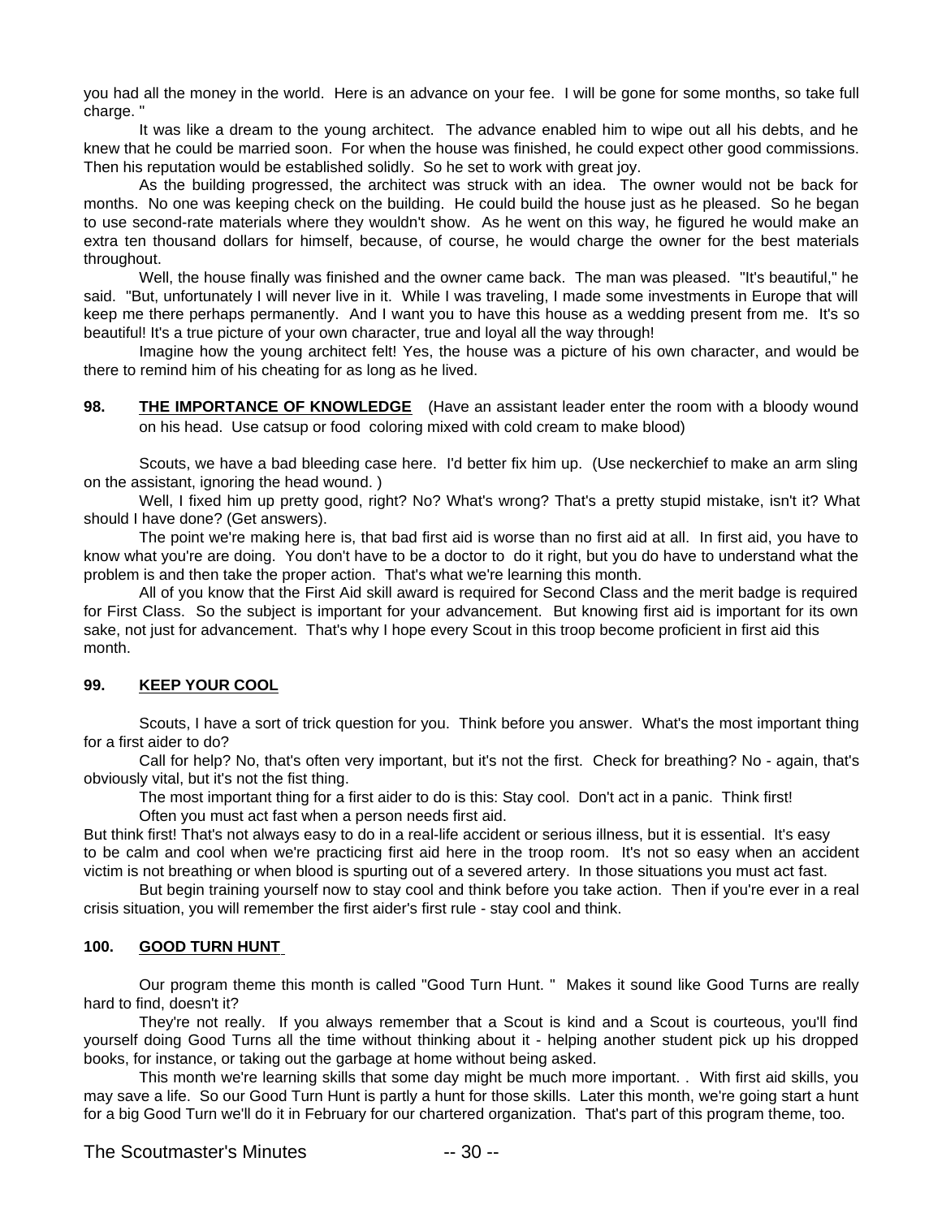you had all the money in the world. Here is an advance on your fee. I will be gone for some months, so take full charge. "

It was like a dream to the young architect. The advance enabled him to wipe out all his debts, and he knew that he could be married soon. For when the house was finished, he could expect other good commissions. Then his reputation would be established solidly. So he set to work with great joy.

As the building progressed, the architect was struck with an idea. The owner would not be back for months. No one was keeping check on the building. He could build the house just as he pleased. So he began to use second-rate materials where they wouldn't show. As he went on this way, he figured he would make an extra ten thousand dollars for himself, because, of course, he would charge the owner for the best materials throughout.

Well, the house finally was finished and the owner came back. The man was pleased. "It's beautiful," he said. "But, unfortunately I will never live in it. While I was traveling, I made some investments in Europe that will keep me there perhaps permanently. And I want you to have this house as a wedding present from me. It's so beautiful! It's a true picture of your own character, true and loyal all the way through!

Imagine how the young architect felt! Yes, the house was a picture of his own character, and would be there to remind him of his cheating for as long as he lived.

**98. THE IMPORTANCE OF KNOWLEDGE** (Have an assistant leader enter the room with a bloody wound on his head. Use catsup or food coloring mixed with cold cream to make blood)

Scouts, we have a bad bleeding case here. I'd better fix him up. (Use neckerchief to make an arm sling on the assistant, ignoring the head wound. )

Well, I fixed him up pretty good, right? No? What's wrong? That's a pretty stupid mistake, isn't it? What should I have done? (Get answers).

The point we're making here is, that bad first aid is worse than no first aid at all. In first aid, you have to know what you're are doing. You don't have to be a doctor to do it right, but you do have to understand what the problem is and then take the proper action. That's what we're learning this month.

All of you know that the First Aid skill award is required for Second Class and the merit badge is required for First Class. So the subject is important for your advancement. But knowing first aid is important for its own sake, not just for advancement. That's why I hope every Scout in this troop become proficient in first aid this month.

**99. KEEP YOUR COOL**

Scouts, I have a sort of trick question for you. Think before you answer. What's the most important thing for a first aider to do?

Call for help? No, that's often very important, but it's not the first. Check for breathing? No - again, that's obviously vital, but it's not the fist thing.

The most important thing for a first aider to do is this: Stay cool. Don't act in a panic. Think first!

Often you must act fast when a person needs first aid.
But think first! That's not always easy to do in a real-life accident or serious illness, but it is essential. It's easy to be calm and cool when we're practicing first aid here in the troop room. It's not so easy when an accident victim is not breathing or when blood is spurting out of a severed artery. In those situations you must act fast.

But begin training yourself now to stay cool and think before you take action. Then if you're ever in a real crisis situation, you will remember the first aider's first rule - stay cool and think.

**100. GOOD TURN HUNT**

Our program theme this month is called "Good Turn Hunt. " Makes it sound like Good Turns are really hard to find, doesn't it?

They're not really. If you always remember that a Scout is kind and a Scout is courteous, you'll find yourself doing Good Turns all the time without thinking about it - helping another student pick up his dropped books, for instance, or taking out the garbage at home without being asked.

This month we're learning skills that some day might be much more important. . With first aid skills, you may save a life. So our Good Turn Hunt is partly a hunt for those skills. Later this month, we're going start a hunt for a big Good Turn we'll do it in February for our chartered organization. That's part of this program theme, too.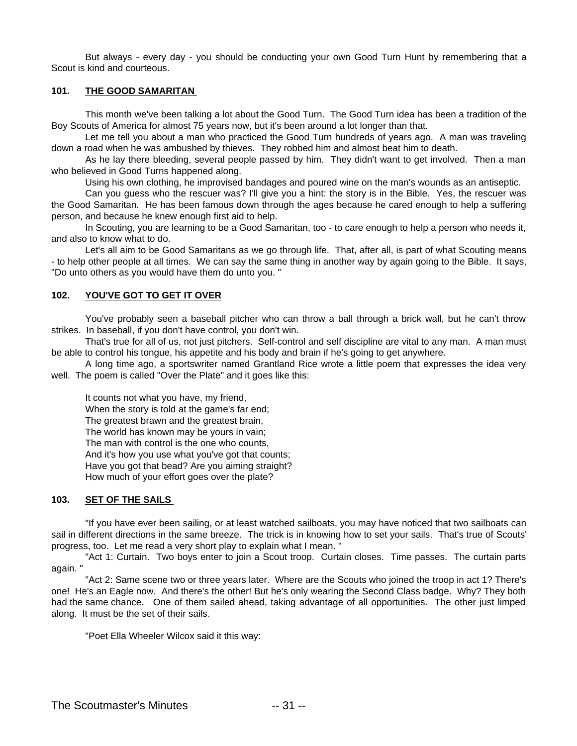But always - every day - you should be conducting your own Good Turn Hunt by remembering that a Scout is kind and courteous.

### 101. THE GOOD SAMARITAN

This month we've been talking a lot about the Good Turn. The Good Turn idea has been a tradition of the Boy Scouts of America for almost 75 years now, but it's been around a lot longer than that.

Let me tell you about a man who practiced the Good Turn hundreds of years ago. A man was traveling down a road when he was ambushed by thieves. They robbed him and almost beat him to death.

As he lay there bleeding, several people passed by him. They didn't want to get involved. Then a man who believed in Good Turns happened along.

Using his own clothing, he improvised bandages and poured wine on the man's wounds as an antiseptic.

Can you guess who the rescuer was? I'll give you a hint: the story is in the Bible. Yes, the rescuer was the Good Samaritan. He has been famous down through the ages because he cared enough to help a suffering person, and because he knew enough first aid to help.

In Scouting, you are learning to be a Good Samaritan, too - to care enough to help a person who needs it, and also to know what to do.

Let's all aim to be Good Samaritans as we go through life. That, after all, is part of what Scouting means - to help other people at all times. We can say the same thing in another way by again going to the Bible. It says, "Do unto others as you would have them do unto you. "

### 102. YOU'VE GOT TO GET IT OVER

You've probably seen a baseball pitcher who can throw a ball through a brick wall, but he can't throw strikes. In baseball, if you don't have control, you don't win.

That's true for all of us, not just pitchers. Self-control and self discipline are vital to any man. A man must be able to control his tongue, his appetite and his body and brain if he's going to get anywhere.

A long time ago, a sportswriter named Grantland Rice wrote a little poem that expresses the idea very well. The poem is called "Over the Plate" and it goes like this:

It counts not what you have, my friend,  
When the story is told at the game's far end;  
The greatest brawn and the greatest brain,  
The world has known may be yours in vain;  
The man with control is the one who counts,  
And it's how you use what you've got that counts;  
Have you got that bead? Are you aiming straight?  
How much of your effort goes over the plate?

### 103. SET OF THE SAILS

"If you have ever been sailing, or at least watched sailboats, you may have noticed that two sailboats can sail in different directions in the same breeze. The trick is in knowing how to set your sails. That's true of Scouts' progress, too. Let me read a very short play to explain what I mean. "

"Act 1: Curtain. Two boys enter to join a Scout troop. Curtain closes. Time passes. The curtain parts again. "

"Act 2: Same scene two or three years later. Where are the Scouts who joined the troop in act 1? There's one! He's an Eagle now. And there's the other! But he's only wearing the Second Class badge. Why? They both had the same chance. One of them sailed ahead, taking advantage of all opportunities. The other just limped along. It must be the set of their sails.

"Poet Ella Wheeler Wilcox said it this way: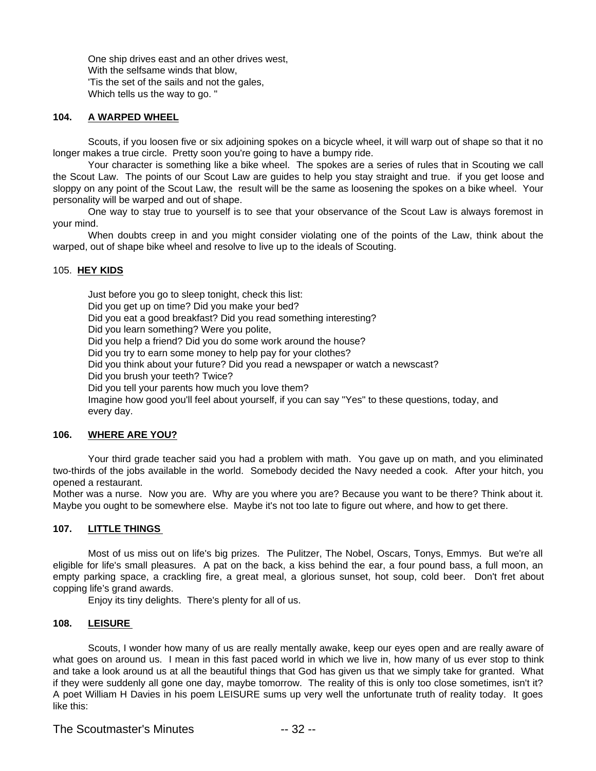One ship drives east and an other drives west,
With the selfsame winds that blow,
'Tis the set of the sails and not the gales,
Which tells us the way to go. "

**104. A WARPED WHEEL**

Scouts, if you loosen five or six adjoining spokes on a bicycle wheel, it will warp out of shape so that it no longer makes a true circle. Pretty soon you're going to have a bumpy ride.

Your character is something like a bike wheel. The spokes are a series of rules that in Scouting we call the Scout Law. The points of our Scout Law are guides to help you stay straight and true. if you get loose and sloppy on any point of the Scout Law, the result will be the same as loosening the spokes on a bike wheel. Your personality will be warped and out of shape.

One way to stay true to yourself is to see that your observance of the Scout Law is always foremost in your mind.

When doubts creep in and you might consider violating one of the points of the Law, think about the warped, out of shape bike wheel and resolve to live up to the ideals of Scouting.

105. **HEY KIDS**

Just before you go to sleep tonight, check this list:
Did you get up on time? Did you make your bed?
Did you eat a good breakfast? Did you read something interesting?
Did you learn something? Were you polite,
Did you help a friend? Did you do some work around the house?
Did you try to earn some money to help pay for your clothes?
Did you think about your future? Did you read a newspaper or watch a newscast?
Did you brush your teeth? Twice?
Did you tell your parents how much you love them?
Imagine how good you'll feel about yourself, if you can say "Yes" to these questions, today, and every day.

**106. WHERE ARE YOU?**

Your third grade teacher said you had a problem with math. You gave up on math, and you eliminated two-thirds of the jobs available in the world. Somebody decided the Navy needed a cook. After your hitch, you opened a restaurant.

Mother was a nurse. Now you are. Why are you where you are? Because you want to be there? Think about it. Maybe you ought to be somewhere else. Maybe it's not too late to figure out where, and how to get there.

**107. LITTLE THINGS**

Most of us miss out on life's big prizes. The Pulitzer, The Nobel, Oscars, Tonys, Emmys. But we're all eligible for life's small pleasures. A pat on the back, a kiss behind the ear, a four pound bass, a full moon, an empty parking space, a crackling fire, a great meal, a glorious sunset, hot soup, cold beer. Don't fret about copping life's grand awards.

Enjoy its tiny delights. There's plenty for all of us.

**108. LEISURE**

Scouts, I wonder how many of us are really mentally awake, keep our eyes open and are really aware of what goes on around us. I mean in this fast paced world in which we live in, how many of us ever stop to think and take a look around us at all the beautiful things that God has given us that we simply take for granted. What if they were suddenly all gone one day, maybe tomorrow. The reality of this is only too close sometimes, isn't it? A poet William H Davies in his poem LEISURE sums up very well the unfortunate truth of reality today. It goes like this: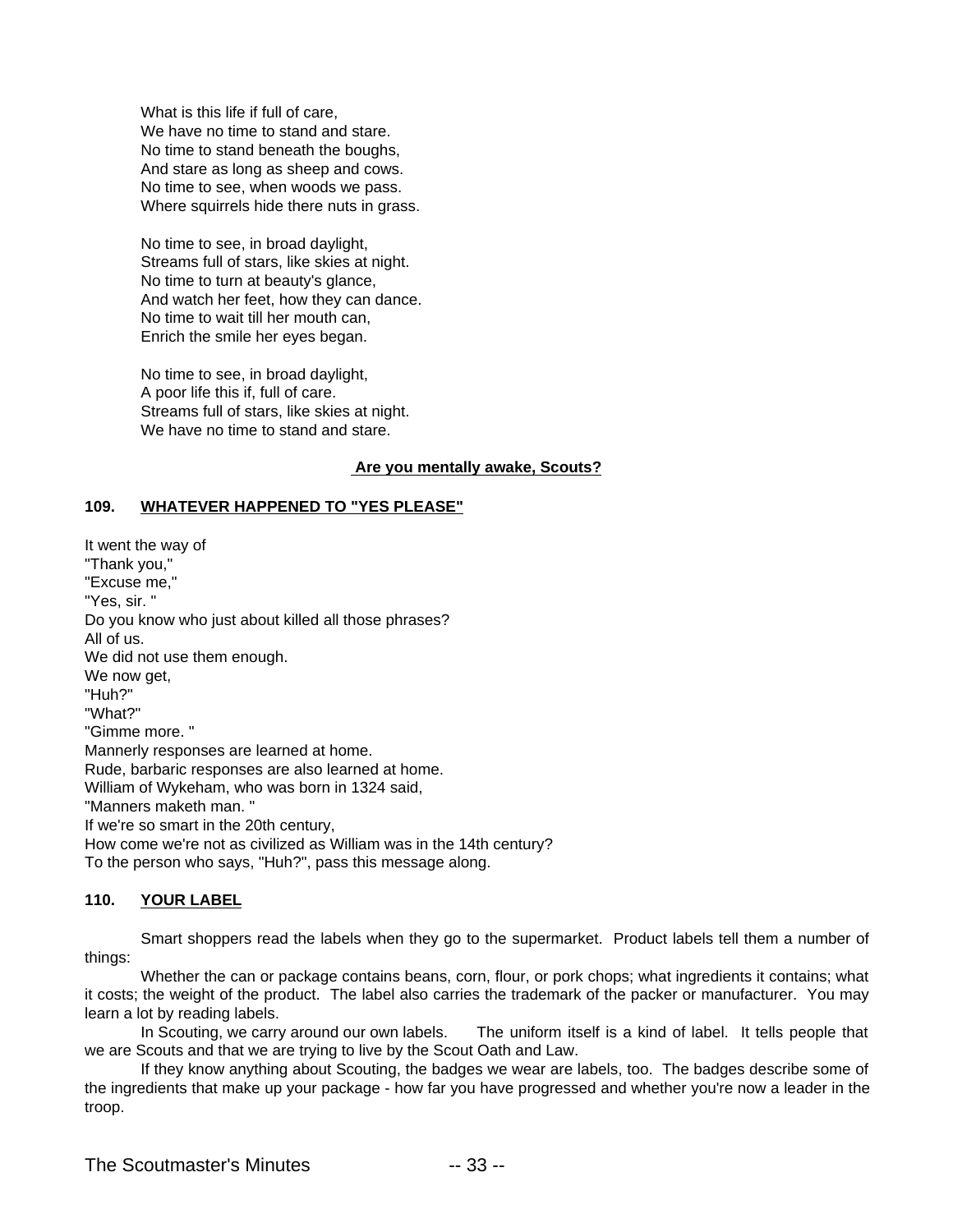What is this life if full of care,
We have no time to stand and stare.
No time to stand beneath the boughs,
And stare as long as sheep and cows.
No time to see, when woods we pass.
Where squirrels hide there nuts in grass.

No time to see, in broad daylight,
Streams full of stars, like skies at night.
No time to turn at beauty's glance,
And watch her feet, how they can dance.
No time to wait till her mouth can,
Enrich the smile her eyes began.

No time to see, in broad daylight,
A poor life this if, full of care.
Streams full of stars, like skies at night.
We have no time to stand and stare.

**Are you mentally awake, Scouts?**

## 109. WHATEVER HAPPENED TO "YES PLEASE"

It went the way of
"Thank you,"
"Excuse me,"
"Yes, sir. "
Do you know who just about killed all those phrases?
All of us.
We did not use them enough.
We now get,
"Huh?"
"What?"
"Gimme more. "
Mannerly responses are learned at home.
Rude, barbaric responses are also learned at home.
William of Wykeham, who was born in 1324 said,
"Manners maketh man. "
If we're so smart in the 20th century,
How come we're not as civilized as William was in the 14th century?
To the person who says, "Huh?", pass this message along.

## 110. YOUR LABEL

Smart shoppers read the labels when they go to the supermarket. Product labels tell them a number of things:

Whether the can or package contains beans, corn, flour, or pork chops; what ingredients it contains; what it costs; the weight of the product. The label also carries the trademark of the packer or manufacturer. You may learn a lot by reading labels.

In Scouting, we carry around our own labels. The uniform itself is a kind of label. It tells people that we are Scouts and that we are trying to live by the Scout Oath and Law.

If they know anything about Scouting, the badges we wear are labels, too. The badges describe some of the ingredients that make up your package - how far you have progressed and whether you're now a leader in the troop.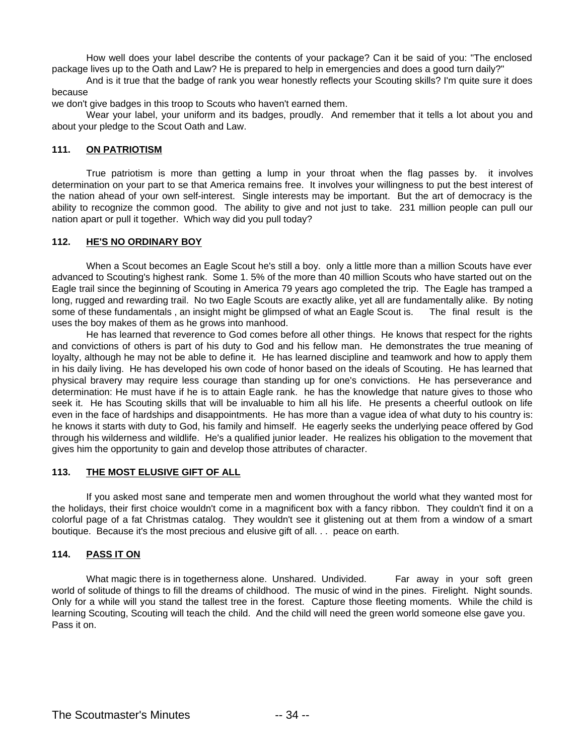How well does your label describe the contents of your package? Can it be said of you: "The enclosed package lives up to the Oath and Law? He is prepared to help in emergencies and does a good turn daily?"

And is it true that the badge of rank you wear honestly reflects your Scouting skills? I'm quite sure it does because
we don't give badges in this troop to Scouts who haven't earned them.

Wear your label, your uniform and its badges, proudly. And remember that it tells a lot about you and about your pledge to the Scout Oath and Law.

### 111. <u>ON PATRIOTISM</u>

True patriotism is more than getting a lump in your throat when the flag passes by. it involves determination on your part to se that America remains free. It involves your willingness to put the best interest of the nation ahead of your own self-interest. Single interests may be important. But the art of democracy is the ability to recognize the common good. The ability to give and not just to take. 231 million people can pull our nation apart or pull it together. Which way did you pull today?

### 112. <u>HE'S NO ORDINARY BOY</u>

When a Scout becomes an Eagle Scout he's still a boy. only a little more than a million Scouts have ever advanced to Scouting's highest rank. Some 1. 5% of the more than 40 million Scouts who have started out on the Eagle trail since the beginning of Scouting in America 79 years ago completed the trip. The Eagle has tramped a long, rugged and rewarding trail. No two Eagle Scouts are exactly alike, yet all are fundamentally alike. By noting some of these fundamentals , an insight might be glimpsed of what an Eagle Scout is. The final result is the uses the boy makes of them as he grows into manhood.

He has learned that reverence to God comes before all other things. He knows that respect for the rights and convictions of others is part of his duty to God and his fellow man. He demonstrates the true meaning of loyalty, although he may not be able to define it. He has learned discipline and teamwork and how to apply them in his daily living. He has developed his own code of honor based on the ideals of Scouting. He has learned that physical bravery may require less courage than standing up for one's convictions. He has perseverance and determination: He must have if he is to attain Eagle rank. he has the knowledge that nature gives to those who seek it. He has Scouting skills that will be invaluable to him all his life. He presents a cheerful outlook on life even in the face of hardships and disappointments. He has more than a vague idea of what duty to his country is: he knows it starts with duty to God, his family and himself. He eagerly seeks the underlying peace offered by God through his wilderness and wildlife. He's a qualified junior leader. He realizes his obligation to the movement that gives him the opportunity to gain and develop those attributes of character.

### 113. <u>THE MOST ELUSIVE GIFT OF ALL</u>

If you asked most sane and temperate men and women throughout the world what they wanted most for the holidays, their first choice wouldn't come in a magnificent box with a fancy ribbon. They couldn't find it on a colorful page of a fat Christmas catalog. They wouldn't see it glistening out at them from a window of a smart boutique. Because it's the most precious and elusive gift of all. . . peace on earth.

### 114. <u>PASS IT ON</u>

What magic there is in togetherness alone. Unshared. Undivided. Far away in your soft green world of solitude of things to fill the dreams of childhood. The music of wind in the pines. Firelight. Night sounds. Only for a while will you stand the tallest tree in the forest. Capture those fleeting moments. While the child is learning Scouting, Scouting will teach the child. And the child will need the green world someone else gave you. Pass it on.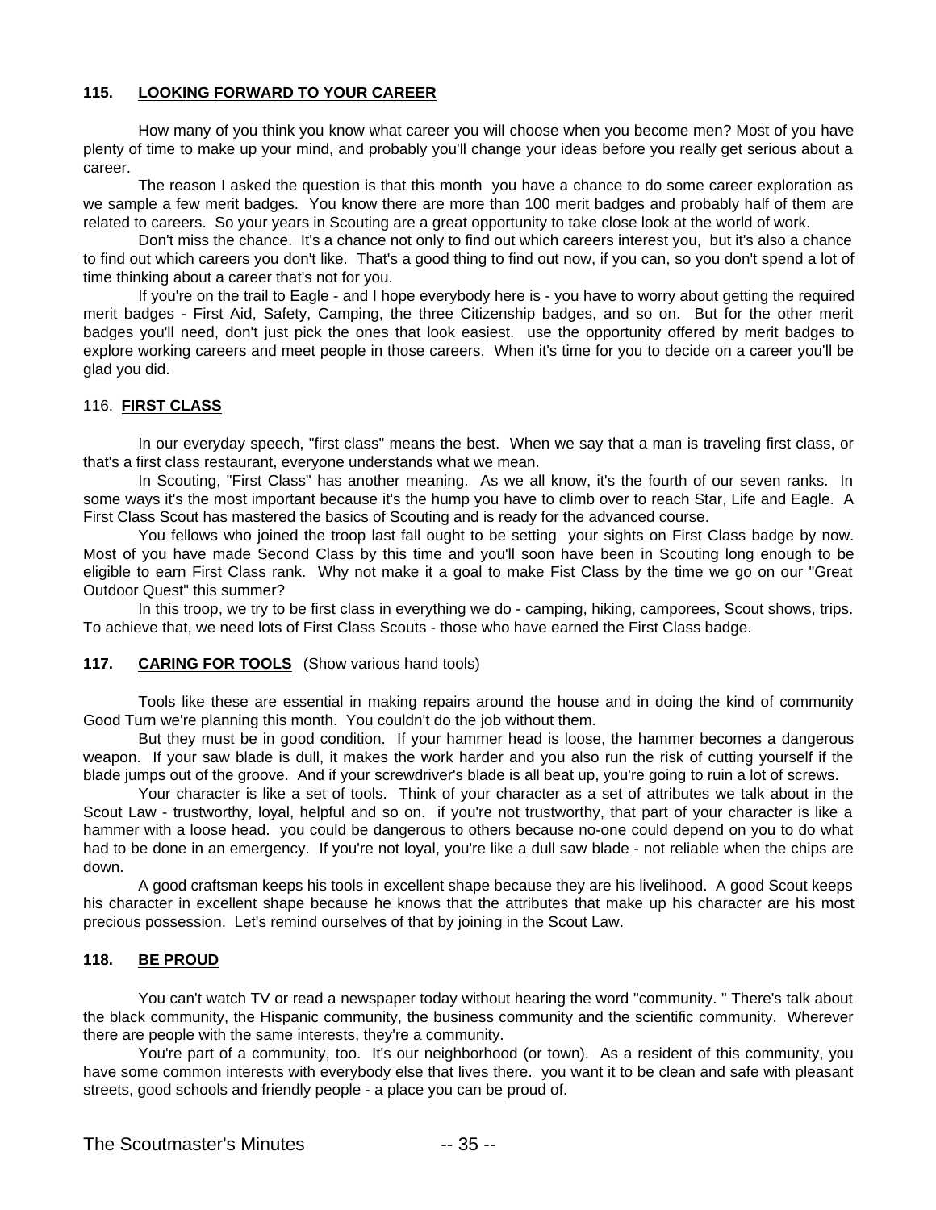### 115. LOOKING FORWARD TO YOUR CAREER

How many of you think you know what career you will choose when you become men? Most of you have plenty of time to make up your mind, and probably you'll change your ideas before you really get serious about a career.

The reason I asked the question is that this month you have a chance to do some career exploration as we sample a few merit badges. You know there are more than 100 merit badges and probably half of them are related to careers. So your years in Scouting are a great opportunity to take close look at the world of work.

Don't miss the chance. It's a chance not only to find out which careers interest you, but it's also a chance to find out which careers you don't like. That's a good thing to find out now, if you can, so you don't spend a lot of time thinking about a career that's not for you.

If you're on the trail to Eagle - and I hope everybody here is - you have to worry about getting the required merit badges - First Aid, Safety, Camping, the three Citizenship badges, and so on. But for the other merit badges you'll need, don't just pick the ones that look easiest. use the opportunity offered by merit badges to explore working careers and meet people in those careers. When it's time for you to decide on a career you'll be glad you did.

### 116. FIRST CLASS

In our everyday speech, "first class" means the best. When we say that a man is traveling first class, or that's a first class restaurant, everyone understands what we mean.

In Scouting, "First Class" has another meaning. As we all know, it's the fourth of our seven ranks. In some ways it's the most important because it's the hump you have to climb over to reach Star, Life and Eagle. A First Class Scout has mastered the basics of Scouting and is ready for the advanced course.

You fellows who joined the troop last fall ought to be setting your sights on First Class badge by now. Most of you have made Second Class by this time and you'll soon have been in Scouting long enough to be eligible to earn First Class rank. Why not make it a goal to make Fist Class by the time we go on our "Great Outdoor Quest" this summer?

In this troop, we try to be first class in everything we do - camping, hiking, camporees, Scout shows, trips. To achieve that, we need lots of First Class Scouts - those who have earned the First Class badge.

### 117. CARING FOR TOOLS (Show various hand tools)

Tools like these are essential in making repairs around the house and in doing the kind of community Good Turn we're planning this month. You couldn't do the job without them.

But they must be in good condition. If your hammer head is loose, the hammer becomes a dangerous weapon. If your saw blade is dull, it makes the work harder and you also run the risk of cutting yourself if the blade jumps out of the groove. And if your screwdriver's blade is all beat up, you're going to ruin a lot of screws.

Your character is like a set of tools. Think of your character as a set of attributes we talk about in the Scout Law - trustworthy, loyal, helpful and so on. if you're not trustworthy, that part of your character is like a hammer with a loose head. you could be dangerous to others because no-one could depend on you to do what had to be done in an emergency. If you're not loyal, you're like a dull saw blade - not reliable when the chips are down.

A good craftsman keeps his tools in excellent shape because they are his livelihood. A good Scout keeps his character in excellent shape because he knows that the attributes that make up his character are his most precious possession. Let's remind ourselves of that by joining in the Scout Law.

### 118. BE PROUD

You can't watch TV or read a newspaper today without hearing the word "community. " There's talk about the black community, the Hispanic community, the business community and the scientific community. Wherever there are people with the same interests, they're a community.

You're part of a community, too. It's our neighborhood (or town). As a resident of this community, you have some common interests with everybody else that lives there. you want it to be clean and safe with pleasant streets, good schools and friendly people - a place you can be proud of.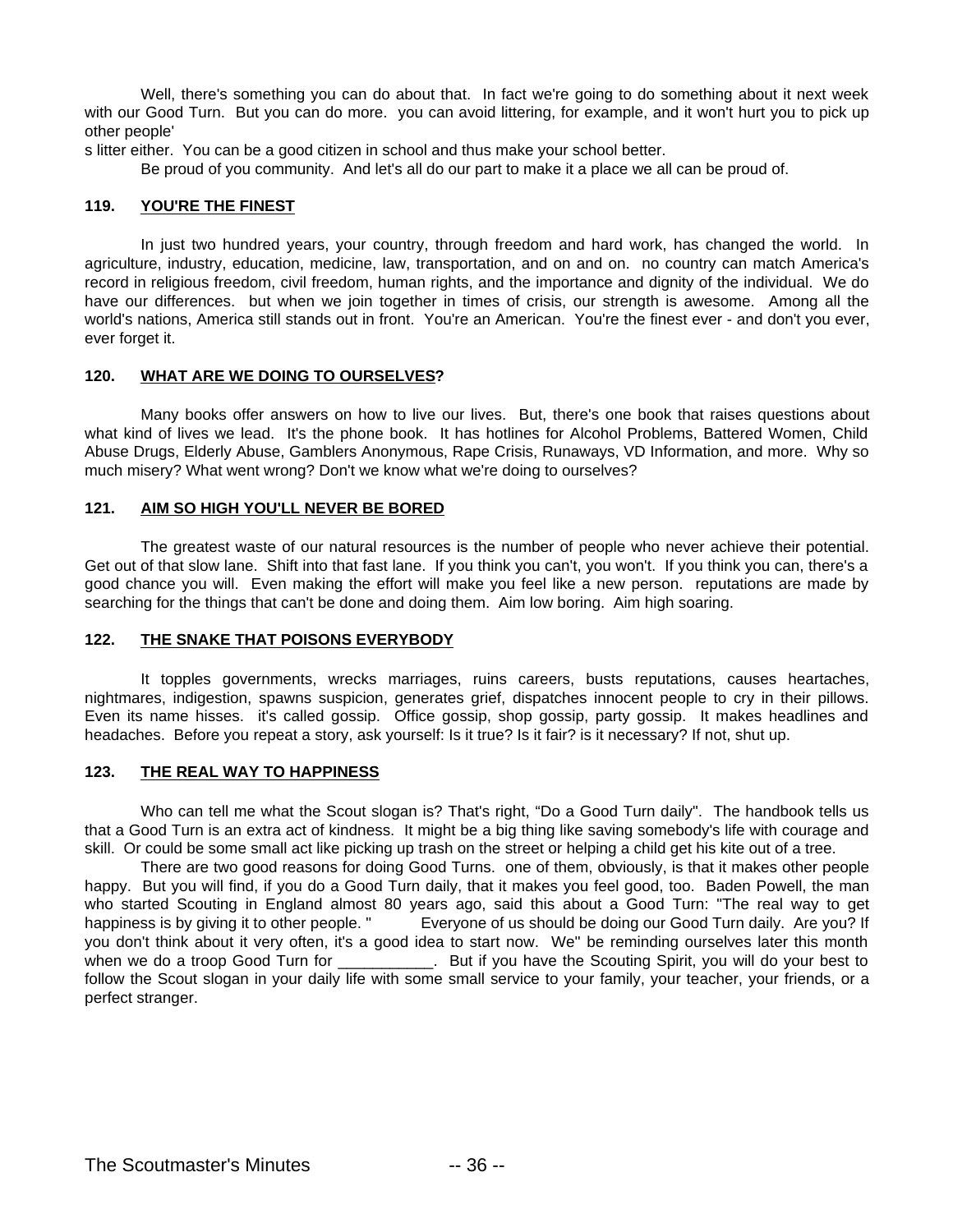Well, there's something you can do about that. In fact we're going to do something about it next week with our Good Turn. But you can do more. you can avoid littering, for example, and it won't hurt you to pick up other people's litter either. You can be a good citizen in school and thus make your school better.

Be proud of you community. And let's all do our part to make it a place we all can be proud of.

## 119. YOU'RE THE FINEST

In just two hundred years, your country, through freedom and hard work, has changed the world. In agriculture, industry, education, medicine, law, transportation, and on and on. no country can match America's record in religious freedom, civil freedom, human rights, and the importance and dignity of the individual. We do have our differences. but when we join together in times of crisis, our strength is awesome. Among all the world's nations, America still stands out in front. You're an American. You're the finest ever - and don't you ever, ever forget it.

## 120. WHAT ARE WE DOING TO OURSELVES?

Many books offer answers on how to live our lives. But, there's one book that raises questions about what kind of lives we lead. It's the phone book. It has hotlines for Alcohol Problems, Battered Women, Child Abuse Drugs, Elderly Abuse, Gamblers Anonymous, Rape Crisis, Runaways, VD Information, and more. Why so much misery? What went wrong? Don't we know what we're doing to ourselves?

## 121. AIM SO HIGH YOU'LL NEVER BE BORED

The greatest waste of our natural resources is the number of people who never achieve their potential. Get out of that slow lane. Shift into that fast lane. If you think you can't, you won't. If you think you can, there's a good chance you will. Even making the effort will make you feel like a new person. reputations are made by searching for the things that can't be done and doing them. Aim low boring. Aim high soaring.

## 122. THE SNAKE THAT POISONS EVERYBODY

It topples governments, wrecks marriages, ruins careers, busts reputations, causes heartaches, nightmares, indigestion, spawns suspicion, generates grief, dispatches innocent people to cry in their pillows. Even its name hisses. it's called gossip. Office gossip, shop gossip, party gossip. It makes headlines and headaches. Before you repeat a story, ask yourself: Is it true? Is it fair? is it necessary? If not, shut up.

## 123. THE REAL WAY TO HAPPINESS

Who can tell me what the Scout slogan is? That's right, "Do a Good Turn daily". The handbook tells us that a Good Turn is an extra act of kindness. It might be a big thing like saving somebody's life with courage and skill. Or could be some small act like picking up trash on the street or helping a child get his kite out of a tree.

There are two good reasons for doing Good Turns. one of them, obviously, is that it makes other people happy. But you will find, if you do a Good Turn daily, that it makes you feel good, too. Baden Powell, the man who started Scouting in England almost 80 years ago, said this about a Good Turn: "The real way to get happiness is by giving it to other people. " Everyone of us should be doing our Good Turn daily. Are you? If you don't think about it very often, it's a good idea to start now. We" be reminding ourselves later this month when we do a troop Good Turn for ___________. But if you have the Scouting Spirit, you will do your best to follow the Scout slogan in your daily life with some small service to your family, your teacher, your friends, or a perfect stranger.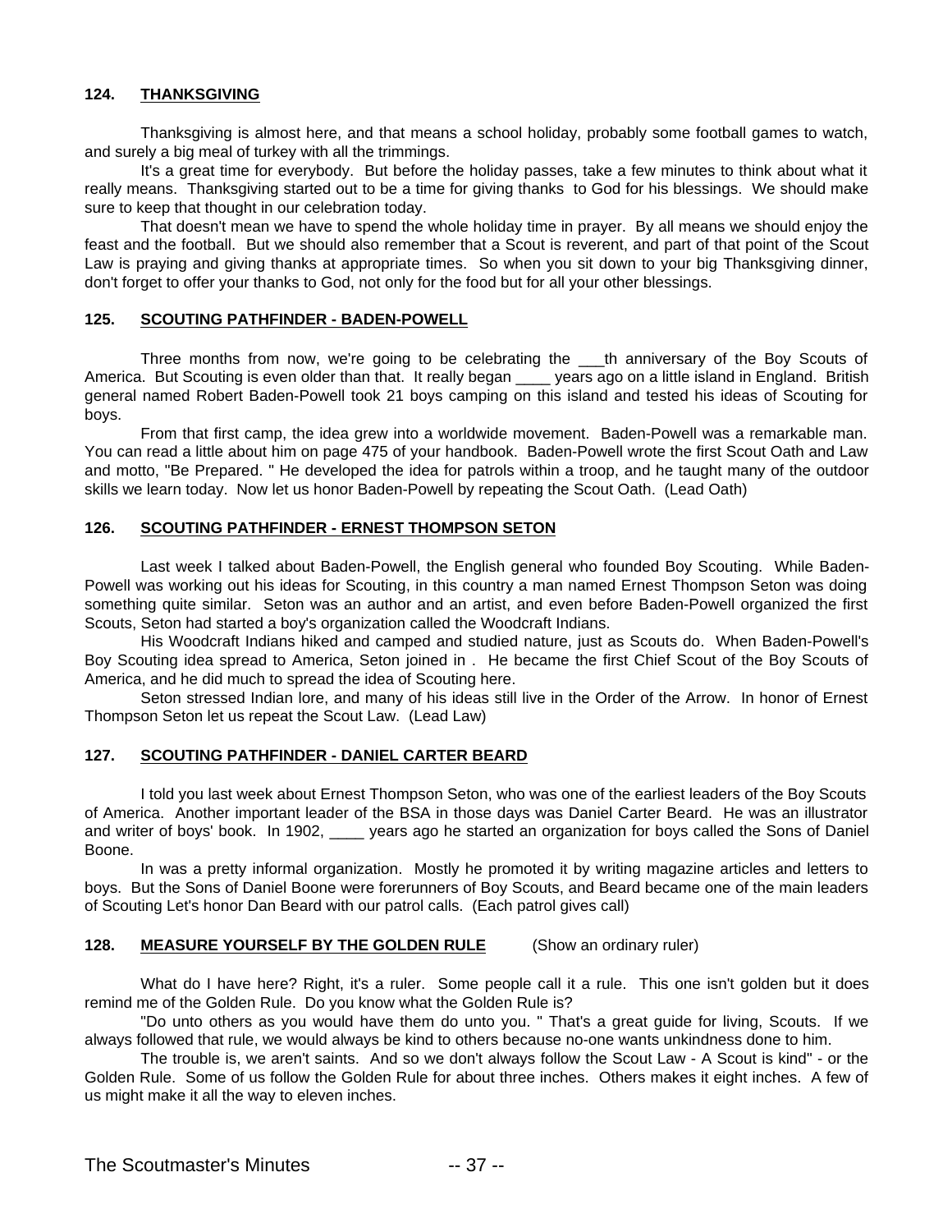## 124. THANKSGIVING

Thanksgiving is almost here, and that means a school holiday, probably some football games to watch, and surely a big meal of turkey with all the trimmings.

It's a great time for everybody. But before the holiday passes, take a few minutes to think about what it really means. Thanksgiving started out to be a time for giving thanks to God for his blessings. We should make sure to keep that thought in our celebration today.

That doesn't mean we have to spend the whole holiday time in prayer. By all means we should enjoy the feast and the football. But we should also remember that a Scout is reverent, and part of that point of the Scout Law is praying and giving thanks at appropriate times. So when you sit down to your big Thanksgiving dinner, don't forget to offer your thanks to God, not only for the food but for all your other blessings.

## 125. SCOUTING PATHFINDER - BADEN-POWELL

Three months from now, we're going to be celebrating the ___th anniversary of the Boy Scouts of America. But Scouting is even older than that. It really began ____ years ago on a little island in England. British general named Robert Baden-Powell took 21 boys camping on this island and tested his ideas of Scouting for boys.

From that first camp, the idea grew into a worldwide movement. Baden-Powell was a remarkable man. You can read a little about him on page 475 of your handbook. Baden-Powell wrote the first Scout Oath and Law and motto, "Be Prepared. " He developed the idea for patrols within a troop, and he taught many of the outdoor skills we learn today. Now let us honor Baden-Powell by repeating the Scout Oath. (Lead Oath)

## 126. SCOUTING PATHFINDER - ERNEST THOMPSON SETON

Last week I talked about Baden-Powell, the English general who founded Boy Scouting. While Baden-Powell was working out his ideas for Scouting, in this country a man named Ernest Thompson Seton was doing something quite similar. Seton was an author and an artist, and even before Baden-Powell organized the first Scouts, Seton had started a boy's organization called the Woodcraft Indians.

His Woodcraft Indians hiked and camped and studied nature, just as Scouts do. When Baden-Powell's Boy Scouting idea spread to America, Seton joined in . He became the first Chief Scout of the Boy Scouts of America, and he did much to spread the idea of Scouting here.

Seton stressed Indian lore, and many of his ideas still live in the Order of the Arrow. In honor of Ernest Thompson Seton let us repeat the Scout Law. (Lead Law)

## 127. SCOUTING PATHFINDER - DANIEL CARTER BEARD

I told you last week about Ernest Thompson Seton, who was one of the earliest leaders of the Boy Scouts of America. Another important leader of the BSA in those days was Daniel Carter Beard. He was an illustrator and writer of boys' book. In 1902, ____ years ago he started an organization for boys called the Sons of Daniel Boone.

In was a pretty informal organization. Mostly he promoted it by writing magazine articles and letters to boys. But the Sons of Daniel Boone were forerunners of Boy Scouts, and Beard became one of the main leaders of Scouting Let's honor Dan Beard with our patrol calls. (Each patrol gives call)

## 128. MEASURE YOURSELF BY THE GOLDEN RULE (Show an ordinary ruler)

What do I have here? Right, it's a ruler. Some people call it a rule. This one isn't golden but it does remind me of the Golden Rule. Do you know what the Golden Rule is?

"Do unto others as you would have them do unto you. " That's a great guide for living, Scouts. If we always followed that rule, we would always be kind to others because no-one wants unkindness done to him.

The trouble is, we aren't saints. And so we don't always follow the Scout Law - A Scout is kind" - or the Golden Rule. Some of us follow the Golden Rule for about three inches. Others makes it eight inches. A few of us might make it all the way to eleven inches.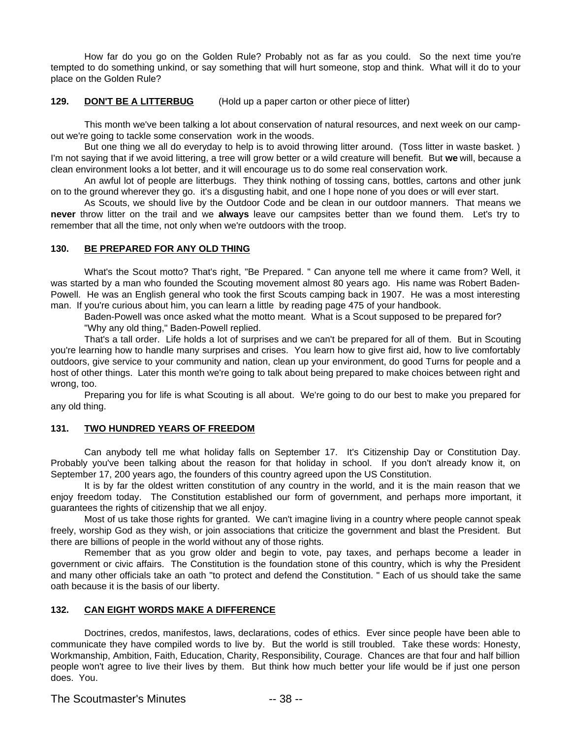How far do you go on the Golden Rule? Probably not as far as you could. So the next time you're tempted to do something unkind, or say something that will hurt someone, stop and think. What will it do to your place on the Golden Rule?

**129. DON'T BE A LITTERBUG** (Hold up a paper carton or other piece of litter)

This month we've been talking a lot about conservation of natural resources, and next week on our camp-out we're going to tackle some conservation work in the woods.

But one thing we all do everyday to help is to avoid throwing litter around. (Toss litter in waste basket. ) I'm not saying that if we avoid littering, a tree will grow better or a wild creature will benefit. But **we** will, because a clean environment looks a lot better, and it will encourage us to do some real conservation work.

An awful lot of people are litterbugs. They think nothing of tossing cans, bottles, cartons and other junk on to the ground wherever they go. it's a disgusting habit, and one I hope none of you does or will ever start.

As Scouts, we should live by the Outdoor Code and be clean in our outdoor manners. That means we **never** throw litter on the trail and we **always** leave our campsites better than we found them. Let's try to remember that all the time, not only when we're outdoors with the troop.

**130. BE PREPARED FOR ANY OLD THING**

What's the Scout motto? That's right, "Be Prepared. " Can anyone tell me where it came from? Well, it was started by a man who founded the Scouting movement almost 80 years ago. His name was Robert Baden-Powell. He was an English general who took the first Scouts camping back in 1907. He was a most interesting man. If you're curious about him, you can learn a little by reading page 475 of your handbook.

Baden-Powell was once asked what the motto meant. What is a Scout supposed to be prepared for?

"Why any old thing," Baden-Powell replied.

That's a tall order. Life holds a lot of surprises and we can't be prepared for all of them. But in Scouting you're learning how to handle many surprises and crises. You learn how to give first aid, how to live comfortably outdoors, give service to your community and nation, clean up your environment, do good Turns for people and a host of other things. Later this month we're going to talk about being prepared to make choices between right and wrong, too.

Preparing you for life is what Scouting is all about. We're going to do our best to make you prepared for any old thing.

**131. TWO HUNDRED YEARS OF FREEDOM**

Can anybody tell me what holiday falls on September 17. It's Citizenship Day or Constitution Day. Probably you've been talking about the reason for that holiday in school. If you don't already know it, on September 17, 200 years ago, the founders of this country agreed upon the US Constitution.

It is by far the oldest written constitution of any country in the world, and it is the main reason that we enjoy freedom today. The Constitution established our form of government, and perhaps more important, it guarantees the rights of citizenship that we all enjoy.

Most of us take those rights for granted. We can't imagine living in a country where people cannot speak freely, worship God as they wish, or join associations that criticize the government and blast the President. But there are billions of people in the world without any of those rights.

Remember that as you grow older and begin to vote, pay taxes, and perhaps become a leader in government or civic affairs. The Constitution is the foundation stone of this country, which is why the President and many other officials take an oath "to protect and defend the Constitution. " Each of us should take the same oath because it is the basis of our liberty.

**132. CAN EIGHT WORDS MAKE A DIFFERENCE**

Doctrines, credos, manifestos, laws, declarations, codes of ethics. Ever since people have been able to communicate they have compiled words to live by. But the world is still troubled. Take these words: Honesty, Workmanship, Ambition, Faith, Education, Charity, Responsibility, Courage. Chances are that four and half billion people won't agree to live their lives by them. But think how much better your life would be if just one person does. You.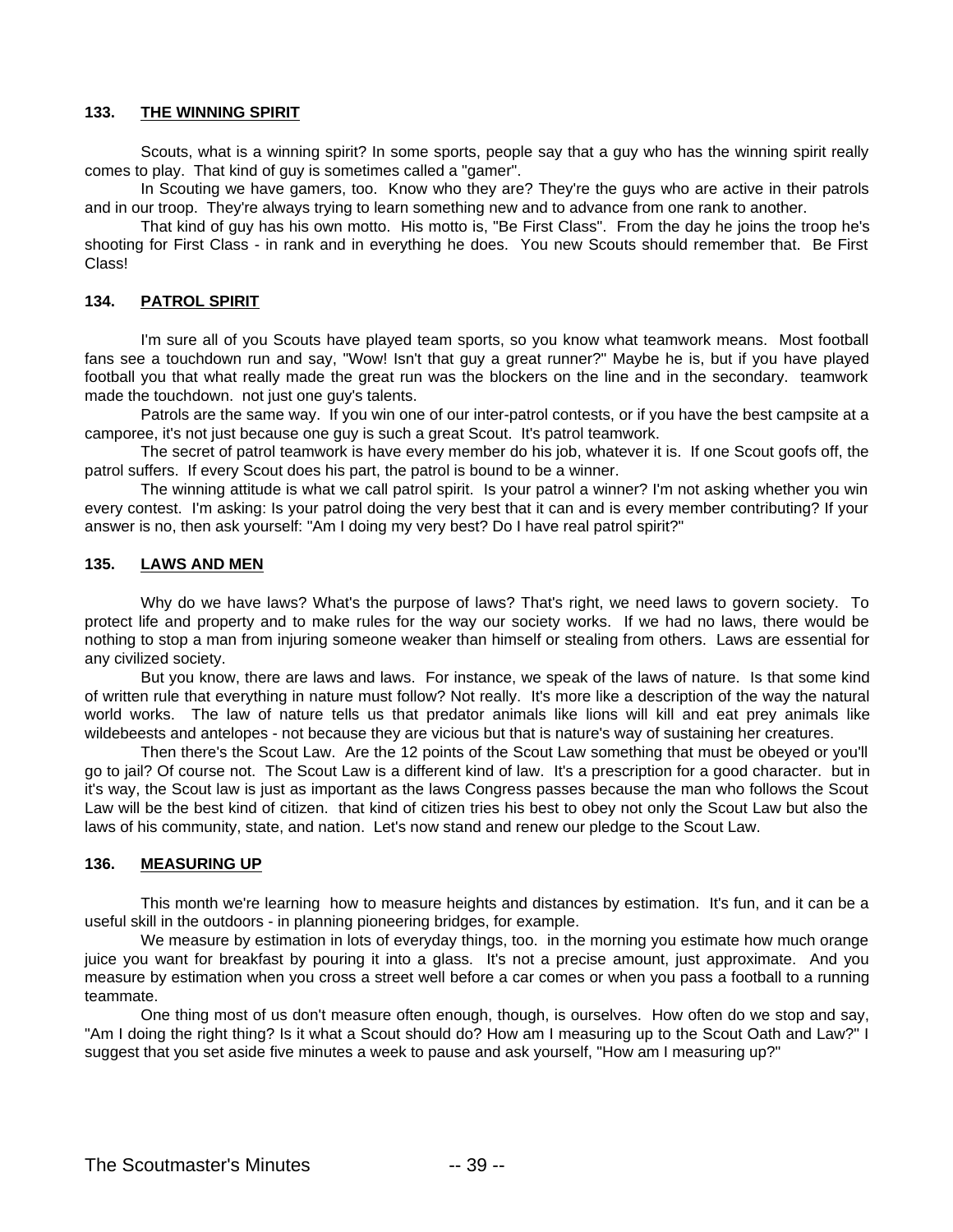## 133. THE WINNING SPIRIT

Scouts, what is a winning spirit? In some sports, people say that a guy who has the winning spirit really comes to play. That kind of guy is sometimes called a "gamer".

In Scouting we have gamers, too. Know who they are? They're the guys who are active in their patrols and in our troop. They're always trying to learn something new and to advance from one rank to another.

That kind of guy has his own motto. His motto is, "Be First Class". From the day he joins the troop he's shooting for First Class - in rank and in everything he does. You new Scouts should remember that. Be First Class!

## 134. PATROL SPIRIT

I'm sure all of you Scouts have played team sports, so you know what teamwork means. Most football fans see a touchdown run and say, "Wow! Isn't that guy a great runner?" Maybe he is, but if you have played football you that what really made the great run was the blockers on the line and in the secondary. teamwork made the touchdown. not just one guy's talents.

Patrols are the same way. If you win one of our inter-patrol contests, or if you have the best campsite at a camporee, it's not just because one guy is such a great Scout. It's patrol teamwork.

The secret of patrol teamwork is have every member do his job, whatever it is. If one Scout goofs off, the patrol suffers. If every Scout does his part, the patrol is bound to be a winner.

The winning attitude is what we call patrol spirit. Is your patrol a winner? I'm not asking whether you win every contest. I'm asking: Is your patrol doing the very best that it can and is every member contributing? If your answer is no, then ask yourself: "Am I doing my very best? Do I have real patrol spirit?"

## 135. LAWS AND MEN

Why do we have laws? What's the purpose of laws? That's right, we need laws to govern society. To protect life and property and to make rules for the way our society works. If we had no laws, there would be nothing to stop a man from injuring someone weaker than himself or stealing from others. Laws are essential for any civilized society.

But you know, there are laws and laws. For instance, we speak of the laws of nature. Is that some kind of written rule that everything in nature must follow? Not really. It's more like a description of the way the natural world works. The law of nature tells us that predator animals like lions will kill and eat prey animals like wildebeests and antelopes - not because they are vicious but that is nature's way of sustaining her creatures.

Then there's the Scout Law. Are the 12 points of the Scout Law something that must be obeyed or you'll go to jail? Of course not. The Scout Law is a different kind of law. It's a prescription for a good character. but in it's way, the Scout law is just as important as the laws Congress passes because the man who follows the Scout Law will be the best kind of citizen. that kind of citizen tries his best to obey not only the Scout Law but also the laws of his community, state, and nation. Let's now stand and renew our pledge to the Scout Law.

## 136. MEASURING UP

This month we're learning how to measure heights and distances by estimation. It's fun, and it can be a useful skill in the outdoors - in planning pioneering bridges, for example.

We measure by estimation in lots of everyday things, too. in the morning you estimate how much orange juice you want for breakfast by pouring it into a glass. It's not a precise amount, just approximate. And you measure by estimation when you cross a street well before a car comes or when you pass a football to a running teammate.

One thing most of us don't measure often enough, though, is ourselves. How often do we stop and say, "Am I doing the right thing? Is it what a Scout should do? How am I measuring up to the Scout Oath and Law?" I suggest that you set aside five minutes a week to pause and ask yourself, "How am I measuring up?"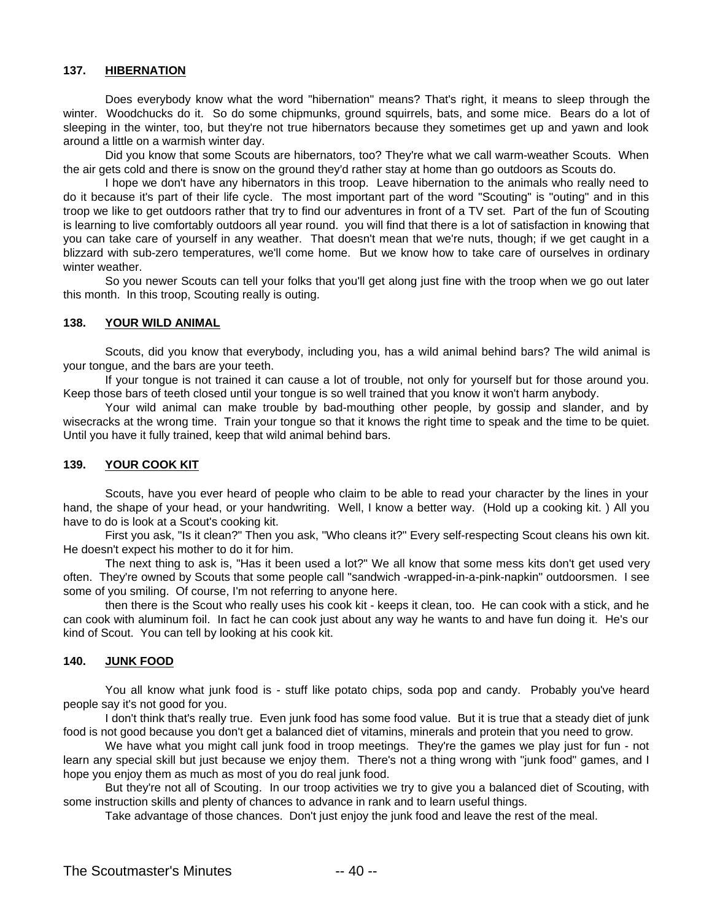### 137. HIBERNATION

Does everybody know what the word "hibernation" means? That's right, it means to sleep through the winter. Woodchucks do it. So do some chipmunks, ground squirrels, bats, and some mice. Bears do a lot of sleeping in the winter, too, but they're not true hibernators because they sometimes get up and yawn and look around a little on a warmish winter day.

Did you know that some Scouts are hibernators, too? They're what we call warm-weather Scouts. When the air gets cold and there is snow on the ground they'd rather stay at home than go outdoors as Scouts do.

I hope we don't have any hibernators in this troop. Leave hibernation to the animals who really need to do it because it's part of their life cycle. The most important part of the word "Scouting" is "outing" and in this troop we like to get outdoors rather that try to find our adventures in front of a TV set. Part of the fun of Scouting is learning to live comfortably outdoors all year round. you will find that there is a lot of satisfaction in knowing that you can take care of yourself in any weather. That doesn't mean that we're nuts, though; if we get caught in a blizzard with sub-zero temperatures, we'll come home. But we know how to take care of ourselves in ordinary winter weather.

So you newer Scouts can tell your folks that you'll get along just fine with the troop when we go out later this month. In this troop, Scouting really is outing.

### 138. YOUR WILD ANIMAL

Scouts, did you know that everybody, including you, has a wild animal behind bars? The wild animal is your tongue, and the bars are your teeth.

If your tongue is not trained it can cause a lot of trouble, not only for yourself but for those around you. Keep those bars of teeth closed until your tongue is so well trained that you know it won't harm anybody.

Your wild animal can make trouble by bad-mouthing other people, by gossip and slander, and by wisecracks at the wrong time. Train your tongue so that it knows the right time to speak and the time to be quiet. Until you have it fully trained, keep that wild animal behind bars.

### 139. YOUR COOK KIT

Scouts, have you ever heard of people who claim to be able to read your character by the lines in your hand, the shape of your head, or your handwriting. Well, I know a better way. (Hold up a cooking kit. ) All you have to do is look at a Scout's cooking kit.

First you ask, "Is it clean?" Then you ask, "Who cleans it?" Every self-respecting Scout cleans his own kit. He doesn't expect his mother to do it for him.

The next thing to ask is, "Has it been used a lot?" We all know that some mess kits don't get used very often. They're owned by Scouts that some people call "sandwich -wrapped-in-a-pink-napkin" outdoorsmen. I see some of you smiling. Of course, I'm not referring to anyone here.

then there is the Scout who really uses his cook kit - keeps it clean, too. He can cook with a stick, and he can cook with aluminum foil. In fact he can cook just about any way he wants to and have fun doing it. He's our kind of Scout. You can tell by looking at his cook kit.

### 140. JUNK FOOD

You all know what junk food is - stuff like potato chips, soda pop and candy. Probably you've heard people say it's not good for you.

I don't think that's really true. Even junk food has some food value. But it is true that a steady diet of junk food is not good because you don't get a balanced diet of vitamins, minerals and protein that you need to grow.

We have what you might call junk food in troop meetings. They're the games we play just for fun - not learn any special skill but just because we enjoy them. There's not a thing wrong with "junk food" games, and I hope you enjoy them as much as most of you do real junk food.

But they're not all of Scouting. In our troop activities we try to give you a balanced diet of Scouting, with some instruction skills and plenty of chances to advance in rank and to learn useful things.

Take advantage of those chances. Don't just enjoy the junk food and leave the rest of the meal.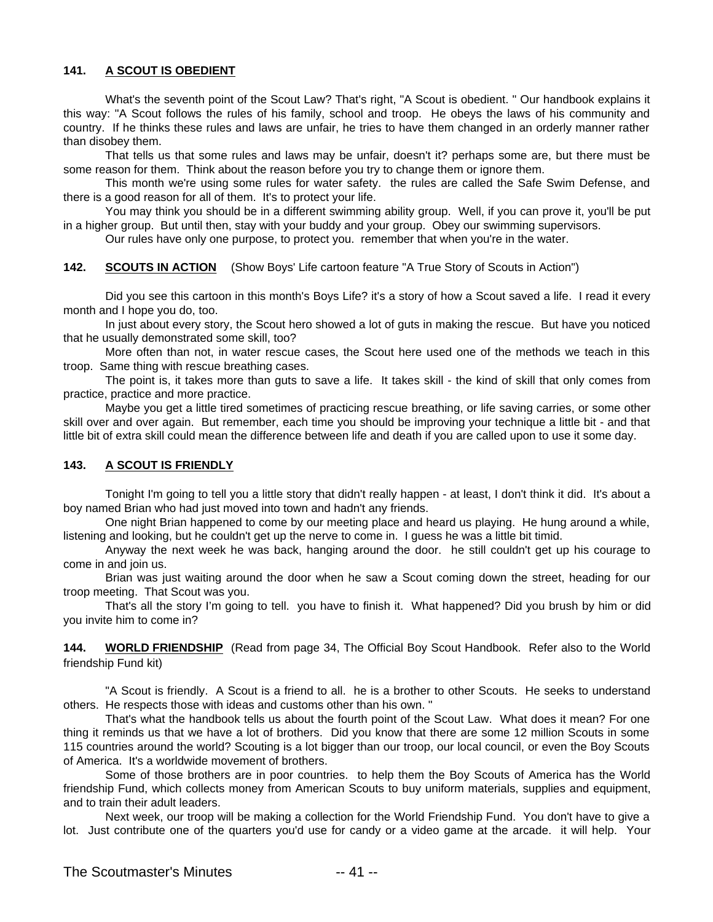**141. A SCOUT IS OBEDIENT**

What's the seventh point of the Scout Law? That's right, "A Scout is obedient. " Our handbook explains it this way: "A Scout follows the rules of his family, school and troop. He obeys the laws of his community and country. If he thinks these rules and laws are unfair, he tries to have them changed in an orderly manner rather than disobey them.

That tells us that some rules and laws may be unfair, doesn't it? perhaps some are, but there must be some reason for them. Think about the reason before you try to change them or ignore them.

This month we're using some rules for water safety. the rules are called the Safe Swim Defense, and there is a good reason for all of them. It's to protect your life.

You may think you should be in a different swimming ability group. Well, if you can prove it, you'll be put in a higher group. But until then, stay with your buddy and your group. Obey our swimming supervisors.

Our rules have only one purpose, to protect you. remember that when you're in the water.

**142. SCOUTS IN ACTION** (Show Boys' Life cartoon feature "A True Story of Scouts in Action")

Did you see this cartoon in this month's Boys Life? it's a story of how a Scout saved a life. I read it every month and I hope you do, too.

In just about every story, the Scout hero showed a lot of guts in making the rescue. But have you noticed that he usually demonstrated some skill, too?

More often than not, in water rescue cases, the Scout here used one of the methods we teach in this troop. Same thing with rescue breathing cases.

The point is, it takes more than guts to save a life. It takes skill - the kind of skill that only comes from practice, practice and more practice.

Maybe you get a little tired sometimes of practicing rescue breathing, or life saving carries, or some other skill over and over again. But remember, each time you should be improving your technique a little bit - and that little bit of extra skill could mean the difference between life and death if you are called upon to use it some day.

**143. A SCOUT IS FRIENDLY**

Tonight I'm going to tell you a little story that didn't really happen - at least, I don't think it did. It's about a boy named Brian who had just moved into town and hadn't any friends.

One night Brian happened to come by our meeting place and heard us playing. He hung around a while, listening and looking, but he couldn't get up the nerve to come in. I guess he was a little bit timid.

Anyway the next week he was back, hanging around the door. he still couldn't get up his courage to come in and join us.

Brian was just waiting around the door when he saw a Scout coming down the street, heading for our troop meeting. That Scout was you.

That's all the story I'm going to tell. you have to finish it. What happened? Did you brush by him or did you invite him to come in?

**144. WORLD FRIENDSHIP** (Read from page 34, The Official Boy Scout Handbook. Refer also to the World friendship Fund kit)

"A Scout is friendly. A Scout is a friend to all. he is a brother to other Scouts. He seeks to understand others. He respects those with ideas and customs other than his own. "

That's what the handbook tells us about the fourth point of the Scout Law. What does it mean? For one thing it reminds us that we have a lot of brothers. Did you know that there are some 12 million Scouts in some 115 countries around the world? Scouting is a lot bigger than our troop, our local council, or even the Boy Scouts of America. It's a worldwide movement of brothers.

Some of those brothers are in poor countries. to help them the Boy Scouts of America has the World friendship Fund, which collects money from American Scouts to buy uniform materials, supplies and equipment, and to train their adult leaders.

Next week, our troop will be making a collection for the World Friendship Fund. You don't have to give a lot. Just contribute one of the quarters you'd use for candy or a video game at the arcade. it will help. Your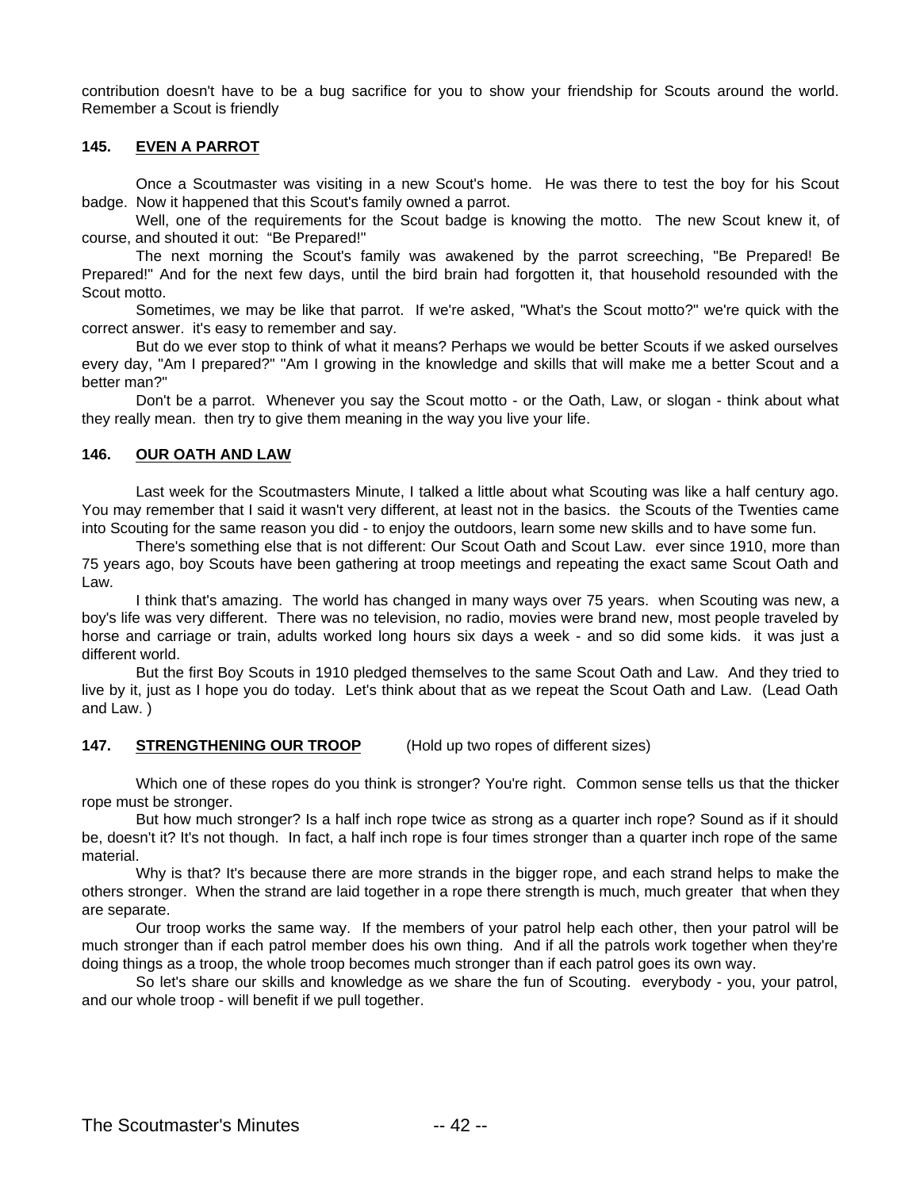contribution doesn't have to be a bug sacrifice for you to show your friendship for Scouts around the world. Remember a Scout is friendly

**145. <u>EVEN A PARROT</u>**

Once a Scoutmaster was visiting in a new Scout's home. He was there to test the boy for his Scout badge. Now it happened that this Scout's family owned a parrot.

Well, one of the requirements for the Scout badge is knowing the motto. The new Scout knew it, of course, and shouted it out: "Be Prepared!"

The next morning the Scout's family was awakened by the parrot screeching, "Be Prepared! Be Prepared!" And for the next few days, until the bird brain had forgotten it, that household resounded with the Scout motto.

Sometimes, we may be like that parrot. If we're asked, "What's the Scout motto?" we're quick with the correct answer. it's easy to remember and say.

But do we ever stop to think of what it means? Perhaps we would be better Scouts if we asked ourselves every day, "Am I prepared?" "Am I growing in the knowledge and skills that will make me a better Scout and a better man?"

Don't be a parrot. Whenever you say the Scout motto - or the Oath, Law, or slogan - think about what they really mean. then try to give them meaning in the way you live your life.

**146. <u>OUR OATH AND LAW</u>**

Last week for the Scoutmasters Minute, I talked a little about what Scouting was like a half century ago. You may remember that I said it wasn't very different, at least not in the basics. the Scouts of the Twenties came into Scouting for the same reason you did - to enjoy the outdoors, learn some new skills and to have some fun.

There's something else that is not different: Our Scout Oath and Scout Law. ever since 1910, more than 75 years ago, boy Scouts have been gathering at troop meetings and repeating the exact same Scout Oath and Law.

I think that's amazing. The world has changed in many ways over 75 years. when Scouting was new, a boy's life was very different. There was no television, no radio, movies were brand new, most people traveled by horse and carriage or train, adults worked long hours six days a week - and so did some kids. it was just a different world.

But the first Boy Scouts in 1910 pledged themselves to the same Scout Oath and Law. And they tried to live by it, just as I hope you do today. Let's think about that as we repeat the Scout Oath and Law. (Lead Oath and Law. )

**147. <u>STRENGTHENING OUR TROOP</u>** (Hold up two ropes of different sizes)

Which one of these ropes do you think is stronger? You're right. Common sense tells us that the thicker rope must be stronger.

But how much stronger? Is a half inch rope twice as strong as a quarter inch rope? Sound as if it should be, doesn't it? It's not though. In fact, a half inch rope is four times stronger than a quarter inch rope of the same material.

Why is that? It's because there are more strands in the bigger rope, and each strand helps to make the others stronger. When the strand are laid together in a rope there strength is much, much greater that when they are separate.

Our troop works the same way. If the members of your patrol help each other, then your patrol will be much stronger than if each patrol member does his own thing. And if all the patrols work together when they're doing things as a troop, the whole troop becomes much stronger than if each patrol goes its own way.

So let's share our skills and knowledge as we share the fun of Scouting. everybody - you, your patrol, and our whole troop - will benefit if we pull together.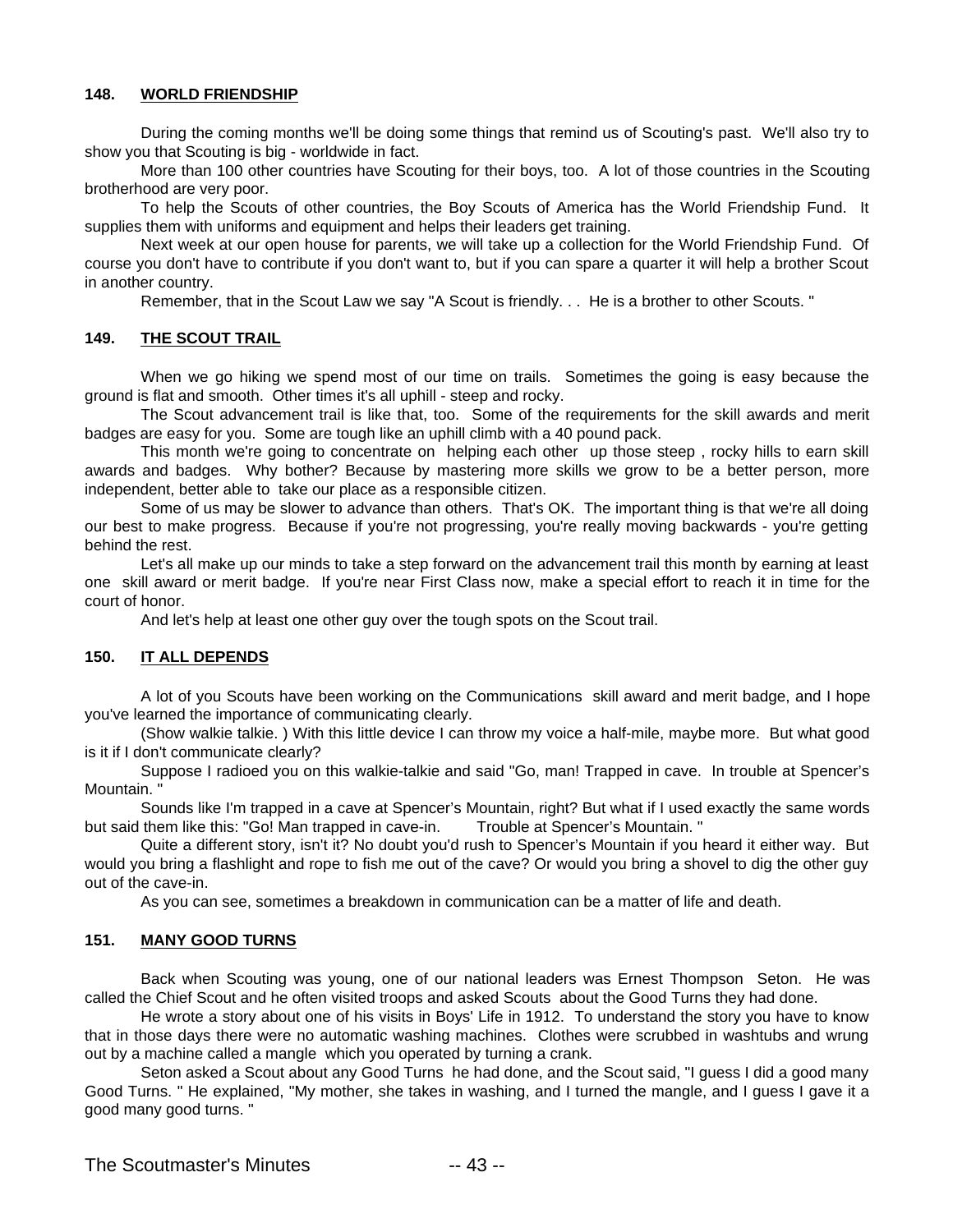### 148. WORLD FRIENDSHIP

During the coming months we'll be doing some things that remind us of Scouting's past. We'll also try to show you that Scouting is big - worldwide in fact.

More than 100 other countries have Scouting for their boys, too. A lot of those countries in the Scouting brotherhood are very poor.

To help the Scouts of other countries, the Boy Scouts of America has the World Friendship Fund. It supplies them with uniforms and equipment and helps their leaders get training.

Next week at our open house for parents, we will take up a collection for the World Friendship Fund. Of course you don't have to contribute if you don't want to, but if you can spare a quarter it will help a brother Scout in another country.

Remember, that in the Scout Law we say "A Scout is friendly. . . He is a brother to other Scouts. "

### 149. THE SCOUT TRAIL

When we go hiking we spend most of our time on trails. Sometimes the going is easy because the ground is flat and smooth. Other times it's all uphill - steep and rocky.

The Scout advancement trail is like that, too. Some of the requirements for the skill awards and merit badges are easy for you. Some are tough like an uphill climb with a 40 pound pack.

This month we're going to concentrate on helping each other up those steep , rocky hills to earn skill awards and badges. Why bother? Because by mastering more skills we grow to be a better person, more independent, better able to take our place as a responsible citizen.

Some of us may be slower to advance than others. That's OK. The important thing is that we're all doing our best to make progress. Because if you're not progressing, you're really moving backwards - you're getting behind the rest.

Let's all make up our minds to take a step forward on the advancement trail this month by earning at least one skill award or merit badge. If you're near First Class now, make a special effort to reach it in time for the court of honor.

And let's help at least one other guy over the tough spots on the Scout trail.

### 150. IT ALL DEPENDS

A lot of you Scouts have been working on the Communications skill award and merit badge, and I hope you've learned the importance of communicating clearly.

(Show walkie talkie. ) With this little device I can throw my voice a half-mile, maybe more. But what good is it if I don't communicate clearly?

Suppose I radioed you on this walkie-talkie and said "Go, man! Trapped in cave. In trouble at Spencer's Mountain. "

Sounds like I'm trapped in a cave at Spencer's Mountain, right? But what if I used exactly the same words but said them like this: "Go! Man trapped in cave-in. Trouble at Spencer's Mountain. "

Quite a different story, isn't it? No doubt you'd rush to Spencer's Mountain if you heard it either way. But would you bring a flashlight and rope to fish me out of the cave? Or would you bring a shovel to dig the other guy out of the cave-in.

As you can see, sometimes a breakdown in communication can be a matter of life and death.

### 151. MANY GOOD TURNS

Back when Scouting was young, one of our national leaders was Ernest Thompson Seton. He was called the Chief Scout and he often visited troops and asked Scouts about the Good Turns they had done.

He wrote a story about one of his visits in Boys' Life in 1912. To understand the story you have to know that in those days there were no automatic washing machines. Clothes were scrubbed in washtubs and wrung out by a machine called a mangle which you operated by turning a crank.

Seton asked a Scout about any Good Turns he had done, and the Scout said, "I guess I did a good many Good Turns. " He explained, "My mother, she takes in washing, and I turned the mangle, and I guess I gave it a good many good turns. "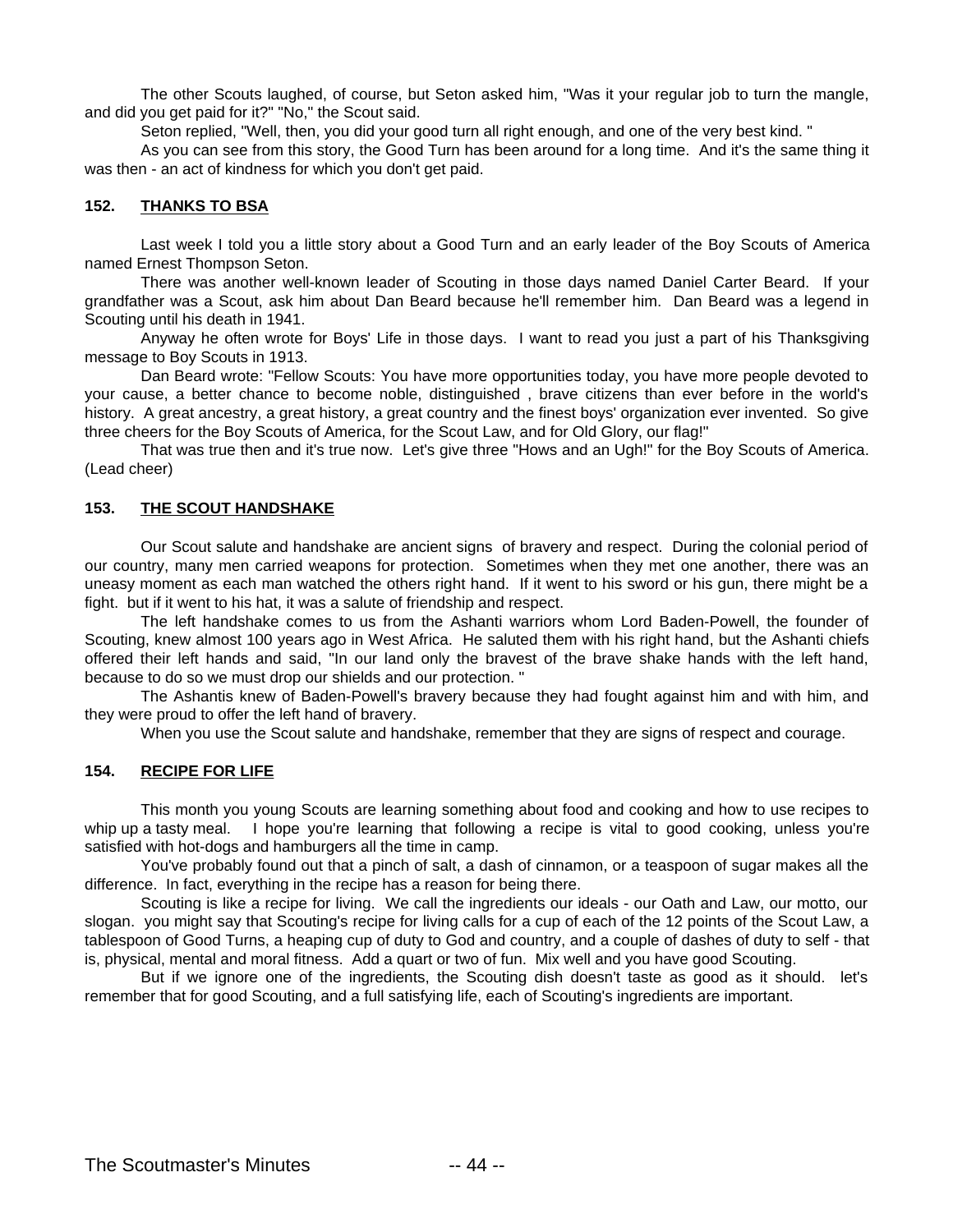The other Scouts laughed, of course, but Seton asked him, "Was it your regular job to turn the mangle, and did you get paid for it?" "No," the Scout said.

Seton replied, "Well, then, you did your good turn all right enough, and one of the very best kind. "

As you can see from this story, the Good Turn has been around for a long time. And it's the same thing it was then - an act of kindness for which you don't get paid.

### 152. THANKS TO BSA

Last week I told you a little story about a Good Turn and an early leader of the Boy Scouts of America named Ernest Thompson Seton.

There was another well-known leader of Scouting in those days named Daniel Carter Beard. If your grandfather was a Scout, ask him about Dan Beard because he'll remember him. Dan Beard was a legend in Scouting until his death in 1941.

Anyway he often wrote for Boys' Life in those days. I want to read you just a part of his Thanksgiving message to Boy Scouts in 1913.

Dan Beard wrote: "Fellow Scouts: You have more opportunities today, you have more people devoted to your cause, a better chance to become noble, distinguished , brave citizens than ever before in the world's history. A great ancestry, a great history, a great country and the finest boys' organization ever invented. So give three cheers for the Boy Scouts of America, for the Scout Law, and for Old Glory, our flag!"

That was true then and it's true now. Let's give three "Hows and an Ugh!" for the Boy Scouts of America. (Lead cheer)

### 153. THE SCOUT HANDSHAKE

Our Scout salute and handshake are ancient signs of bravery and respect. During the colonial period of our country, many men carried weapons for protection. Sometimes when they met one another, there was an uneasy moment as each man watched the others right hand. If it went to his sword or his gun, there might be a fight. but if it went to his hat, it was a salute of friendship and respect.

The left handshake comes to us from the Ashanti warriors whom Lord Baden-Powell, the founder of Scouting, knew almost 100 years ago in West Africa. He saluted them with his right hand, but the Ashanti chiefs offered their left hands and said, "In our land only the bravest of the brave shake hands with the left hand, because to do so we must drop our shields and our protection. "

The Ashantis knew of Baden-Powell's bravery because they had fought against him and with him, and they were proud to offer the left hand of bravery.

When you use the Scout salute and handshake, remember that they are signs of respect and courage.

### 154. RECIPE FOR LIFE

This month you young Scouts are learning something about food and cooking and how to use recipes to whip up a tasty meal. I hope you're learning that following a recipe is vital to good cooking, unless you're satisfied with hot-dogs and hamburgers all the time in camp.

You've probably found out that a pinch of salt, a dash of cinnamon, or a teaspoon of sugar makes all the difference. In fact, everything in the recipe has a reason for being there.

Scouting is like a recipe for living. We call the ingredients our ideals - our Oath and Law, our motto, our slogan. you might say that Scouting's recipe for living calls for a cup of each of the 12 points of the Scout Law, a tablespoon of Good Turns, a heaping cup of duty to God and country, and a couple of dashes of duty to self - that is, physical, mental and moral fitness. Add a quart or two of fun. Mix well and you have good Scouting.

But if we ignore one of the ingredients, the Scouting dish doesn't taste as good as it should. let's remember that for good Scouting, and a full satisfying life, each of Scouting's ingredients are important.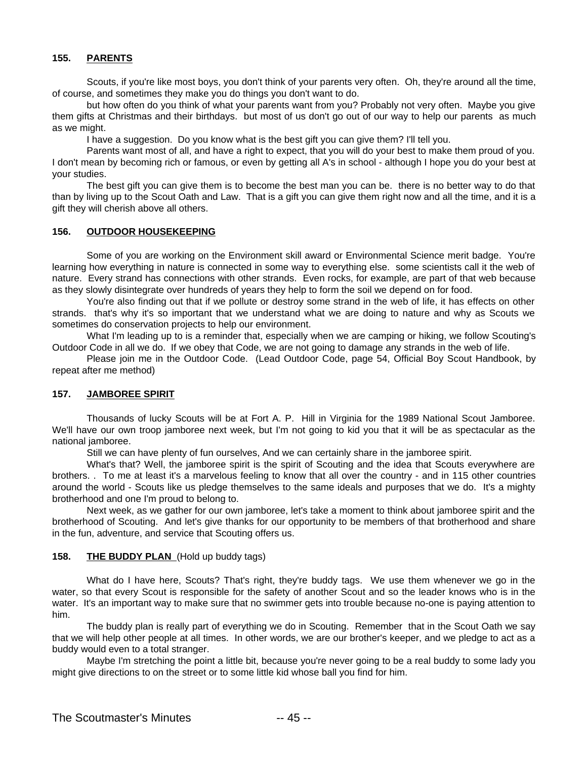### 155. **PARENTS**

Scouts, if you're like most boys, you don't think of your parents very often. Oh, they're around all the time, of course, and sometimes they make you do things you don't want to do.

but how often do you think of what your parents want from you? Probably not very often. Maybe you give them gifts at Christmas and their birthdays. but most of us don't go out of our way to help our parents as much as we might.

I have a suggestion. Do you know what is the best gift you can give them? I'll tell you.

Parents want most of all, and have a right to expect, that you will do your best to make them proud of you. I don't mean by becoming rich or famous, or even by getting all A's in school - although I hope you do your best at your studies.

The best gift you can give them is to become the best man you can be. there is no better way to do that than by living up to the Scout Oath and Law. That is a gift you can give them right now and all the time, and it is a gift they will cherish above all others.

### 156. **OUTDOOR HOUSEKEEPING**

Some of you are working on the Environment skill award or Environmental Science merit badge. You're learning how everything in nature is connected in some way to everything else. some scientists call it the web of nature. Every strand has connections with other strands. Even rocks, for example, are part of that web because as they slowly disintegrate over hundreds of years they help to form the soil we depend on for food.

You're also finding out that if we pollute or destroy some strand in the web of life, it has effects on other strands. that's why it's so important that we understand what we are doing to nature and why as Scouts we sometimes do conservation projects to help our environment.

What I'm leading up to is a reminder that, especially when we are camping or hiking, we follow Scouting's Outdoor Code in all we do. If we obey that Code, we are not going to damage any strands in the web of life.

Please join me in the Outdoor Code. (Lead Outdoor Code, page 54, Official Boy Scout Handbook, by repeat after me method)

### 157. **JAMBOREE SPIRIT**

Thousands of lucky Scouts will be at Fort A. P. Hill in Virginia for the 1989 National Scout Jamboree. We'll have our own troop jamboree next week, but I'm not going to kid you that it will be as spectacular as the national jamboree.

Still we can have plenty of fun ourselves, And we can certainly share in the jamboree spirit.

What's that? Well, the jamboree spirit is the spirit of Scouting and the idea that Scouts everywhere are brothers. . To me at least it's a marvelous feeling to know that all over the country - and in 115 other countries around the world - Scouts like us pledge themselves to the same ideals and purposes that we do. It's a mighty brotherhood and one I'm proud to belong to.

Next week, as we gather for our own jamboree, let's take a moment to think about jamboree spirit and the brotherhood of Scouting. And let's give thanks for our opportunity to be members of that brotherhood and share in the fun, adventure, and service that Scouting offers us.

### 158. **THE BUDDY PLAN** (Hold up buddy tags)

What do I have here, Scouts? That's right, they're buddy tags. We use them whenever we go in the water, so that every Scout is responsible for the safety of another Scout and so the leader knows who is in the water. It's an important way to make sure that no swimmer gets into trouble because no-one is paying attention to him.

The buddy plan is really part of everything we do in Scouting. Remember that in the Scout Oath we say that we will help other people at all times. In other words, we are our brother's keeper, and we pledge to act as a buddy would even to a total stranger.

Maybe I'm stretching the point a little bit, because you're never going to be a real buddy to some lady you might give directions to on the street or to some little kid whose ball you find for him.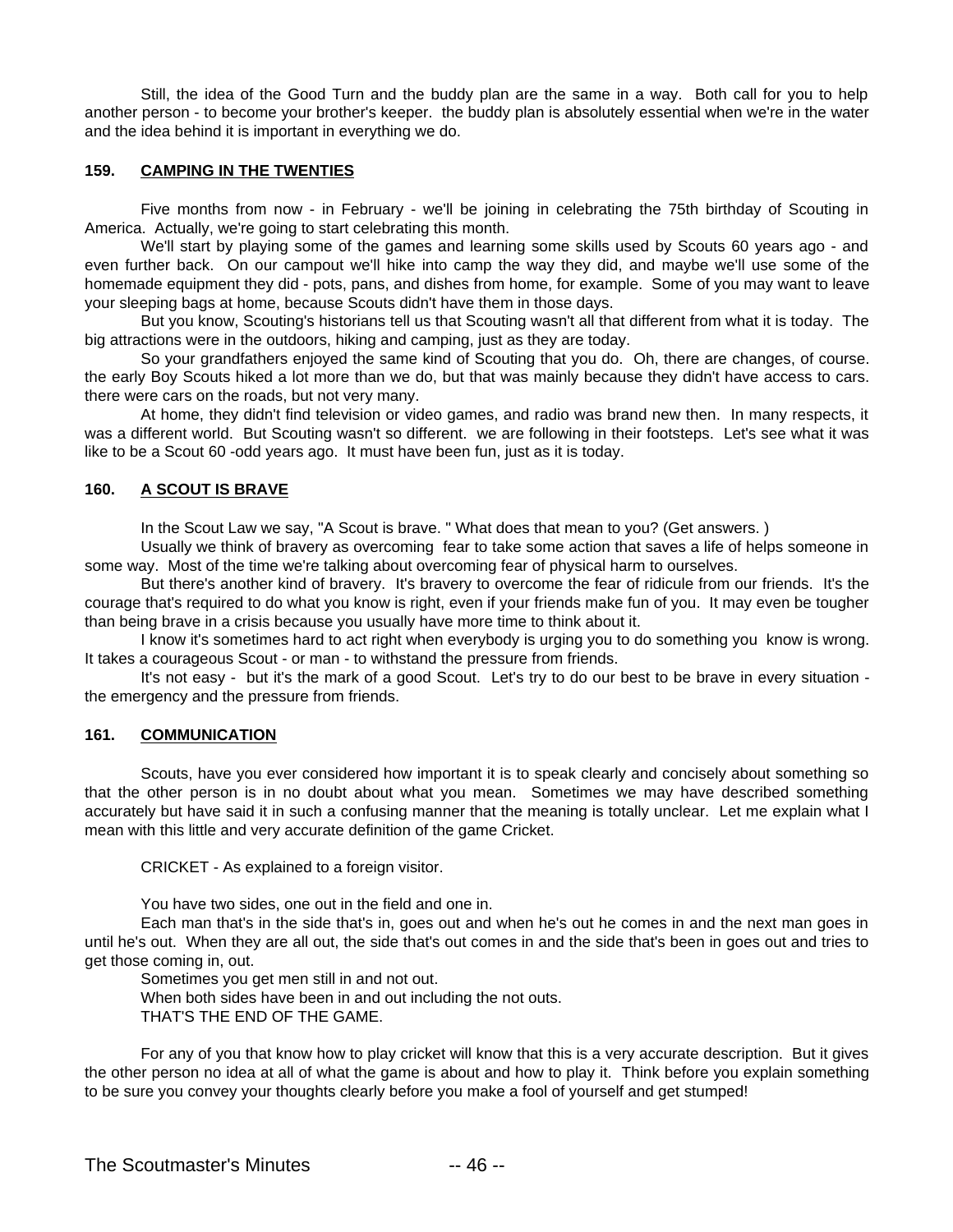Still, the idea of the Good Turn and the buddy plan are the same in a way. Both call for you to help another person - to become your brother's keeper. the buddy plan is absolutely essential when we're in the water and the idea behind it is important in everything we do.

### 159. CAMPING IN THE TWENTIES

Five months from now - in February - we'll be joining in celebrating the 75th birthday of Scouting in America. Actually, we're going to start celebrating this month.

We'll start by playing some of the games and learning some skills used by Scouts 60 years ago - and even further back. On our campout we'll hike into camp the way they did, and maybe we'll use some of the homemade equipment they did - pots, pans, and dishes from home, for example. Some of you may want to leave your sleeping bags at home, because Scouts didn't have them in those days.

But you know, Scouting's historians tell us that Scouting wasn't all that different from what it is today. The big attractions were in the outdoors, hiking and camping, just as they are today.

So your grandfathers enjoyed the same kind of Scouting that you do. Oh, there are changes, of course. the early Boy Scouts hiked a lot more than we do, but that was mainly because they didn't have access to cars. there were cars on the roads, but not very many.

At home, they didn't find television or video games, and radio was brand new then. In many respects, it was a different world. But Scouting wasn't so different. we are following in their footsteps. Let's see what it was like to be a Scout 60 -odd years ago. It must have been fun, just as it is today.

### 160. A SCOUT IS BRAVE

In the Scout Law we say, "A Scout is brave. " What does that mean to you? (Get answers. )

Usually we think of bravery as overcoming fear to take some action that saves a life of helps someone in some way. Most of the time we're talking about overcoming fear of physical harm to ourselves.

But there's another kind of bravery. It's bravery to overcome the fear of ridicule from our friends. It's the courage that's required to do what you know is right, even if your friends make fun of you. It may even be tougher than being brave in a crisis because you usually have more time to think about it.

I know it's sometimes hard to act right when everybody is urging you to do something you know is wrong. It takes a courageous Scout - or man - to withstand the pressure from friends.

It's not easy - but it's the mark of a good Scout. Let's try to do our best to be brave in every situation - the emergency and the pressure from friends.

### 161. COMMUNICATION

Scouts, have you ever considered how important it is to speak clearly and concisely about something so that the other person is in no doubt about what you mean. Sometimes we may have described something accurately but have said it in such a confusing manner that the meaning is totally unclear. Let me explain what I mean with this little and very accurate definition of the game Cricket.

CRICKET - As explained to a foreign visitor.

You have two sides, one out in the field and one in.

Each man that's in the side that's in, goes out and when he's out he comes in and the next man goes in until he's out. When they are all out, the side that's out comes in and the side that's been in goes out and tries to get those coming in, out.

Sometimes you get men still in and not out.

When both sides have been in and out including the not outs.

THAT'S THE END OF THE GAME.

For any of you that know how to play cricket will know that this is a very accurate description. But it gives the other person no idea at all of what the game is about and how to play it. Think before you explain something to be sure you convey your thoughts clearly before you make a fool of yourself and get stumped!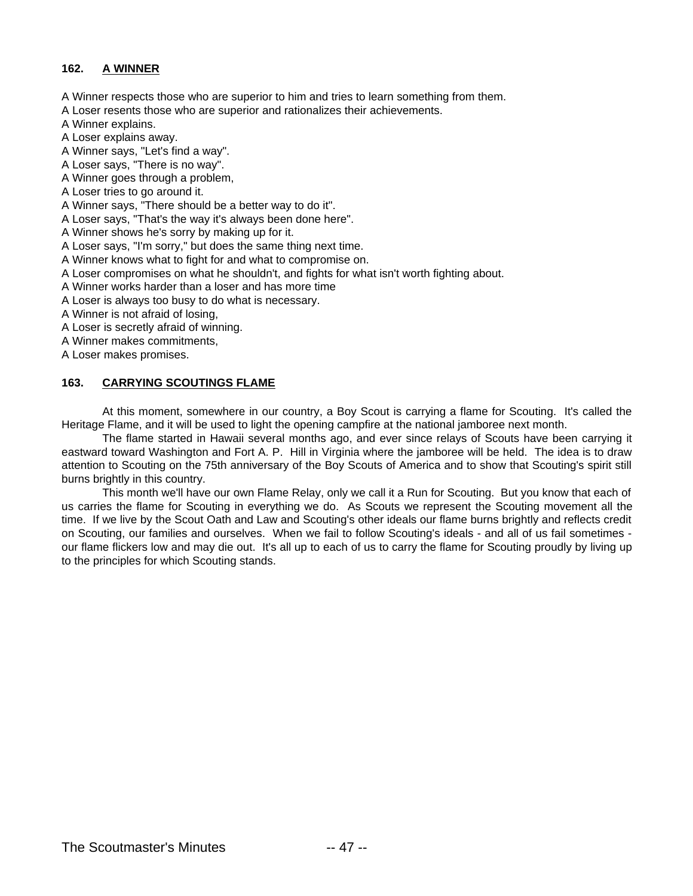### 162. A WINNER

A Winner respects those who are superior to him and tries to learn something from them.
A Loser resents those who are superior and rationalizes their achievements.
A Winner explains.
A Loser explains away.
A Winner says, "Let's find a way".
A Loser says, "There is no way".
A Winner goes through a problem,
A Loser tries to go around it.
A Winner says, "There should be a better way to do it".
A Loser says, "That's the way it's always been done here".
A Winner shows he's sorry by making up for it.
A Loser says, "I'm sorry," but does the same thing next time.
A Winner knows what to fight for and what to compromise on.
A Loser compromises on what he shouldn't, and fights for what isn't worth fighting about.
A Winner works harder than a loser and has more time
A Loser is always too busy to do what is necessary.
A Winner is not afraid of losing,
A Loser is secretly afraid of winning.
A Winner makes commitments,
A Loser makes promises.

### 163. CARRYING SCOUTINGS FLAME

At this moment, somewhere in our country, a Boy Scout is carrying a flame for Scouting. It's called the Heritage Flame, and it will be used to light the opening campfire at the national jamboree next month.

The flame started in Hawaii several months ago, and ever since relays of Scouts have been carrying it eastward toward Washington and Fort A. P. Hill in Virginia where the jamboree will be held. The idea is to draw attention to Scouting on the 75th anniversary of the Boy Scouts of America and to show that Scouting's spirit still burns brightly in this country.

This month we'll have our own Flame Relay, only we call it a Run for Scouting. But you know that each of us carries the flame for Scouting in everything we do. As Scouts we represent the Scouting movement all the time. If we live by the Scout Oath and Law and Scouting's other ideals our flame burns brightly and reflects credit on Scouting, our families and ourselves. When we fail to follow Scouting's ideals - and all of us fail sometimes - our flame flickers low and may die out. It's all up to each of us to carry the flame for Scouting proudly by living up to the principles for which Scouting stands.